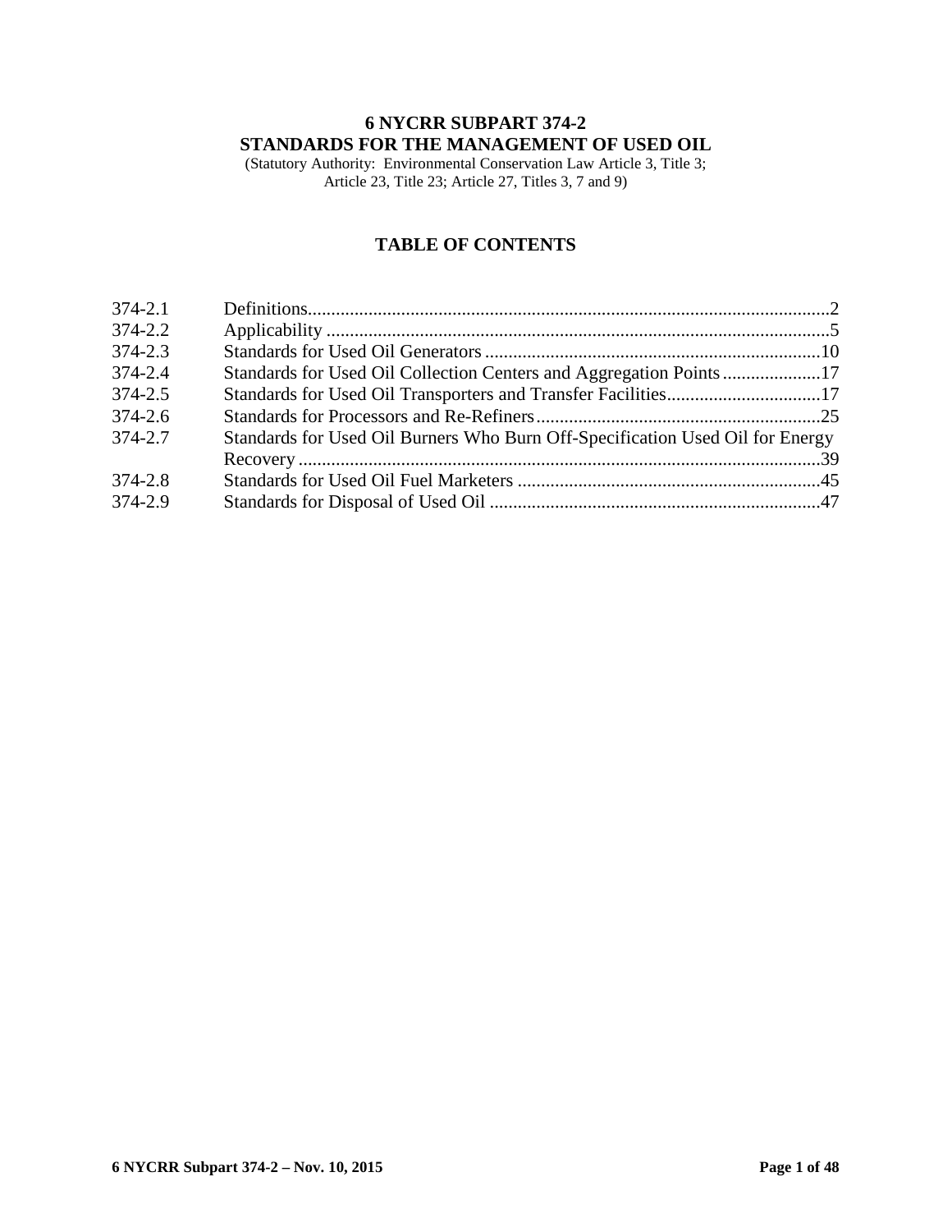# 6 NYCRR SUBPART 374-2
# STANDARDS FOR THE MANAGEMENT OF USED OIL

(Statutory Authority: Environmental Conservation Law Article 3, Title 3; Article 23, Title 23; Article 27, Titles 3, 7 and 9)

## TABLE OF CONTENTS

| Section | Title | Page |
|---|---|---|
| 374-2.1 | Definitions | 2 |
| 374-2.2 | Applicability | 5 |
| 374-2.3 | Standards for Used Oil Generators | 10 |
| 374-2.4 | Standards for Used Oil Collection Centers and Aggregation Points | 17 |
| 374-2.5 | Standards for Used Oil Transporters and Transfer Facilities | 17 |
| 374-2.6 | Standards for Processors and Re-Refiners | 25 |
| 374-2.7 | Standards for Used Oil Burners Who Burn Off-Specification Used Oil for Energy Recovery | 39 |
| 374-2.8 | Standards for Used Oil Fuel Marketers | 45 |
| 374-2.9 | Standards for Disposal of Used Oil | 47 |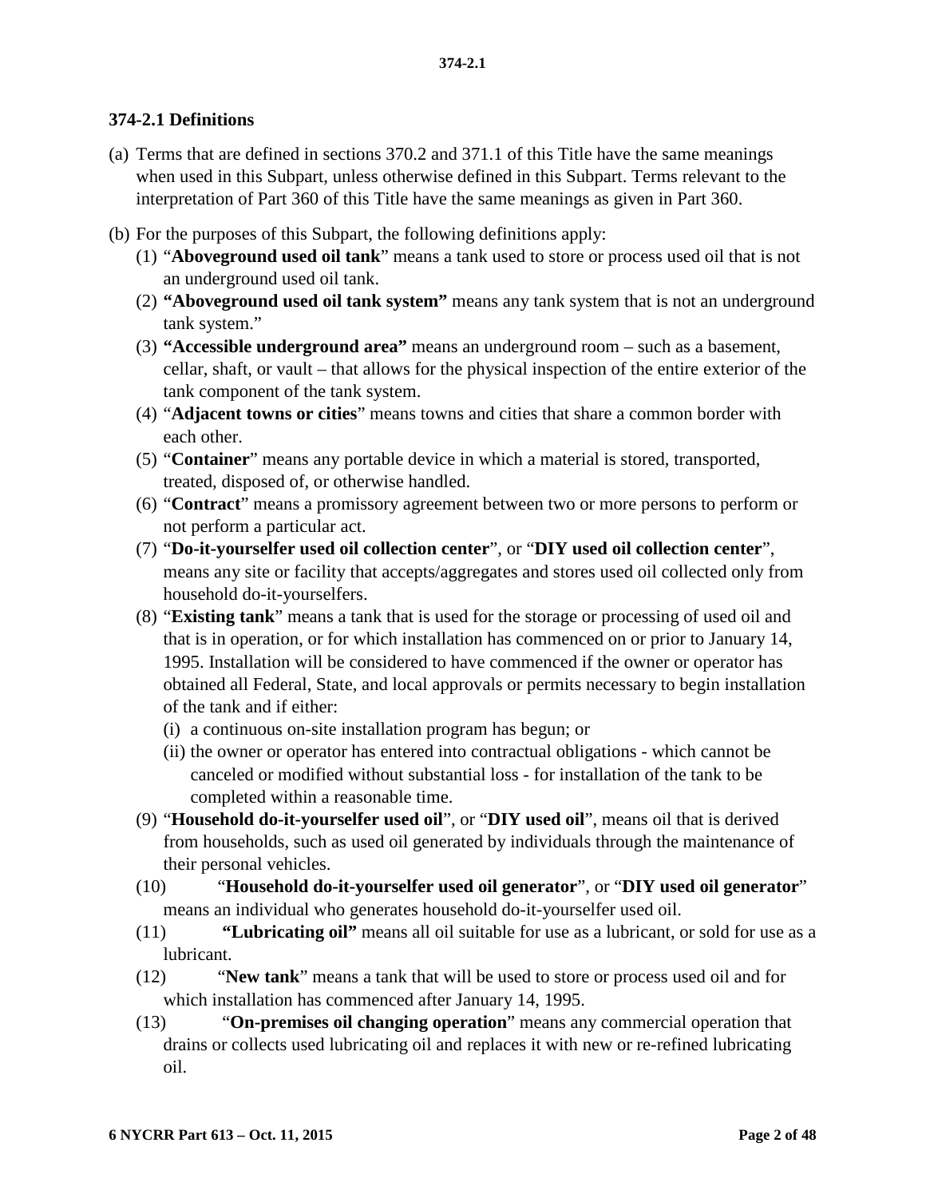## 374-2.1 Definitions

(a) Terms that are defined in sections 370.2 and 371.1 of this Title have the same meanings when used in this Subpart, unless otherwise defined in this Subpart. Terms relevant to the interpretation of Part 360 of this Title have the same meanings as given in Part 360.

(b) For the purposes of this Subpart, the following definitions apply:

(1) "**Aboveground used oil tank**" means a tank used to store or process used oil that is not an underground used oil tank.

(2) **"Aboveground used oil tank system"** means any tank system that is not an underground tank system."

(3) **"Accessible underground area"** means an underground room – such as a basement, cellar, shaft, or vault – that allows for the physical inspection of the entire exterior of the tank component of the tank system.

(4) "**Adjacent towns or cities**" means towns and cities that share a common border with each other.

(5) "**Container**" means any portable device in which a material is stored, transported, treated, disposed of, or otherwise handled.

(6) "**Contract**" means a promissory agreement between two or more persons to perform or not perform a particular act.

(7) "**Do-it-yourselfer used oil collection center**", or "**DIY used oil collection center**", means any site or facility that accepts/aggregates and stores used oil collected only from household do-it-yourselfers.

(8) "**Existing tank**" means a tank that is used for the storage or processing of used oil and that is in operation, or for which installation has commenced on or prior to January 14, 1995. Installation will be considered to have commenced if the owner or operator has obtained all Federal, State, and local approvals or permits necessary to begin installation of the tank and if either:

(i) a continuous on-site installation program has begun; or

(ii) the owner or operator has entered into contractual obligations - which cannot be canceled or modified without substantial loss - for installation of the tank to be completed within a reasonable time.

(9) "**Household do-it-yourselfer used oil**", or "**DIY used oil**", means oil that is derived from households, such as used oil generated by individuals through the maintenance of their personal vehicles.

(10) "**Household do-it-yourselfer used oil generator**", or "**DIY used oil generator**" means an individual who generates household do-it-yourselfer used oil.

(11) **"Lubricating oil"** means all oil suitable for use as a lubricant, or sold for use as a lubricant.

(12) "**New tank**" means a tank that will be used to store or process used oil and for which installation has commenced after January 14, 1995.

(13) "**On-premises oil changing operation**" means any commercial operation that drains or collects used lubricating oil and replaces it with new or re-refined lubricating oil.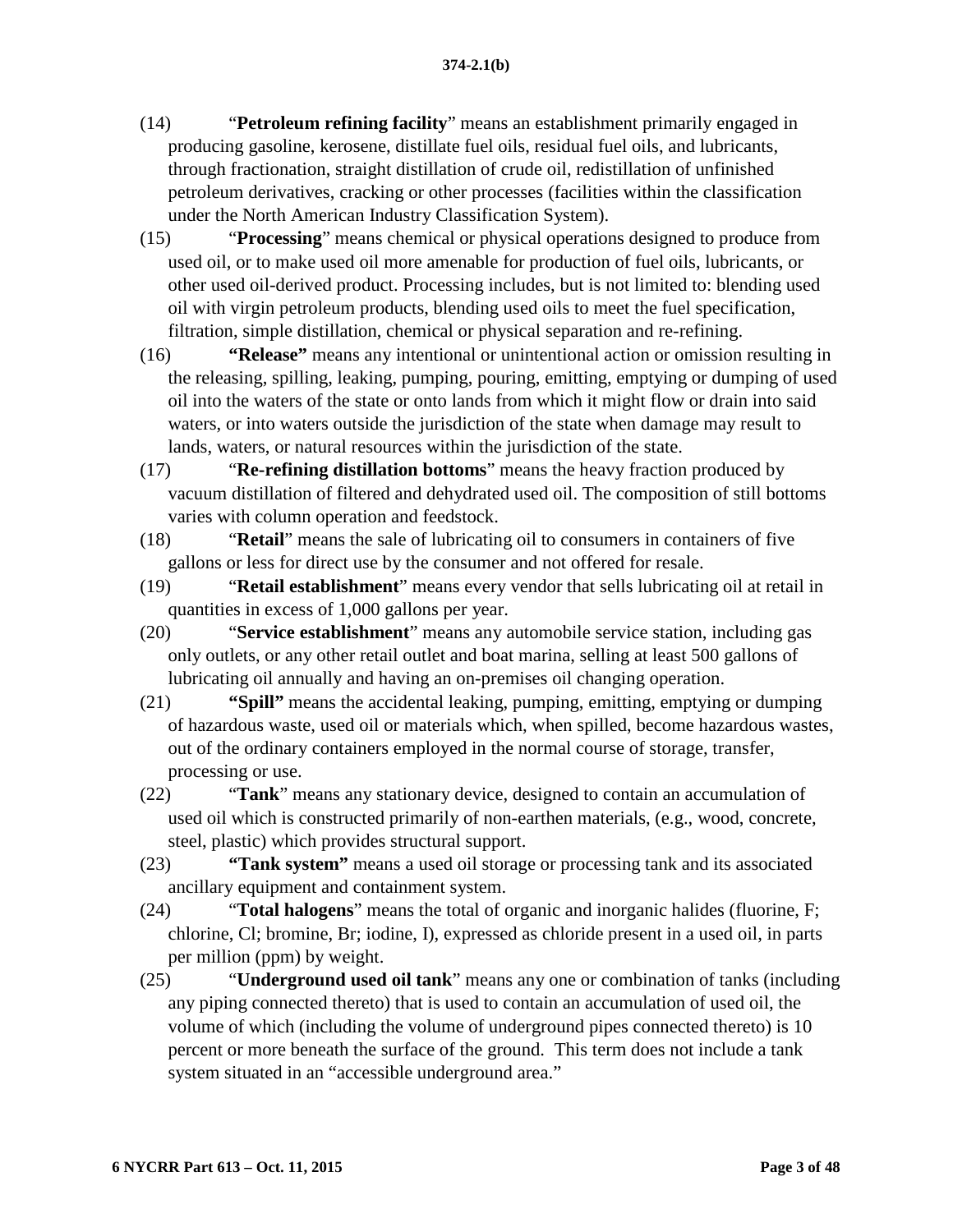(14) "**Petroleum refining facility**" means an establishment primarily engaged in producing gasoline, kerosene, distillate fuel oils, residual fuel oils, and lubricants, through fractionation, straight distillation of crude oil, redistillation of unfinished petroleum derivatives, cracking or other processes (facilities within the classification under the North American Industry Classification System).

(15) "**Processing**" means chemical or physical operations designed to produce from used oil, or to make used oil more amenable for production of fuel oils, lubricants, or other used oil-derived product. Processing includes, but is not limited to: blending used oil with virgin petroleum products, blending used oils to meet the fuel specification, filtration, simple distillation, chemical or physical separation and re-refining.

(16) **"Release"** means any intentional or unintentional action or omission resulting in the releasing, spilling, leaking, pumping, pouring, emitting, emptying or dumping of used oil into the waters of the state or onto lands from which it might flow or drain into said waters, or into waters outside the jurisdiction of the state when damage may result to lands, waters, or natural resources within the jurisdiction of the state.

(17) "**Re-refining distillation bottoms**" means the heavy fraction produced by vacuum distillation of filtered and dehydrated used oil. The composition of still bottoms varies with column operation and feedstock.

(18) "**Retail**" means the sale of lubricating oil to consumers in containers of five gallons or less for direct use by the consumer and not offered for resale.

(19) "**Retail establishment**" means every vendor that sells lubricating oil at retail in quantities in excess of 1,000 gallons per year.

(20) "**Service establishment**" means any automobile service station, including gas only outlets, or any other retail outlet and boat marina, selling at least 500 gallons of lubricating oil annually and having an on-premises oil changing operation.

(21) **"Spill"** means the accidental leaking, pumping, emitting, emptying or dumping of hazardous waste, used oil or materials which, when spilled, become hazardous wastes, out of the ordinary containers employed in the normal course of storage, transfer, processing or use.

(22) "**Tank**" means any stationary device, designed to contain an accumulation of used oil which is constructed primarily of non-earthen materials, (e.g., wood, concrete, steel, plastic) which provides structural support.

(23) **"Tank system"** means a used oil storage or processing tank and its associated ancillary equipment and containment system.

(24) "**Total halogens**" means the total of organic and inorganic halides (fluorine, F; chlorine, Cl; bromine, Br; iodine, I), expressed as chloride present in a used oil, in parts per million (ppm) by weight.

(25) "**Underground used oil tank**" means any one or combination of tanks (including any piping connected thereto) that is used to contain an accumulation of used oil, the volume of which (including the volume of underground pipes connected thereto) is 10 percent or more beneath the surface of the ground. This term does not include a tank system situated in an "accessible underground area."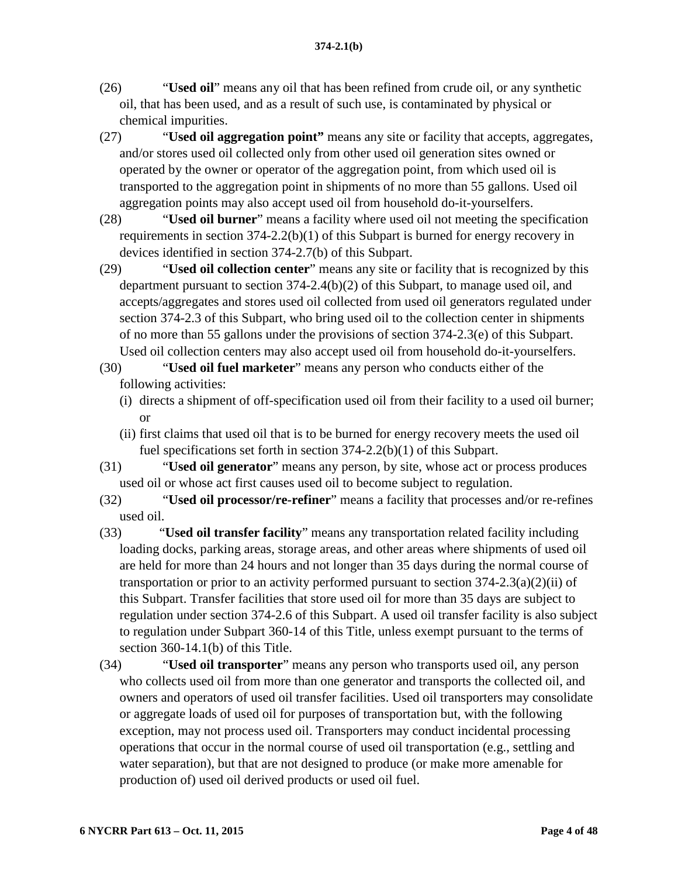(26) "**Used oil**" means any oil that has been refined from crude oil, or any synthetic oil, that has been used, and as a result of such use, is contaminated by physical or chemical impurities.

(27) "**Used oil aggregation point"** means any site or facility that accepts, aggregates, and/or stores used oil collected only from other used oil generation sites owned or operated by the owner or operator of the aggregation point, from which used oil is transported to the aggregation point in shipments of no more than 55 gallons. Used oil aggregation points may also accept used oil from household do-it-yourselfers.

(28) "**Used oil burner**" means a facility where used oil not meeting the specification requirements in section 374-2.2(b)(1) of this Subpart is burned for energy recovery in devices identified in section 374-2.7(b) of this Subpart.

(29) "**Used oil collection center**" means any site or facility that is recognized by this department pursuant to section 374-2.4(b)(2) of this Subpart, to manage used oil, and accepts/aggregates and stores used oil collected from used oil generators regulated under section 374-2.3 of this Subpart, who bring used oil to the collection center in shipments of no more than 55 gallons under the provisions of section 374-2.3(e) of this Subpart. Used oil collection centers may also accept used oil from household do-it-yourselfers.

(30) "**Used oil fuel marketer**" means any person who conducts either of the following activities:

(i) directs a shipment of off-specification used oil from their facility to a used oil burner; or

(ii) first claims that used oil that is to be burned for energy recovery meets the used oil fuel specifications set forth in section 374-2.2(b)(1) of this Subpart.

(31) "**Used oil generator**" means any person, by site, whose act or process produces used oil or whose act first causes used oil to become subject to regulation.

(32) "**Used oil processor/re-refiner**" means a facility that processes and/or re-refines used oil.

(33) "**Used oil transfer facility**" means any transportation related facility including loading docks, parking areas, storage areas, and other areas where shipments of used oil are held for more than 24 hours and not longer than 35 days during the normal course of transportation or prior to an activity performed pursuant to section 374-2.3(a)(2)(ii) of this Subpart. Transfer facilities that store used oil for more than 35 days are subject to regulation under section 374-2.6 of this Subpart. A used oil transfer facility is also subject to regulation under Subpart 360-14 of this Title, unless exempt pursuant to the terms of section 360-14.1(b) of this Title.

(34) "**Used oil transporter**" means any person who transports used oil, any person who collects used oil from more than one generator and transports the collected oil, and owners and operators of used oil transfer facilities. Used oil transporters may consolidate or aggregate loads of used oil for purposes of transportation but, with the following exception, may not process used oil. Transporters may conduct incidental processing operations that occur in the normal course of used oil transportation (e.g., settling and water separation), but that are not designed to produce (or make more amenable for production of) used oil derived products or used oil fuel.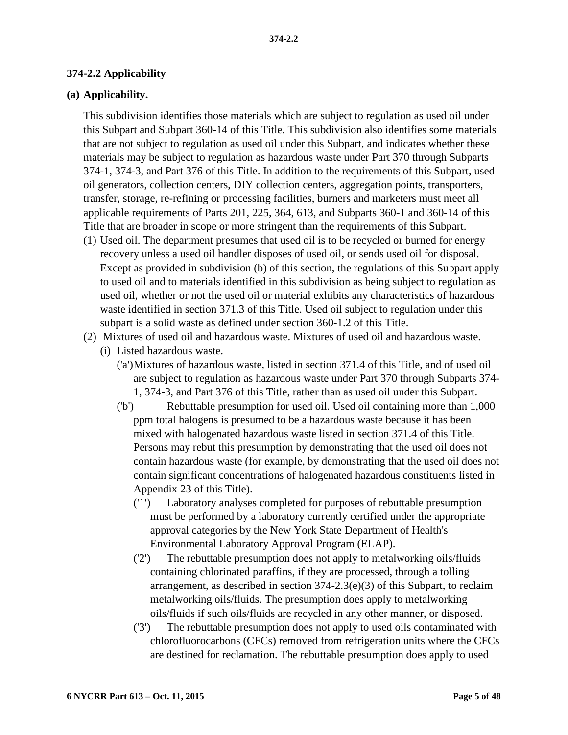## 374-2.2 Applicability

### (a) Applicability.

This subdivision identifies those materials which are subject to regulation as used oil under this Subpart and Subpart 360-14 of this Title. This subdivision also identifies some materials that are not subject to regulation as used oil under this Subpart, and indicates whether these materials may be subject to regulation as hazardous waste under Part 370 through Subparts 374-1, 374-3, and Part 376 of this Title. In addition to the requirements of this Subpart, used oil generators, collection centers, DIY collection centers, aggregation points, transporters, transfer, storage, re-refining or processing facilities, burners and marketers must meet all applicable requirements of Parts 201, 225, 364, 613, and Subparts 360-1 and 360-14 of this Title that are broader in scope or more stringent than the requirements of this Subpart.

(1) Used oil. The department presumes that used oil is to be recycled or burned for energy recovery unless a used oil handler disposes of used oil, or sends used oil for disposal. Except as provided in subdivision (b) of this section, the regulations of this Subpart apply to used oil and to materials identified in this subdivision as being subject to regulation as used oil, whether or not the used oil or material exhibits any characteristics of hazardous waste identified in section 371.3 of this Title. Used oil subject to regulation under this subpart is a solid waste as defined under section 360-1.2 of this Title.

(2) Mixtures of used oil and hazardous waste. Mixtures of used oil and hazardous waste.

(i) Listed hazardous waste.

('a') Mixtures of hazardous waste, listed in section 371.4 of this Title, and of used oil are subject to regulation as hazardous waste under Part 370 through Subparts 374-1, 374-3, and Part 376 of this Title, rather than as used oil under this Subpart.

('b') Rebuttable presumption for used oil. Used oil containing more than 1,000 ppm total halogens is presumed to be a hazardous waste because it has been mixed with halogenated hazardous waste listed in section 371.4 of this Title. Persons may rebut this presumption by demonstrating that the used oil does not contain hazardous waste (for example, by demonstrating that the used oil does not contain significant concentrations of halogenated hazardous constituents listed in Appendix 23 of this Title).

('1') Laboratory analyses completed for purposes of rebuttable presumption must be performed by a laboratory currently certified under the appropriate approval categories by the New York State Department of Health's Environmental Laboratory Approval Program (ELAP).

('2') The rebuttable presumption does not apply to metalworking oils/fluids containing chlorinated paraffins, if they are processed, through a tolling arrangement, as described in section 374-2.3(e)(3) of this Subpart, to reclaim metalworking oils/fluids. The presumption does apply to metalworking oils/fluids if such oils/fluids are recycled in any other manner, or disposed.

('3') The rebuttable presumption does not apply to used oils contaminated with chlorofluorocarbons (CFCs) removed from refrigeration units where the CFCs are destined for reclamation. The rebuttable presumption does apply to used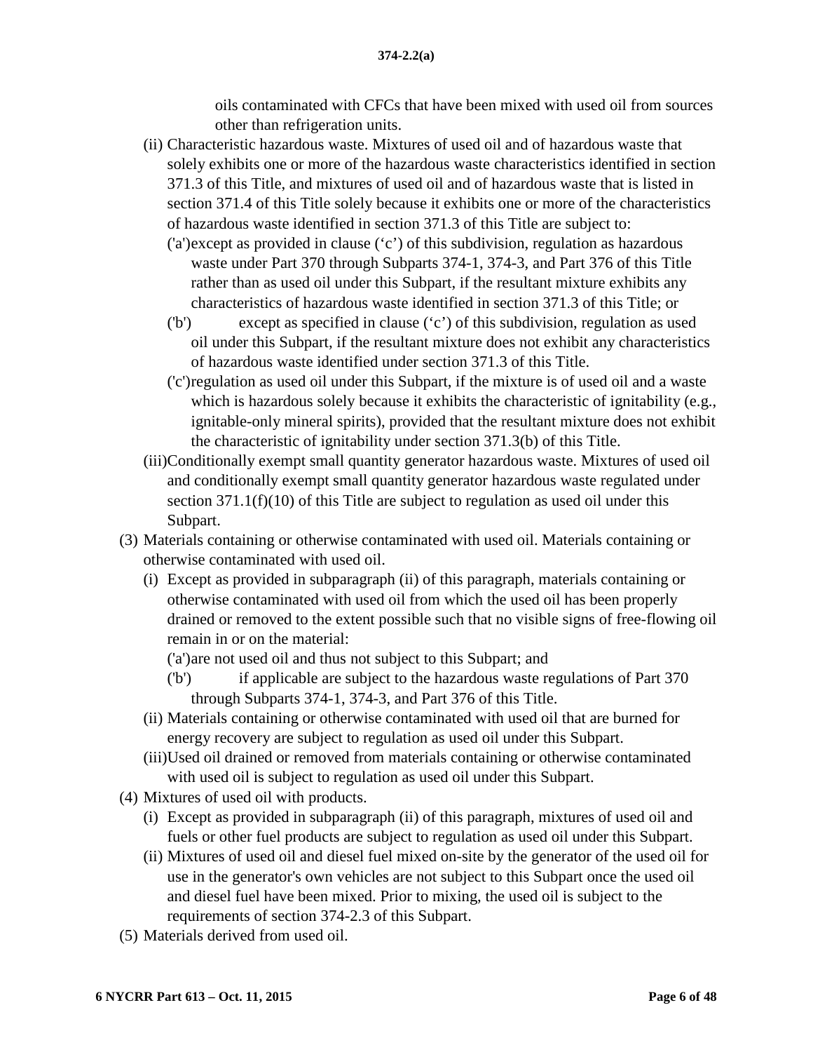oils contaminated with CFCs that have been mixed with used oil from sources other than refrigeration units.

(ii) Characteristic hazardous waste. Mixtures of used oil and of hazardous waste that solely exhibits one or more of the hazardous waste characteristics identified in section 371.3 of this Title, and mixtures of used oil and of hazardous waste that is listed in section 371.4 of this Title solely because it exhibits one or more of the characteristics of hazardous waste identified in section 371.3 of this Title are subject to:

('a') except as provided in clause (‘c’) of this subdivision, regulation as hazardous waste under Part 370 through Subparts 374-1, 374-3, and Part 376 of this Title rather than as used oil under this Subpart, if the resultant mixture exhibits any characteristics of hazardous waste identified in section 371.3 of this Title; or

('b') except as specified in clause (‘c’) of this subdivision, regulation as used oil under this Subpart, if the resultant mixture does not exhibit any characteristics of hazardous waste identified under section 371.3 of this Title.

('c') regulation as used oil under this Subpart, if the mixture is of used oil and a waste which is hazardous solely because it exhibits the characteristic of ignitability (e.g., ignitable-only mineral spirits), provided that the resultant mixture does not exhibit the characteristic of ignitability under section 371.3(b) of this Title.

(iii) Conditionally exempt small quantity generator hazardous waste. Mixtures of used oil and conditionally exempt small quantity generator hazardous waste regulated under section 371.1(f)(10) of this Title are subject to regulation as used oil under this Subpart.

(3) Materials containing or otherwise contaminated with used oil. Materials containing or otherwise contaminated with used oil.

(i) Except as provided in subparagraph (ii) of this paragraph, materials containing or otherwise contaminated with used oil from which the used oil has been properly drained or removed to the extent possible such that no visible signs of free-flowing oil remain in or on the material:

('a') are not used oil and thus not subject to this Subpart; and

('b') if applicable are subject to the hazardous waste regulations of Part 370 through Subparts 374-1, 374-3, and Part 376 of this Title.

(ii) Materials containing or otherwise contaminated with used oil that are burned for energy recovery are subject to regulation as used oil under this Subpart.

(iii) Used oil drained or removed from materials containing or otherwise contaminated with used oil is subject to regulation as used oil under this Subpart.

(4) Mixtures of used oil with products.

(i) Except as provided in subparagraph (ii) of this paragraph, mixtures of used oil and fuels or other fuel products are subject to regulation as used oil under this Subpart.

(ii) Mixtures of used oil and diesel fuel mixed on-site by the generator of the used oil for use in the generator's own vehicles are not subject to this Subpart once the used oil and diesel fuel have been mixed. Prior to mixing, the used oil is subject to the requirements of section 374-2.3 of this Subpart.

(5) Materials derived from used oil.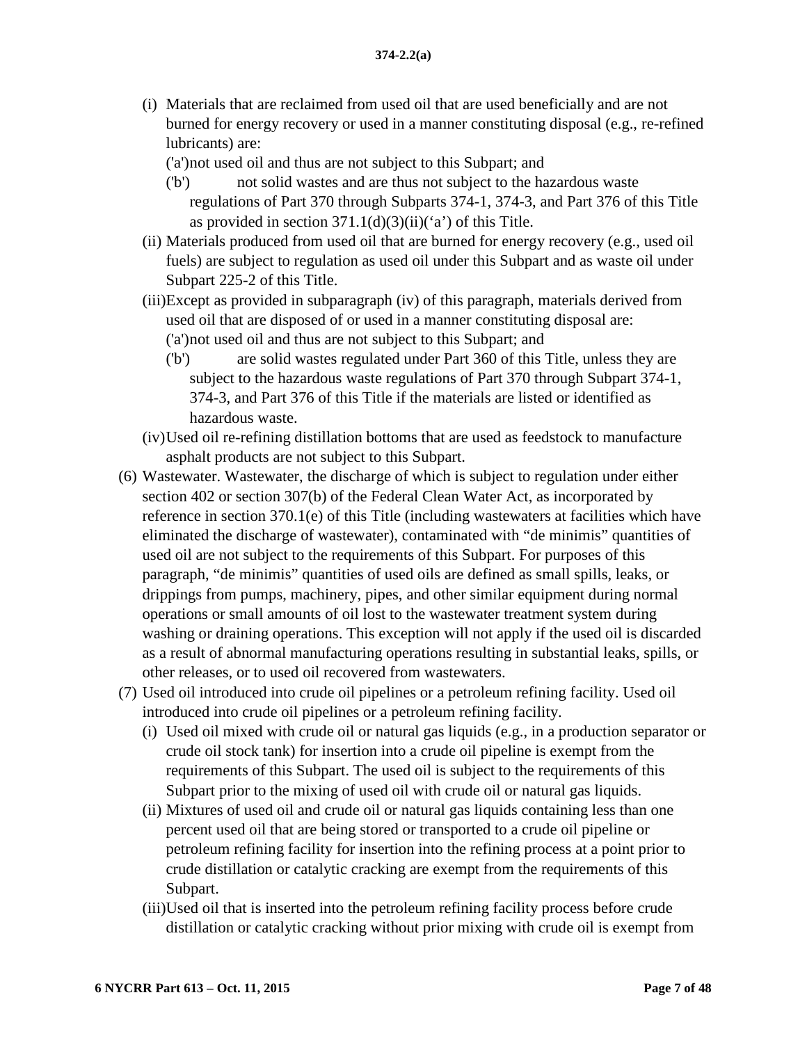(i) Materials that are reclaimed from used oil that are used beneficially and are not burned for energy recovery or used in a manner constituting disposal (e.g., re-refined lubricants) are:

('a') not used oil and thus are not subject to this Subpart; and

('b') not solid wastes and are thus not subject to the hazardous waste regulations of Part 370 through Subparts 374-1, 374-3, and Part 376 of this Title as provided in section 371.1(d)(3)(ii)('a') of this Title.

(ii) Materials produced from used oil that are burned for energy recovery (e.g., used oil fuels) are subject to regulation as used oil under this Subpart and as waste oil under Subpart 225-2 of this Title.

(iii) Except as provided in subparagraph (iv) of this paragraph, materials derived from used oil that are disposed of or used in a manner constituting disposal are:

('a') not used oil and thus are not subject to this Subpart; and

('b') are solid wastes regulated under Part 360 of this Title, unless they are subject to the hazardous waste regulations of Part 370 through Subpart 374-1, 374-3, and Part 376 of this Title if the materials are listed or identified as hazardous waste.

(iv) Used oil re-refining distillation bottoms that are used as feedstock to manufacture asphalt products are not subject to this Subpart.

(6) Wastewater. Wastewater, the discharge of which is subject to regulation under either section 402 or section 307(b) of the Federal Clean Water Act, as incorporated by reference in section 370.1(e) of this Title (including wastewaters at facilities which have eliminated the discharge of wastewater), contaminated with "de minimis" quantities of used oil are not subject to the requirements of this Subpart. For purposes of this paragraph, "de minimis" quantities of used oils are defined as small spills, leaks, or drippings from pumps, machinery, pipes, and other similar equipment during normal operations or small amounts of oil lost to the wastewater treatment system during washing or draining operations. This exception will not apply if the used oil is discarded as a result of abnormal manufacturing operations resulting in substantial leaks, spills, or other releases, or to used oil recovered from wastewaters.

(7) Used oil introduced into crude oil pipelines or a petroleum refining facility. Used oil introduced into crude oil pipelines or a petroleum refining facility.

(i) Used oil mixed with crude oil or natural gas liquids (e.g., in a production separator or crude oil stock tank) for insertion into a crude oil pipeline is exempt from the requirements of this Subpart. The used oil is subject to the requirements of this Subpart prior to the mixing of used oil with crude oil or natural gas liquids.

(ii) Mixtures of used oil and crude oil or natural gas liquids containing less than one percent used oil that are being stored or transported to a crude oil pipeline or petroleum refining facility for insertion into the refining process at a point prior to crude distillation or catalytic cracking are exempt from the requirements of this Subpart.

(iii) Used oil that is inserted into the petroleum refining facility process before crude distillation or catalytic cracking without prior mixing with crude oil is exempt from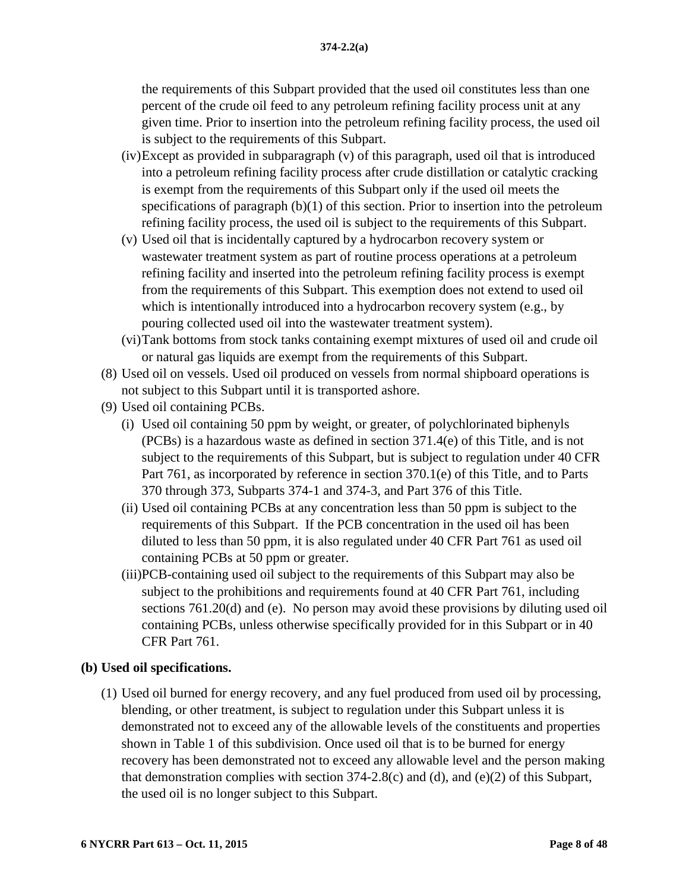the requirements of this Subpart provided that the used oil constitutes less than one percent of the crude oil feed to any petroleum refining facility process unit at any given time. Prior to insertion into the petroleum refining facility process, the used oil is subject to the requirements of this Subpart.

   (iv) Except as provided in subparagraph (v) of this paragraph, used oil that is introduced into a petroleum refining facility process after crude distillation or catalytic cracking is exempt from the requirements of this Subpart only if the used oil meets the specifications of paragraph (b)(1) of this section. Prior to insertion into the petroleum refining facility process, the used oil is subject to the requirements of this Subpart.

   (v) Used oil that is incidentally captured by a hydrocarbon recovery system or wastewater treatment system as part of routine process operations at a petroleum refining facility and inserted into the petroleum refining facility process is exempt from the requirements of this Subpart. This exemption does not extend to used oil which is intentionally introduced into a hydrocarbon recovery system (e.g., by pouring collected used oil into the wastewater treatment system).

   (vi) Tank bottoms from stock tanks containing exempt mixtures of used oil and crude oil or natural gas liquids are exempt from the requirements of this Subpart.

(8) Used oil on vessels. Used oil produced on vessels from normal shipboard operations is not subject to this Subpart until it is transported ashore.

(9) Used oil containing PCBs.

   (i) Used oil containing 50 ppm by weight, or greater, of polychlorinated biphenyls (PCBs) is a hazardous waste as defined in section 371.4(e) of this Title, and is not subject to the requirements of this Subpart, but is subject to regulation under 40 CFR Part 761, as incorporated by reference in section 370.1(e) of this Title, and to Parts 370 through 373, Subparts 374-1 and 374-3, and Part 376 of this Title.

   (ii) Used oil containing PCBs at any concentration less than 50 ppm is subject to the requirements of this Subpart. If the PCB concentration in the used oil has been diluted to less than 50 ppm, it is also regulated under 40 CFR Part 761 as used oil containing PCBs at 50 ppm or greater.

   (iii) PCB-containing used oil subject to the requirements of this Subpart may also be subject to the prohibitions and requirements found at 40 CFR Part 761, including sections 761.20(d) and (e). No person may avoid these provisions by diluting used oil containing PCBs, unless otherwise specifically provided for in this Subpart or in 40 CFR Part 761.

**(b) Used oil specifications.**

(1) Used oil burned for energy recovery, and any fuel produced from used oil by processing, blending, or other treatment, is subject to regulation under this Subpart unless it is demonstrated not to exceed any of the allowable levels of the constituents and properties shown in Table 1 of this subdivision. Once used oil that is to be burned for energy recovery has been demonstrated not to exceed any allowable level and the person making that demonstration complies with section 374-2.8(c) and (d), and (e)(2) of this Subpart, the used oil is no longer subject to this Subpart.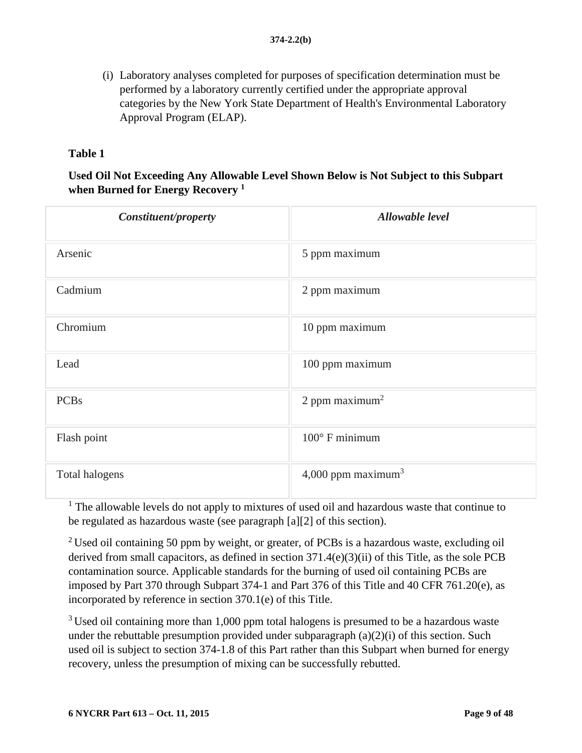(i) Laboratory analyses completed for purposes of specification determination must be performed by a laboratory currently certified under the appropriate approval categories by the New York State Department of Health's Environmental Laboratory Approval Program (ELAP).

**Table 1**

**Used Oil Not Exceeding Any Allowable Level Shown Below is Not Subject to this Subpart when Burned for Energy Recovery [1]**

| *Constituent/property* | *Allowable level* |
|---|---|
| Arsenic | 5 ppm maximum |
| Cadmium | 2 ppm maximum |
| Chromium | 10 ppm maximum |
| Lead | 100 ppm maximum |
| PCBs | 2 ppm maximum[2] |
| Flash point | 100° F minimum |
| Total halogens | 4,000 ppm maximum[3] |

[1] The allowable levels do not apply to mixtures of used oil and hazardous waste that continue to be regulated as hazardous waste (see paragraph [a][2] of this section).

[2] Used oil containing 50 ppm by weight, or greater, of PCBs is a hazardous waste, excluding oil derived from small capacitors, as defined in section 371.4(e)(3)(ii) of this Title, as the sole PCB contamination source. Applicable standards for the burning of used oil containing PCBs are imposed by Part 370 through Subpart 374-1 and Part 376 of this Title and 40 CFR 761.20(e), as incorporated by reference in section 370.1(e) of this Title.

[3] Used oil containing more than 1,000 ppm total halogens is presumed to be a hazardous waste under the rebuttable presumption provided under subparagraph (a)(2)(i) of this section. Such used oil is subject to section 374-1.8 of this Part rather than this Subpart when burned for energy recovery, unless the presumption of mixing can be successfully rebutted.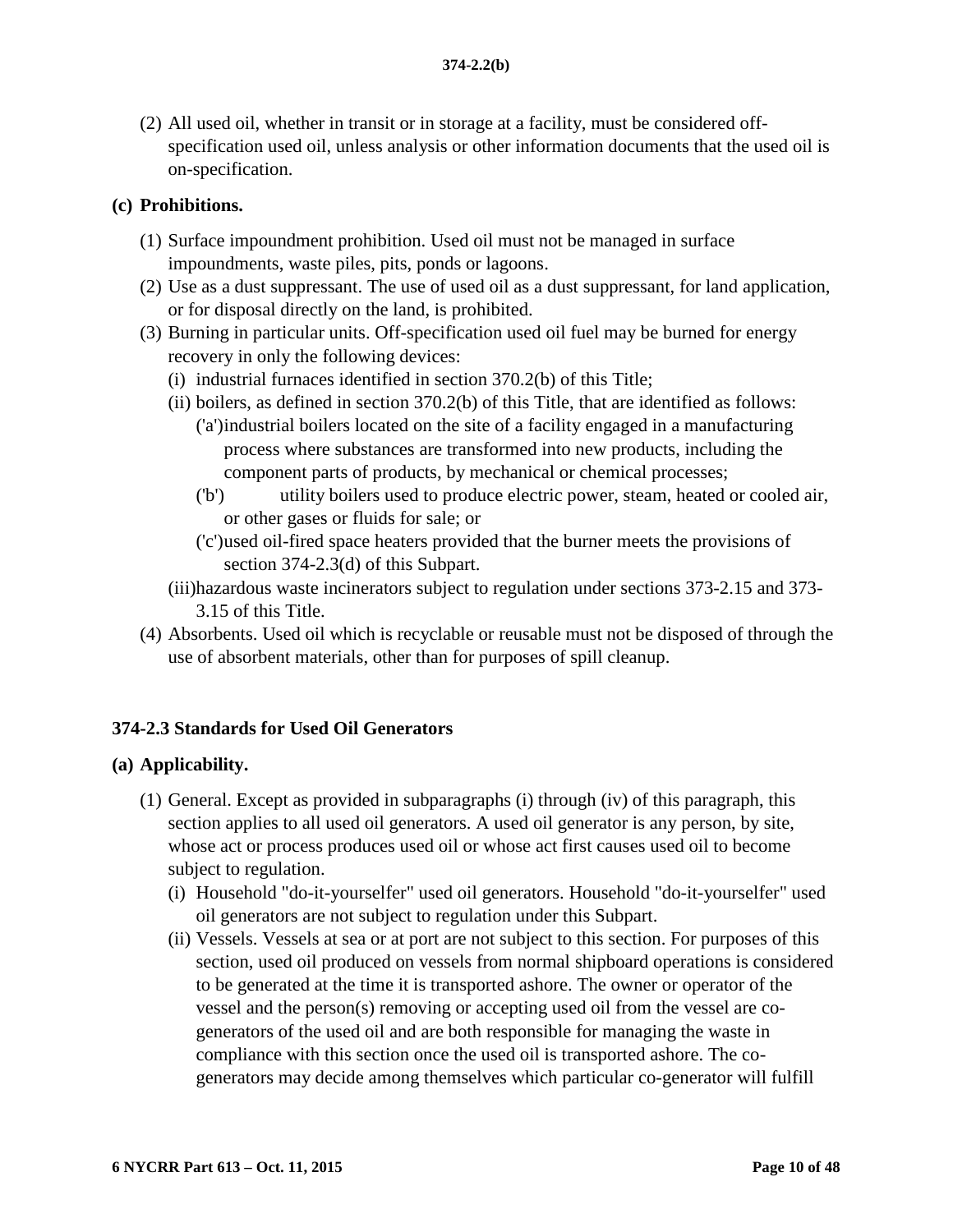(2) All used oil, whether in transit or in storage at a facility, must be considered off-specification used oil, unless analysis or other information documents that the used oil is on-specification.

**(c) Prohibitions.**

(1) Surface impoundment prohibition. Used oil must not be managed in surface impoundments, waste piles, pits, ponds or lagoons.

(2) Use as a dust suppressant. The use of used oil as a dust suppressant, for land application, or for disposal directly on the land, is prohibited.

(3) Burning in particular units. Off-specification used oil fuel may be burned for energy recovery in only the following devices:

(i) industrial furnaces identified in section 370.2(b) of this Title;

(ii) boilers, as defined in section 370.2(b) of this Title, that are identified as follows:

('a') industrial boilers located on the site of a facility engaged in a manufacturing process where substances are transformed into new products, including the component parts of products, by mechanical or chemical processes;

('b') utility boilers used to produce electric power, steam, heated or cooled air, or other gases or fluids for sale; or

('c') used oil-fired space heaters provided that the burner meets the provisions of section 374-2.3(d) of this Subpart.

(iii) hazardous waste incinerators subject to regulation under sections 373-2.15 and 373-3.15 of this Title.

(4) Absorbents. Used oil which is recyclable or reusable must not be disposed of through the use of absorbent materials, other than for purposes of spill cleanup.

### 374-2.3 Standards for Used Oil Generators

**(a) Applicability.**

(1) General. Except as provided in subparagraphs (i) through (iv) of this paragraph, this section applies to all used oil generators. A used oil generator is any person, by site, whose act or process produces used oil or whose act first causes used oil to become subject to regulation.

(i) Household "do-it-yourselfer" used oil generators. Household "do-it-yourselfer" used oil generators are not subject to regulation under this Subpart.

(ii) Vessels. Vessels at sea or at port are not subject to this section. For purposes of this section, used oil produced on vessels from normal shipboard operations is considered to be generated at the time it is transported ashore. The owner or operator of the vessel and the person(s) removing or accepting used oil from the vessel are co-generators of the used oil and are both responsible for managing the waste in compliance with this section once the used oil is transported ashore. The co-generators may decide among themselves which particular co-generator will fulfill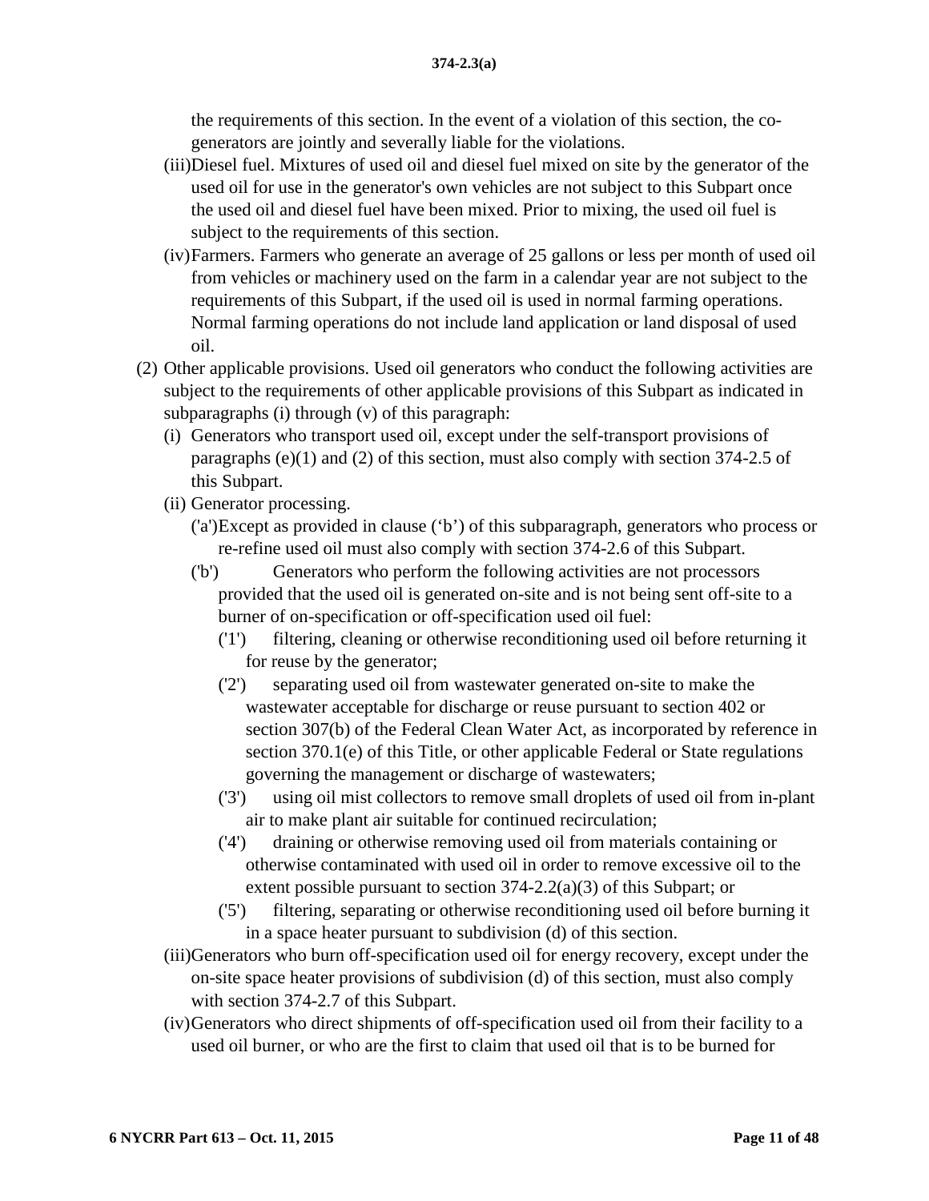the requirements of this section. In the event of a violation of this section, the co-generators are jointly and severally liable for the violations.

(iii) Diesel fuel. Mixtures of used oil and diesel fuel mixed on site by the generator of the used oil for use in the generator's own vehicles are not subject to this Subpart once the used oil and diesel fuel have been mixed. Prior to mixing, the used oil fuel is subject to the requirements of this section.

(iv) Farmers. Farmers who generate an average of 25 gallons or less per month of used oil from vehicles or machinery used on the farm in a calendar year are not subject to the requirements of this Subpart, if the used oil is used in normal farming operations. Normal farming operations do not include land application or land disposal of used oil.

(2) Other applicable provisions. Used oil generators who conduct the following activities are subject to the requirements of other applicable provisions of this Subpart as indicated in subparagraphs (i) through (v) of this paragraph:

(i) Generators who transport used oil, except under the self-transport provisions of paragraphs (e)(1) and (2) of this section, must also comply with section 374-2.5 of this Subpart.

(ii) Generator processing.

('a') Except as provided in clause ('b') of this subparagraph, generators who process or re-refine used oil must also comply with section 374-2.6 of this Subpart.

('b') Generators who perform the following activities are not processors provided that the used oil is generated on-site and is not being sent off-site to a burner of on-specification or off-specification used oil fuel:

('1') filtering, cleaning or otherwise reconditioning used oil before returning it for reuse by the generator;

('2') separating used oil from wastewater generated on-site to make the wastewater acceptable for discharge or reuse pursuant to section 402 or section 307(b) of the Federal Clean Water Act, as incorporated by reference in section 370.1(e) of this Title, or other applicable Federal or State regulations governing the management or discharge of wastewaters;

('3') using oil mist collectors to remove small droplets of used oil from in-plant air to make plant air suitable for continued recirculation;

('4') draining or otherwise removing used oil from materials containing or otherwise contaminated with used oil in order to remove excessive oil to the extent possible pursuant to section 374-2.2(a)(3) of this Subpart; or

('5') filtering, separating or otherwise reconditioning used oil before burning it in a space heater pursuant to subdivision (d) of this section.

(iii) Generators who burn off-specification used oil for energy recovery, except under the on-site space heater provisions of subdivision (d) of this section, must also comply with section 374-2.7 of this Subpart.

(iv) Generators who direct shipments of off-specification used oil from their facility to a used oil burner, or who are the first to claim that used oil that is to be burned for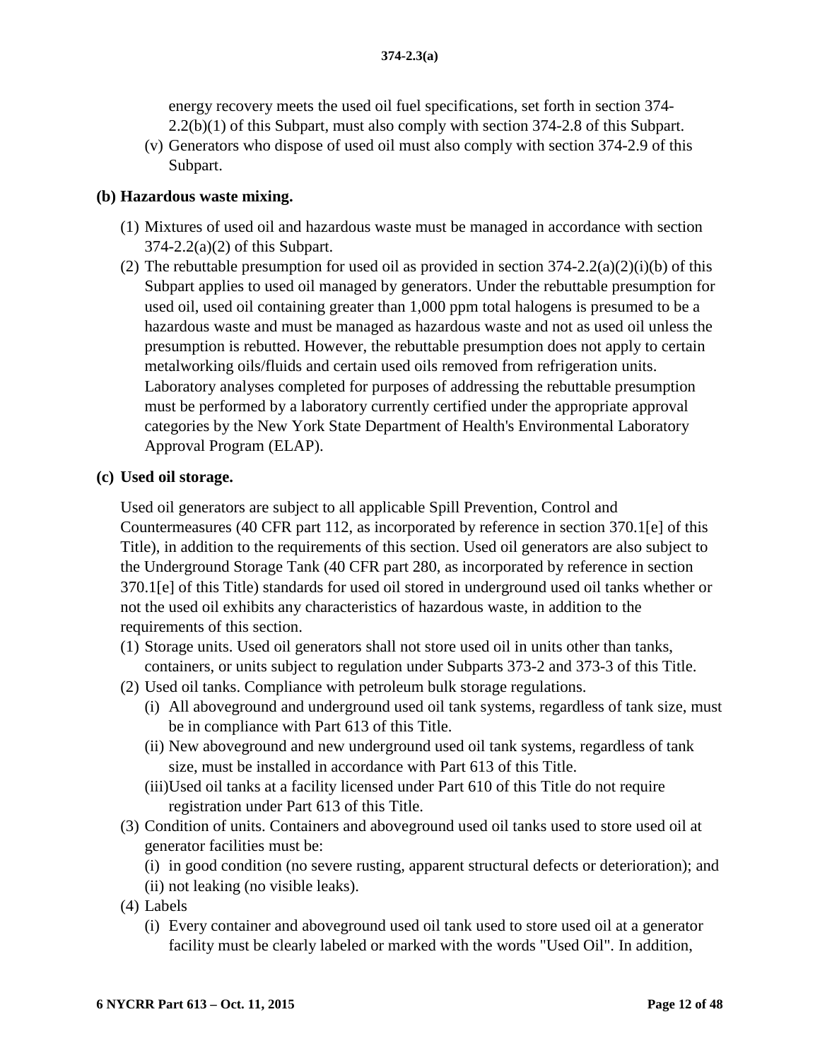energy recovery meets the used oil fuel specifications, set forth in section 374-2.2(b)(1) of this Subpart, must also comply with section 374-2.8 of this Subpart.

(v) Generators who dispose of used oil must also comply with section 374-2.9 of this Subpart.

**(b) Hazardous waste mixing.**

(1) Mixtures of used oil and hazardous waste must be managed in accordance with section 374-2.2(a)(2) of this Subpart.

(2) The rebuttable presumption for used oil as provided in section 374-2.2(a)(2)(i)(b) of this Subpart applies to used oil managed by generators. Under the rebuttable presumption for used oil, used oil containing greater than 1,000 ppm total halogens is presumed to be a hazardous waste and must be managed as hazardous waste and not as used oil unless the presumption is rebutted. However, the rebuttable presumption does not apply to certain metalworking oils/fluids and certain used oils removed from refrigeration units. Laboratory analyses completed for purposes of addressing the rebuttable presumption must be performed by a laboratory currently certified under the appropriate approval categories by the New York State Department of Health's Environmental Laboratory Approval Program (ELAP).

**(c) Used oil storage.**

Used oil generators are subject to all applicable Spill Prevention, Control and Countermeasures (40 CFR part 112, as incorporated by reference in section 370.1[e] of this Title), in addition to the requirements of this section. Used oil generators are also subject to the Underground Storage Tank (40 CFR part 280, as incorporated by reference in section 370.1[e] of this Title) standards for used oil stored in underground used oil tanks whether or not the used oil exhibits any characteristics of hazardous waste, in addition to the requirements of this section.

(1) Storage units. Used oil generators shall not store used oil in units other than tanks, containers, or units subject to regulation under Subparts 373-2 and 373-3 of this Title.

(2) Used oil tanks. Compliance with petroleum bulk storage regulations.

(i) All aboveground and underground used oil tank systems, regardless of tank size, must be in compliance with Part 613 of this Title.

(ii) New aboveground and new underground used oil tank systems, regardless of tank size, must be installed in accordance with Part 613 of this Title.

(iii) Used oil tanks at a facility licensed under Part 610 of this Title do not require registration under Part 613 of this Title.

(3) Condition of units. Containers and aboveground used oil tanks used to store used oil at generator facilities must be:

(i) in good condition (no severe rusting, apparent structural defects or deterioration); and

(ii) not leaking (no visible leaks).

(4) Labels

(i) Every container and aboveground used oil tank used to store used oil at a generator facility must be clearly labeled or marked with the words "Used Oil". In addition,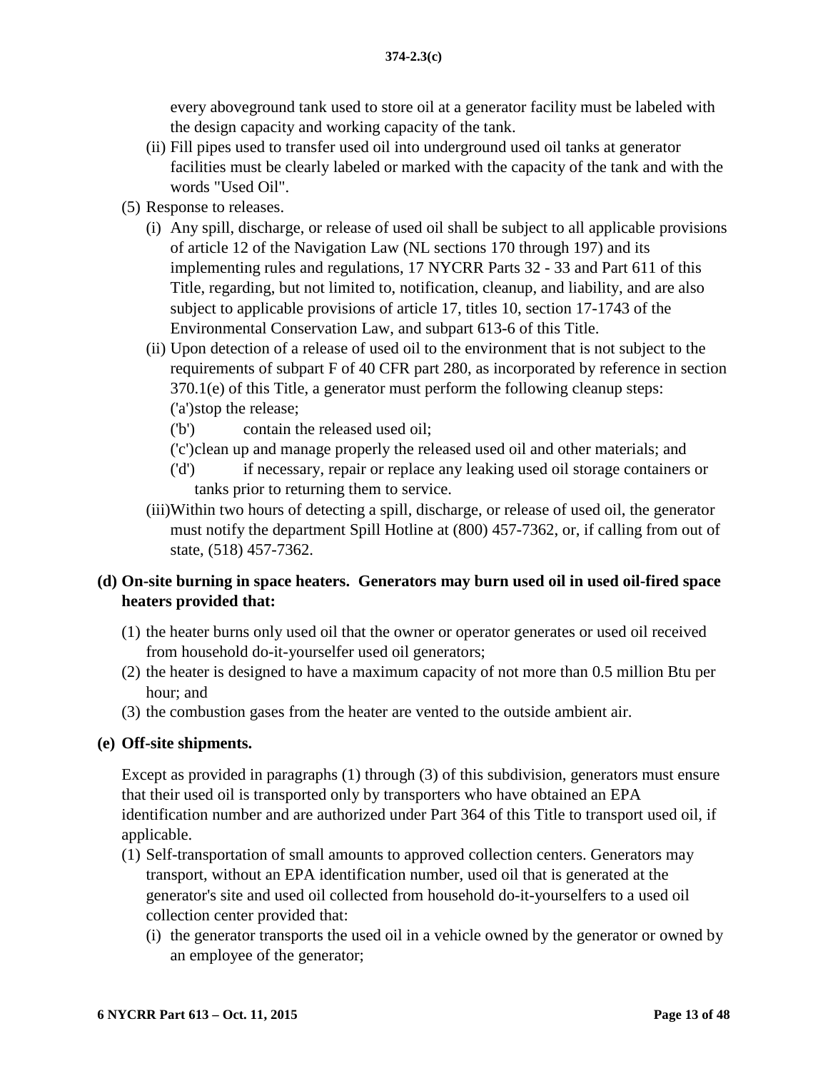every aboveground tank used to store oil at a generator facility must be labeled with the design capacity and working capacity of the tank.

(ii) Fill pipes used to transfer used oil into underground used oil tanks at generator facilities must be clearly labeled or marked with the capacity of the tank and with the words "Used Oil".

(5) Response to releases.

(i) Any spill, discharge, or release of used oil shall be subject to all applicable provisions of article 12 of the Navigation Law (NL sections 170 through 197) and its implementing rules and regulations, 17 NYCRR Parts 32 - 33 and Part 611 of this Title, regarding, but not limited to, notification, cleanup, and liability, and are also subject to applicable provisions of article 17, titles 10, section 17-1743 of the Environmental Conservation Law, and subpart 613-6 of this Title.

(ii) Upon detection of a release of used oil to the environment that is not subject to the requirements of subpart F of 40 CFR part 280, as incorporated by reference in section 370.1(e) of this Title, a generator must perform the following cleanup steps:

('a')stop the release;

('b') contain the released used oil;

('c')clean up and manage properly the released used oil and other materials; and

('d') if necessary, repair or replace any leaking used oil storage containers or tanks prior to returning them to service.

(iii)Within two hours of detecting a spill, discharge, or release of used oil, the generator must notify the department Spill Hotline at (800) 457-7362, or, if calling from out of state, (518) 457-7362.

**(d) On-site burning in space heaters. Generators may burn used oil in used oil-fired space heaters provided that:**

(1) the heater burns only used oil that the owner or operator generates or used oil received from household do-it-yourselfer used oil generators;

(2) the heater is designed to have a maximum capacity of not more than 0.5 million Btu per hour; and

(3) the combustion gases from the heater are vented to the outside ambient air.

**(e) Off-site shipments.**

Except as provided in paragraphs (1) through (3) of this subdivision, generators must ensure that their used oil is transported only by transporters who have obtained an EPA identification number and are authorized under Part 364 of this Title to transport used oil, if applicable.

(1) Self-transportation of small amounts to approved collection centers. Generators may transport, without an EPA identification number, used oil that is generated at the generator's site and used oil collected from household do-it-yourselfers to a used oil collection center provided that:

(i) the generator transports the used oil in a vehicle owned by the generator or owned by an employee of the generator;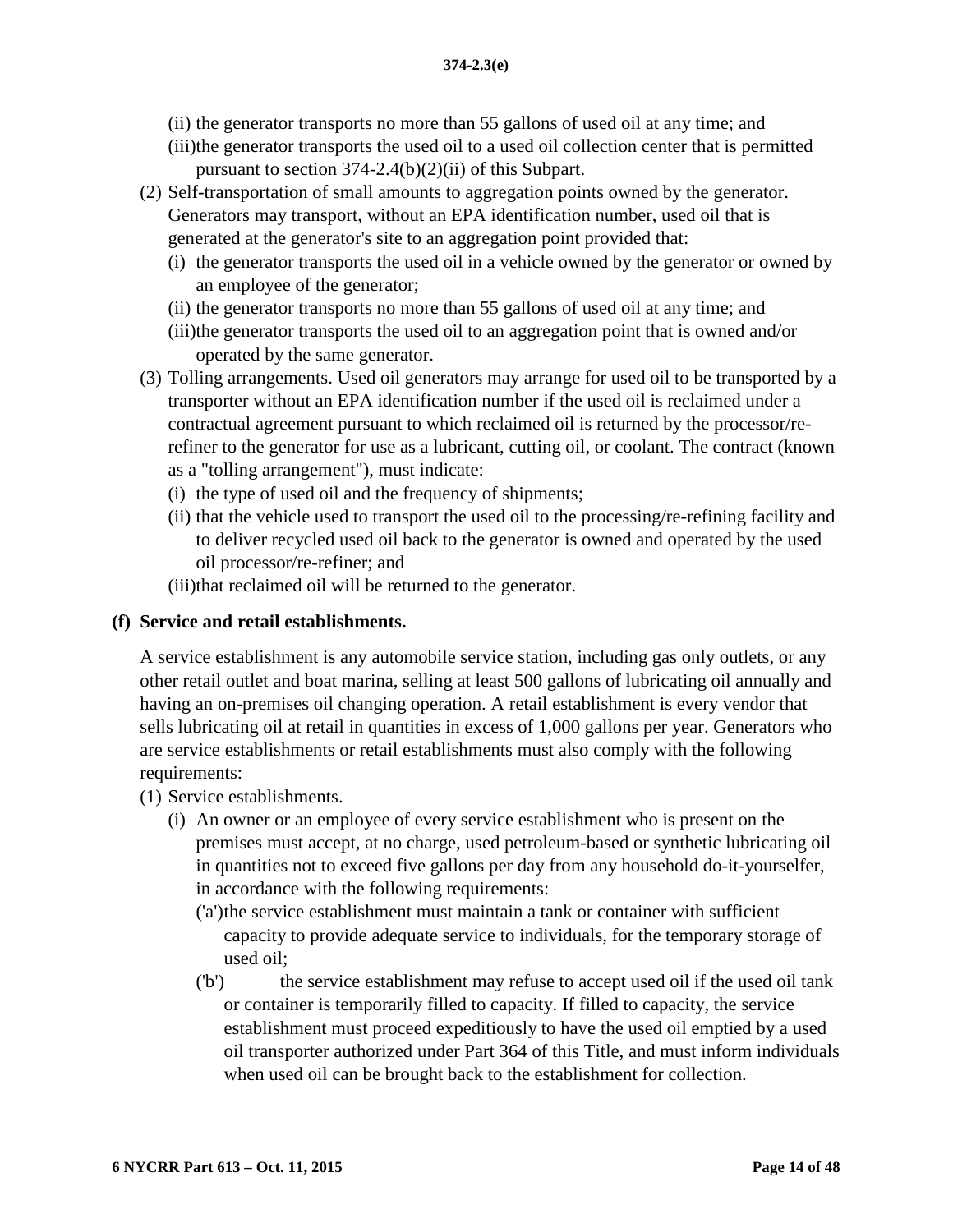(ii) the generator transports no more than 55 gallons of used oil at any time; and

(iii) the generator transports the used oil to a used oil collection center that is permitted pursuant to section 374-2.4(b)(2)(ii) of this Subpart.

(2) Self-transportation of small amounts to aggregation points owned by the generator. Generators may transport, without an EPA identification number, used oil that is generated at the generator's site to an aggregation point provided that:

(i) the generator transports the used oil in a vehicle owned by the generator or owned by an employee of the generator;

(ii) the generator transports no more than 55 gallons of used oil at any time; and

(iii) the generator transports the used oil to an aggregation point that is owned and/or operated by the same generator.

(3) Tolling arrangements. Used oil generators may arrange for used oil to be transported by a transporter without an EPA identification number if the used oil is reclaimed under a contractual agreement pursuant to which reclaimed oil is returned by the processor/re-refiner to the generator for use as a lubricant, cutting oil, or coolant. The contract (known as a "tolling arrangement"), must indicate:

(i) the type of used oil and the frequency of shipments;

(ii) that the vehicle used to transport the used oil to the processing/re-refining facility and to deliver recycled used oil back to the generator is owned and operated by the used oil processor/re-refiner; and

(iii) that reclaimed oil will be returned to the generator.

**(f) Service and retail establishments.**

A service establishment is any automobile service station, including gas only outlets, or any other retail outlet and boat marina, selling at least 500 gallons of lubricating oil annually and having an on-premises oil changing operation. A retail establishment is every vendor that sells lubricating oil at retail in quantities in excess of 1,000 gallons per year. Generators who are service establishments or retail establishments must also comply with the following requirements:

(1) Service establishments.

(i) An owner or an employee of every service establishment who is present on the premises must accept, at no charge, used petroleum-based or synthetic lubricating oil in quantities not to exceed five gallons per day from any household do-it-yourselfer, in accordance with the following requirements:

('a') the service establishment must maintain a tank or container with sufficient capacity to provide adequate service to individuals, for the temporary storage of used oil;

('b') the service establishment may refuse to accept used oil if the used oil tank or container is temporarily filled to capacity. If filled to capacity, the service establishment must proceed expeditiously to have the used oil emptied by a used oil transporter authorized under Part 364 of this Title, and must inform individuals when used oil can be brought back to the establishment for collection.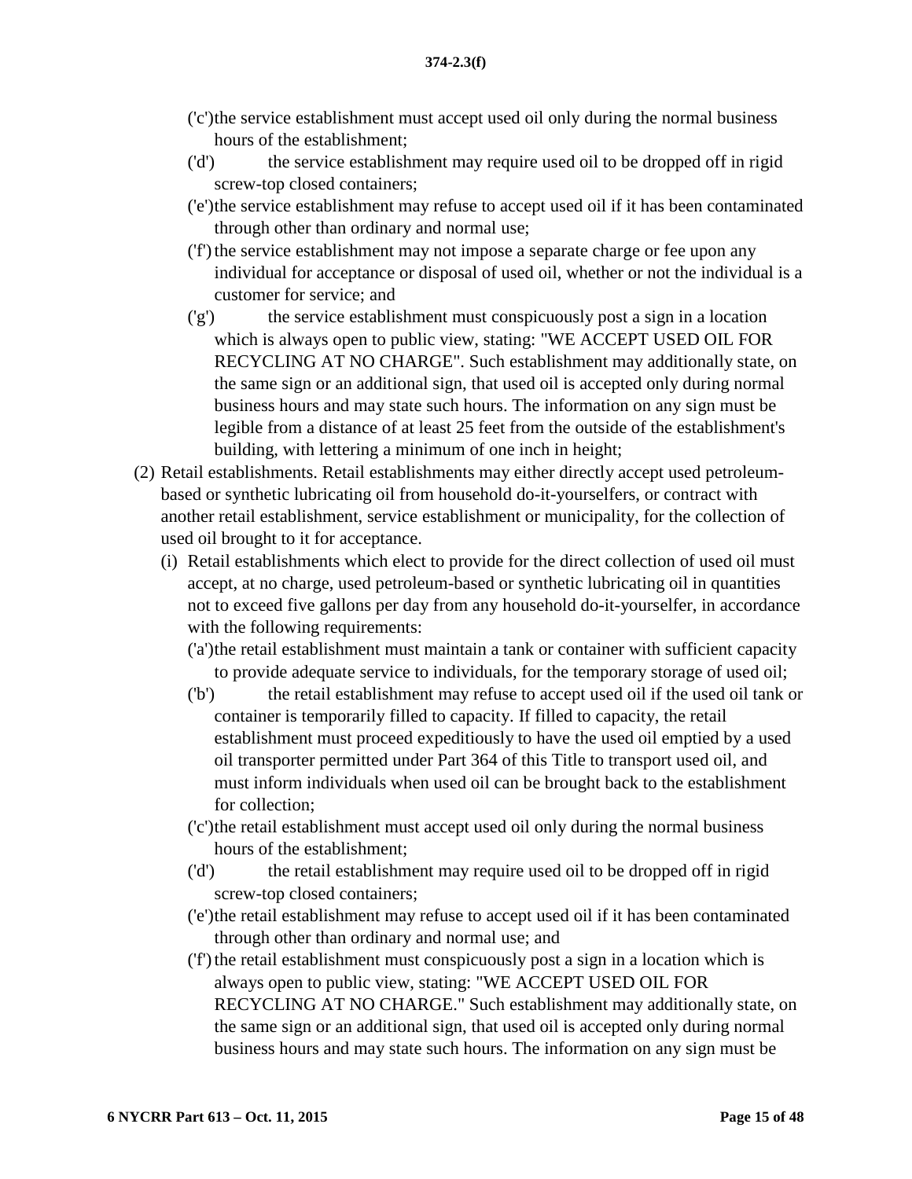('c')the service establishment must accept used oil only during the normal business hours of the establishment;

('d') the service establishment may require used oil to be dropped off in rigid screw-top closed containers;

('e')the service establishment may refuse to accept used oil if it has been contaminated through other than ordinary and normal use;

('f') the service establishment may not impose a separate charge or fee upon any individual for acceptance or disposal of used oil, whether or not the individual is a customer for service; and

('g') the service establishment must conspicuously post a sign in a location which is always open to public view, stating: "WE ACCEPT USED OIL FOR RECYCLING AT NO CHARGE". Such establishment may additionally state, on the same sign or an additional sign, that used oil is accepted only during normal business hours and may state such hours. The information on any sign must be legible from a distance of at least 25 feet from the outside of the establishment's building, with lettering a minimum of one inch in height;

(2) Retail establishments. Retail establishments may either directly accept used petroleum-based or synthetic lubricating oil from household do-it-yourselfers, or contract with another retail establishment, service establishment or municipality, for the collection of used oil brought to it for acceptance.

(i) Retail establishments which elect to provide for the direct collection of used oil must accept, at no charge, used petroleum-based or synthetic lubricating oil in quantities not to exceed five gallons per day from any household do-it-yourselfer, in accordance with the following requirements:

('a')the retail establishment must maintain a tank or container with sufficient capacity to provide adequate service to individuals, for the temporary storage of used oil;

('b') the retail establishment may refuse to accept used oil if the used oil tank or container is temporarily filled to capacity. If filled to capacity, the retail establishment must proceed expeditiously to have the used oil emptied by a used oil transporter permitted under Part 364 of this Title to transport used oil, and must inform individuals when used oil can be brought back to the establishment for collection;

('c')the retail establishment must accept used oil only during the normal business hours of the establishment;

('d') the retail establishment may require used oil to be dropped off in rigid screw-top closed containers;

('e')the retail establishment may refuse to accept used oil if it has been contaminated through other than ordinary and normal use; and

('f') the retail establishment must conspicuously post a sign in a location which is always open to public view, stating: "WE ACCEPT USED OIL FOR RECYCLING AT NO CHARGE." Such establishment may additionally state, on the same sign or an additional sign, that used oil is accepted only during normal business hours and may state such hours. The information on any sign must be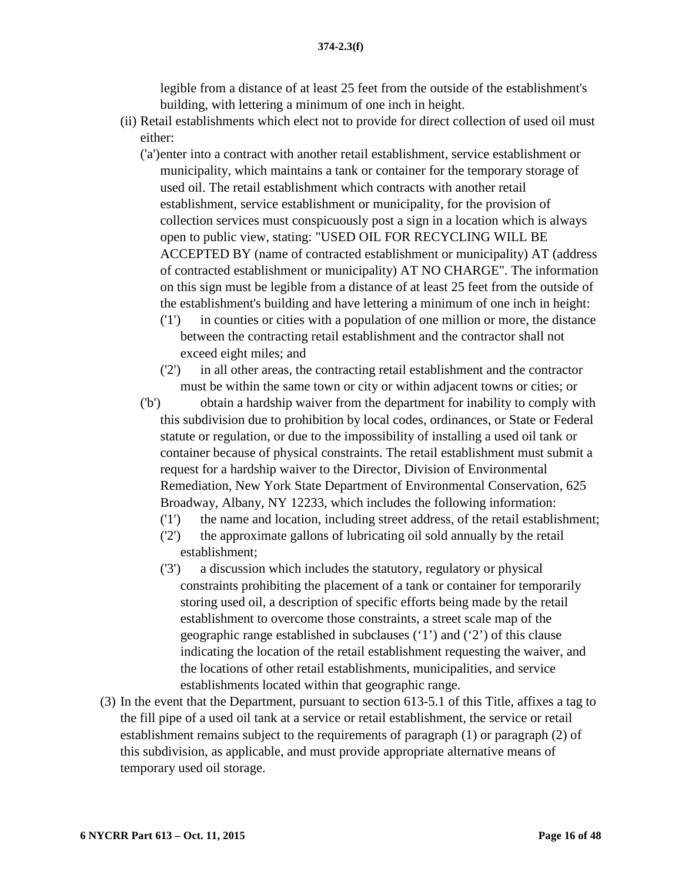legible from a distance of at least 25 feet from the outside of the establishment's building, with lettering a minimum of one inch in height.

(ii) Retail establishments which elect not to provide for direct collection of used oil must either:

('a') enter into a contract with another retail establishment, service establishment or municipality, which maintains a tank or container for the temporary storage of used oil. The retail establishment which contracts with another retail establishment, service establishment or municipality, for the provision of collection services must conspicuously post a sign in a location which is always open to public view, stating: "USED OIL FOR RECYCLING WILL BE ACCEPTED BY (name of contracted establishment or municipality) AT (address of contracted establishment or municipality) AT NO CHARGE". The information on this sign must be legible from a distance of at least 25 feet from the outside of the establishment's building and have lettering a minimum of one inch in height:

('1') in counties or cities with a population of one million or more, the distance between the contracting retail establishment and the contractor shall not exceed eight miles; and

('2') in all other areas, the contracting retail establishment and the contractor must be within the same town or city or within adjacent towns or cities; or

('b') obtain a hardship waiver from the department for inability to comply with this subdivision due to prohibition by local codes, ordinances, or State or Federal statute or regulation, or due to the impossibility of installing a used oil tank or container because of physical constraints. The retail establishment must submit a request for a hardship waiver to the Director, Division of Environmental Remediation, New York State Department of Environmental Conservation, 625 Broadway, Albany, NY 12233, which includes the following information:

('1') the name and location, including street address, of the retail establishment;

('2') the approximate gallons of lubricating oil sold annually by the retail establishment;

('3') a discussion which includes the statutory, regulatory or physical constraints prohibiting the placement of a tank or container for temporarily storing used oil, a description of specific efforts being made by the retail establishment to overcome those constraints, a street scale map of the geographic range established in subclauses ('1') and ('2') of this clause indicating the location of the retail establishment requesting the waiver, and the locations of other retail establishments, municipalities, and service establishments located within that geographic range.

(3) In the event that the Department, pursuant to section 613-5.1 of this Title, affixes a tag to the fill pipe of a used oil tank at a service or retail establishment, the service or retail establishment remains subject to the requirements of paragraph (1) or paragraph (2) of this subdivision, as applicable, and must provide appropriate alternative means of temporary used oil storage.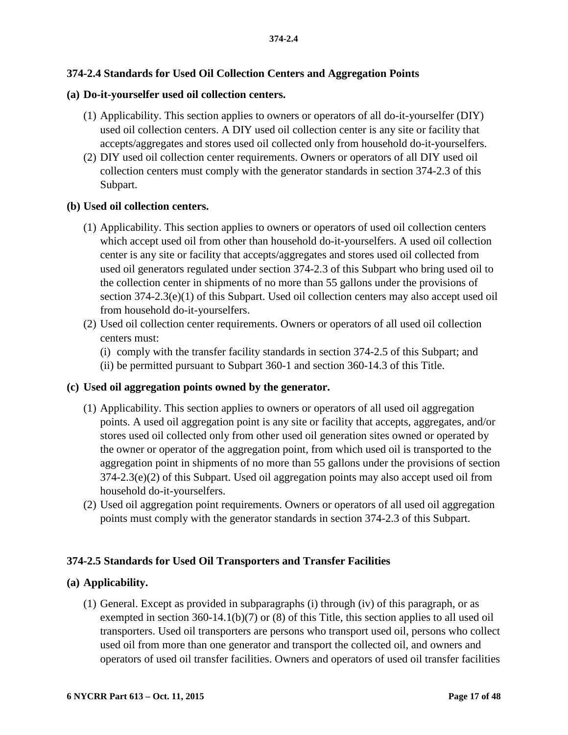## 374-2.4 Standards for Used Oil Collection Centers and Aggregation Points

**(a) Do-it-yourselfer used oil collection centers.**

(1) Applicability. This section applies to owners or operators of all do-it-yourselfer (DIY) used oil collection centers. A DIY used oil collection center is any site or facility that accepts/aggregates and stores used oil collected only from household do-it-yourselfers.

(2) DIY used oil collection center requirements. Owners or operators of all DIY used oil collection centers must comply with the generator standards in section 374-2.3 of this Subpart.

**(b) Used oil collection centers.**

(1) Applicability. This section applies to owners or operators of used oil collection centers which accept used oil from other than household do-it-yourselfers. A used oil collection center is any site or facility that accepts/aggregates and stores used oil collected from used oil generators regulated under section 374-2.3 of this Subpart who bring used oil to the collection center in shipments of no more than 55 gallons under the provisions of section 374-2.3(e)(1) of this Subpart. Used oil collection centers may also accept used oil from household do-it-yourselfers.

(2) Used oil collection center requirements. Owners or operators of all used oil collection centers must:

(i) comply with the transfer facility standards in section 374-2.5 of this Subpart; and

(ii) be permitted pursuant to Subpart 360-1 and section 360-14.3 of this Title.

**(c) Used oil aggregation points owned by the generator.**

(1) Applicability. This section applies to owners or operators of all used oil aggregation points. A used oil aggregation point is any site or facility that accepts, aggregates, and/or stores used oil collected only from other used oil generation sites owned or operated by the owner or operator of the aggregation point, from which used oil is transported to the aggregation point in shipments of no more than 55 gallons under the provisions of section 374-2.3(e)(2) of this Subpart. Used oil aggregation points may also accept used oil from household do-it-yourselfers.

(2) Used oil aggregation point requirements. Owners or operators of all used oil aggregation points must comply with the generator standards in section 374-2.3 of this Subpart.

## 374-2.5 Standards for Used Oil Transporters and Transfer Facilities

**(a) Applicability.**

(1) General. Except as provided in subparagraphs (i) through (iv) of this paragraph, or as exempted in section 360-14.1(b)(7) or (8) of this Title, this section applies to all used oil transporters. Used oil transporters are persons who transport used oil, persons who collect used oil from more than one generator and transport the collected oil, and owners and operators of used oil transfer facilities. Owners and operators of used oil transfer facilities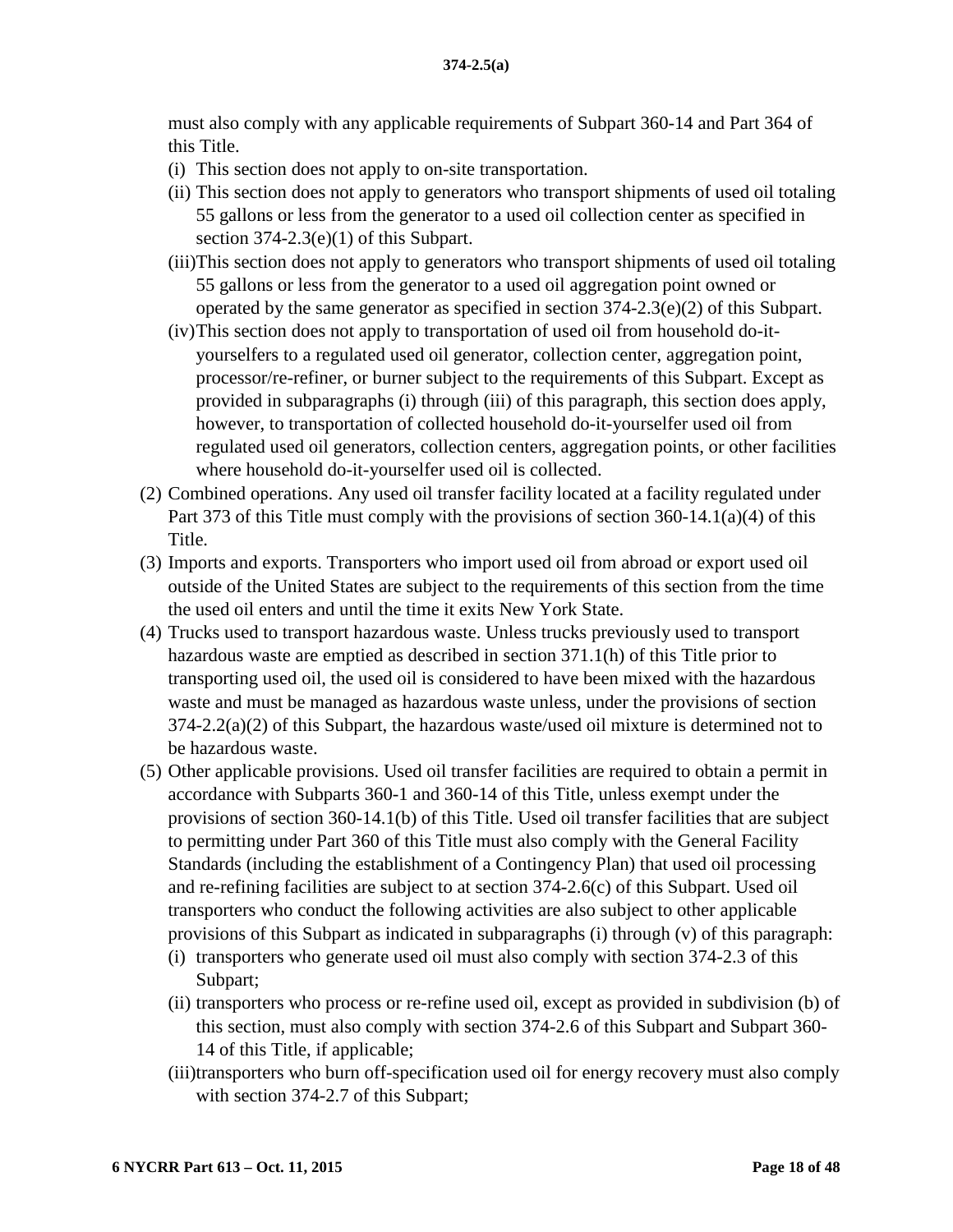must also comply with any applicable requirements of Subpart 360-14 and Part 364 of this Title.

- (i) This section does not apply to on-site transportation.
- (ii) This section does not apply to generators who transport shipments of used oil totaling 55 gallons or less from the generator to a used oil collection center as specified in section 374-2.3(e)(1) of this Subpart.
- (iii) This section does not apply to generators who transport shipments of used oil totaling 55 gallons or less from the generator to a used oil aggregation point owned or operated by the same generator as specified in section 374-2.3(e)(2) of this Subpart.
- (iv) This section does not apply to transportation of used oil from household do-it-yourselfers to a regulated used oil generator, collection center, aggregation point, processor/re-refiner, or burner subject to the requirements of this Subpart. Except as provided in subparagraphs (i) through (iii) of this paragraph, this section does apply, however, to transportation of collected household do-it-yourselfer used oil from regulated used oil generators, collection centers, aggregation points, or other facilities where household do-it-yourselfer used oil is collected.

(2) Combined operations. Any used oil transfer facility located at a facility regulated under Part 373 of this Title must comply with the provisions of section 360-14.1(a)(4) of this Title.

(3) Imports and exports. Transporters who import used oil from abroad or export used oil outside of the United States are subject to the requirements of this section from the time the used oil enters and until the time it exits New York State.

(4) Trucks used to transport hazardous waste. Unless trucks previously used to transport hazardous waste are emptied as described in section 371.1(h) of this Title prior to transporting used oil, the used oil is considered to have been mixed with the hazardous waste and must be managed as hazardous waste unless, under the provisions of section 374-2.2(a)(2) of this Subpart, the hazardous waste/used oil mixture is determined not to be hazardous waste.

(5) Other applicable provisions. Used oil transfer facilities are required to obtain a permit in accordance with Subparts 360-1 and 360-14 of this Title, unless exempt under the provisions of section 360-14.1(b) of this Title. Used oil transfer facilities that are subject to permitting under Part 360 of this Title must also comply with the General Facility Standards (including the establishment of a Contingency Plan) that used oil processing and re-refining facilities are subject to at section 374-2.6(c) of this Subpart. Used oil transporters who conduct the following activities are also subject to other applicable provisions of this Subpart as indicated in subparagraphs (i) through (v) of this paragraph:

- (i) transporters who generate used oil must also comply with section 374-2.3 of this Subpart;
- (ii) transporters who process or re-refine used oil, except as provided in subdivision (b) of this section, must also comply with section 374-2.6 of this Subpart and Subpart 360-14 of this Title, if applicable;
- (iii) transporters who burn off-specification used oil for energy recovery must also comply with section 374-2.7 of this Subpart;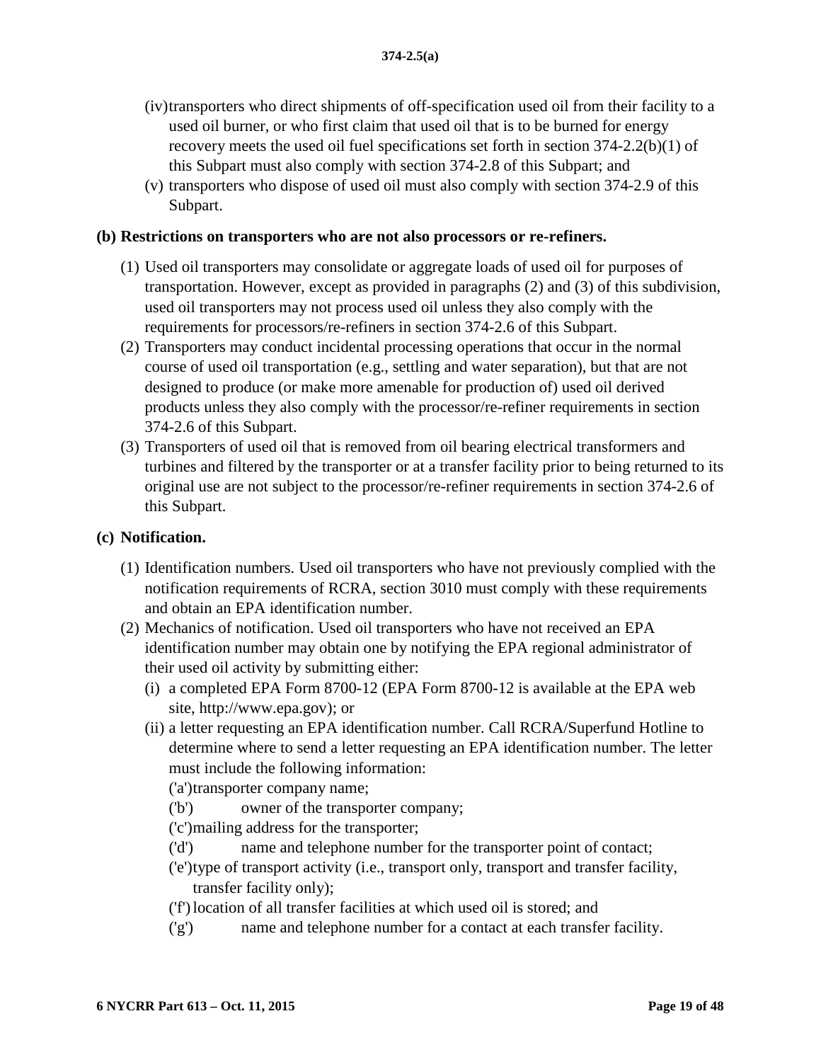- (iv) transporters who direct shipments of off-specification used oil from their facility to a used oil burner, or who first claim that used oil that is to be burned for energy recovery meets the used oil fuel specifications set forth in section 374-2.2(b)(1) of this Subpart must also comply with section 374-2.8 of this Subpart; and
- (v) transporters who dispose of used oil must also comply with section 374-2.9 of this Subpart.

**(b) Restrictions on transporters who are not also processors or re-refiners.**

- (1) Used oil transporters may consolidate or aggregate loads of used oil for purposes of transportation. However, except as provided in paragraphs (2) and (3) of this subdivision, used oil transporters may not process used oil unless they also comply with the requirements for processors/re-refiners in section 374-2.6 of this Subpart.
- (2) Transporters may conduct incidental processing operations that occur in the normal course of used oil transportation (e.g., settling and water separation), but that are not designed to produce (or make more amenable for production of) used oil derived products unless they also comply with the processor/re-refiner requirements in section 374-2.6 of this Subpart.
- (3) Transporters of used oil that is removed from oil bearing electrical transformers and turbines and filtered by the transporter or at a transfer facility prior to being returned to its original use are not subject to the processor/re-refiner requirements in section 374-2.6 of this Subpart.

**(c) Notification.**

- (1) Identification numbers. Used oil transporters who have not previously complied with the notification requirements of RCRA, section 3010 must comply with these requirements and obtain an EPA identification number.
- (2) Mechanics of notification. Used oil transporters who have not received an EPA identification number may obtain one by notifying the EPA regional administrator of their used oil activity by submitting either:
  - (i) a completed EPA Form 8700-12 (EPA Form 8700-12 is available at the EPA web site, http://www.epa.gov); or
  - (ii) a letter requesting an EPA identification number. Call RCRA/Superfund Hotline to determine where to send a letter requesting an EPA identification number. The letter must include the following information:
    - ('a') transporter company name;
    - ('b') owner of the transporter company;
    - ('c') mailing address for the transporter;
    - ('d') name and telephone number for the transporter point of contact;
    - ('e') type of transport activity (i.e., transport only, transport and transfer facility, transfer facility only);
    - ('f') location of all transfer facilities at which used oil is stored; and
    - ('g') name and telephone number for a contact at each transfer facility.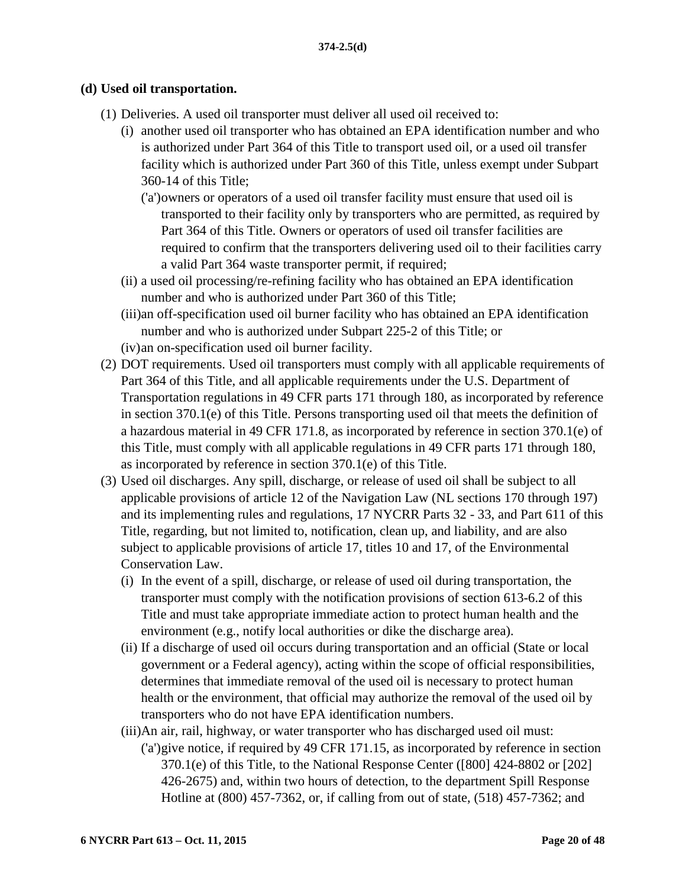**(d) Used oil transportation.**

(1) Deliveries. A used oil transporter must deliver all used oil received to:

(i) another used oil transporter who has obtained an EPA identification number and who is authorized under Part 364 of this Title to transport used oil, or a used oil transfer facility which is authorized under Part 360 of this Title, unless exempt under Subpart 360-14 of this Title;

('a') owners or operators of a used oil transfer facility must ensure that used oil is transported to their facility only by transporters who are permitted, as required by Part 364 of this Title. Owners or operators of used oil transfer facilities are required to confirm that the transporters delivering used oil to their facilities carry a valid Part 364 waste transporter permit, if required;

(ii) a used oil processing/re-refining facility who has obtained an EPA identification number and who is authorized under Part 360 of this Title;

(iii) an off-specification used oil burner facility who has obtained an EPA identification number and who is authorized under Subpart 225-2 of this Title; or

(iv) an on-specification used oil burner facility.

(2) DOT requirements. Used oil transporters must comply with all applicable requirements of Part 364 of this Title, and all applicable requirements under the U.S. Department of Transportation regulations in 49 CFR parts 171 through 180, as incorporated by reference in section 370.1(e) of this Title. Persons transporting used oil that meets the definition of a hazardous material in 49 CFR 171.8, as incorporated by reference in section 370.1(e) of this Title, must comply with all applicable regulations in 49 CFR parts 171 through 180, as incorporated by reference in section 370.1(e) of this Title.

(3) Used oil discharges. Any spill, discharge, or release of used oil shall be subject to all applicable provisions of article 12 of the Navigation Law (NL sections 170 through 197) and its implementing rules and regulations, 17 NYCRR Parts 32 - 33, and Part 611 of this Title, regarding, but not limited to, notification, clean up, and liability, and are also subject to applicable provisions of article 17, titles 10 and 17, of the Environmental Conservation Law.

(i) In the event of a spill, discharge, or release of used oil during transportation, the transporter must comply with the notification provisions of section 613-6.2 of this Title and must take appropriate immediate action to protect human health and the environment (e.g., notify local authorities or dike the discharge area).

(ii) If a discharge of used oil occurs during transportation and an official (State or local government or a Federal agency), acting within the scope of official responsibilities, determines that immediate removal of the used oil is necessary to protect human health or the environment, that official may authorize the removal of the used oil by transporters who do not have EPA identification numbers.

(iii) An air, rail, highway, or water transporter who has discharged used oil must:

('a') give notice, if required by 49 CFR 171.15, as incorporated by reference in section 370.1(e) of this Title, to the National Response Center ([800] 424-8802 or [202] 426-2675) and, within two hours of detection, to the department Spill Response Hotline at (800) 457-7362, or, if calling from out of state, (518) 457-7362; and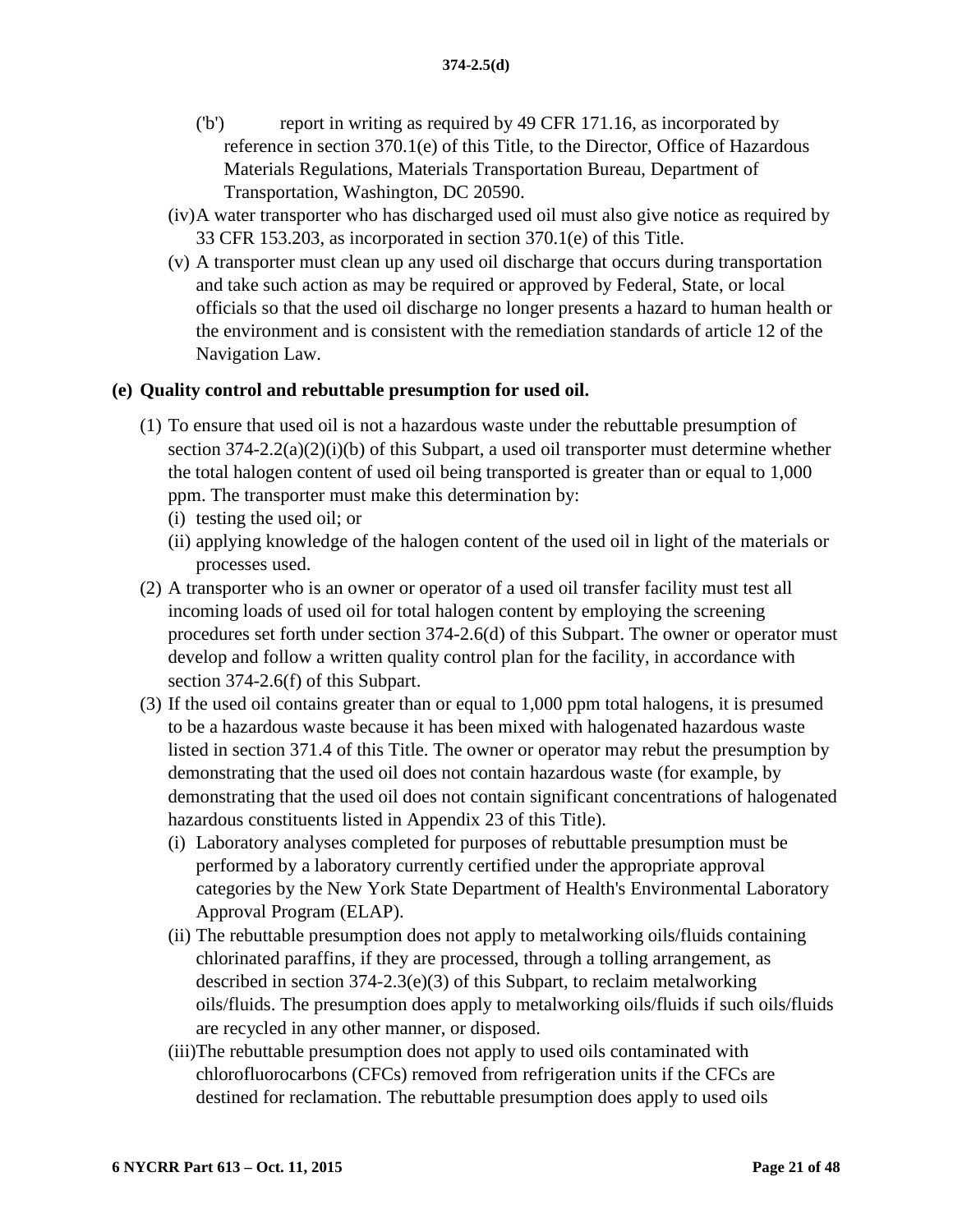('b') report in writing as required by 49 CFR 171.16, as incorporated by reference in section 370.1(e) of this Title, to the Director, Office of Hazardous Materials Regulations, Materials Transportation Bureau, Department of Transportation, Washington, DC 20590.

(iv) A water transporter who has discharged used oil must also give notice as required by 33 CFR 153.203, as incorporated in section 370.1(e) of this Title.

(v) A transporter must clean up any used oil discharge that occurs during transportation and take such action as may be required or approved by Federal, State, or local officials so that the used oil discharge no longer presents a hazard to human health or the environment and is consistent with the remediation standards of article 12 of the Navigation Law.

**(e) Quality control and rebuttable presumption for used oil.**

(1) To ensure that used oil is not a hazardous waste under the rebuttable presumption of section 374-2.2(a)(2)(i)(b) of this Subpart, a used oil transporter must determine whether the total halogen content of used oil being transported is greater than or equal to 1,000 ppm. The transporter must make this determination by:

(i) testing the used oil; or

(ii) applying knowledge of the halogen content of the used oil in light of the materials or processes used.

(2) A transporter who is an owner or operator of a used oil transfer facility must test all incoming loads of used oil for total halogen content by employing the screening procedures set forth under section 374-2.6(d) of this Subpart. The owner or operator must develop and follow a written quality control plan for the facility, in accordance with section 374-2.6(f) of this Subpart.

(3) If the used oil contains greater than or equal to 1,000 ppm total halogens, it is presumed to be a hazardous waste because it has been mixed with halogenated hazardous waste listed in section 371.4 of this Title. The owner or operator may rebut the presumption by demonstrating that the used oil does not contain hazardous waste (for example, by demonstrating that the used oil does not contain significant concentrations of halogenated hazardous constituents listed in Appendix 23 of this Title).

(i) Laboratory analyses completed for purposes of rebuttable presumption must be performed by a laboratory currently certified under the appropriate approval categories by the New York State Department of Health's Environmental Laboratory Approval Program (ELAP).

(ii) The rebuttable presumption does not apply to metalworking oils/fluids containing chlorinated paraffins, if they are processed, through a tolling arrangement, as described in section 374-2.3(e)(3) of this Subpart, to reclaim metalworking oils/fluids. The presumption does apply to metalworking oils/fluids if such oils/fluids are recycled in any other manner, or disposed.

(iii) The rebuttable presumption does not apply to used oils contaminated with chlorofluorocarbons (CFCs) removed from refrigeration units if the CFCs are destined for reclamation. The rebuttable presumption does apply to used oils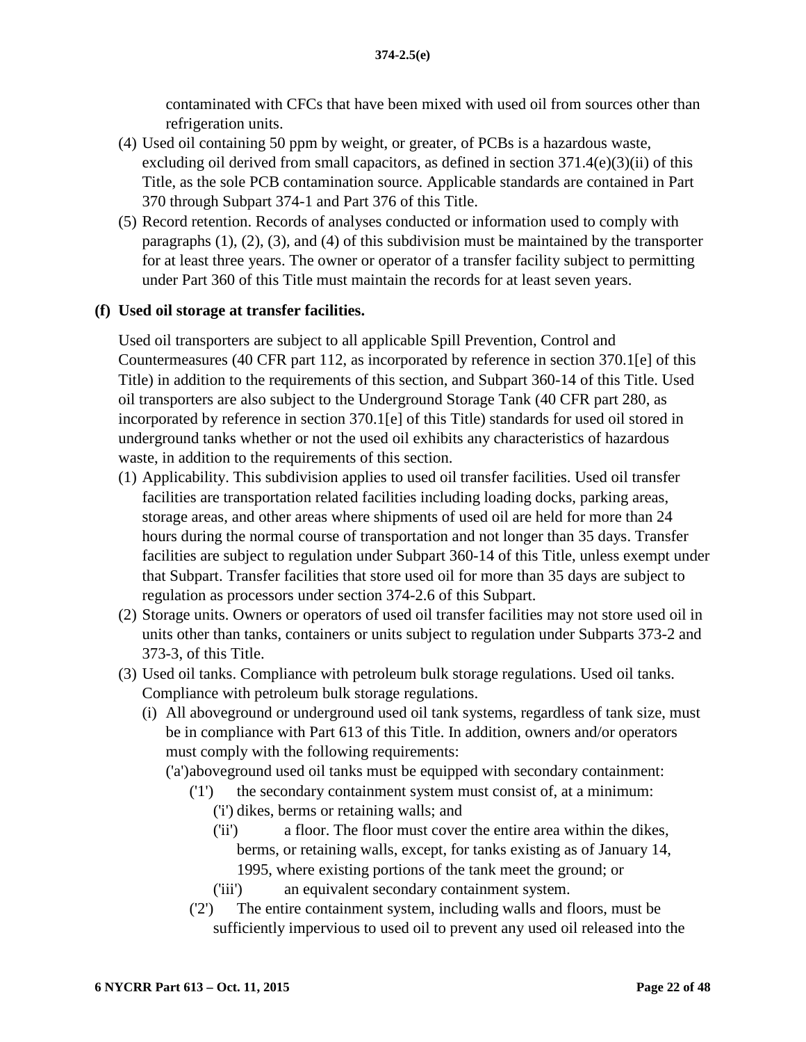contaminated with CFCs that have been mixed with used oil from sources other than refrigeration units.

(4) Used oil containing 50 ppm by weight, or greater, of PCBs is a hazardous waste, excluding oil derived from small capacitors, as defined in section 371.4(e)(3)(ii) of this Title, as the sole PCB contamination source. Applicable standards are contained in Part 370 through Subpart 374-1 and Part 376 of this Title.

(5) Record retention. Records of analyses conducted or information used to comply with paragraphs (1), (2), (3), and (4) of this subdivision must be maintained by the transporter for at least three years. The owner or operator of a transfer facility subject to permitting under Part 360 of this Title must maintain the records for at least seven years.

**(f) Used oil storage at transfer facilities.**

Used oil transporters are subject to all applicable Spill Prevention, Control and Countermeasures (40 CFR part 112, as incorporated by reference in section 370.1[e] of this Title) in addition to the requirements of this section, and Subpart 360-14 of this Title. Used oil transporters are also subject to the Underground Storage Tank (40 CFR part 280, as incorporated by reference in section 370.1[e] of this Title) standards for used oil stored in underground tanks whether or not the used oil exhibits any characteristics of hazardous waste, in addition to the requirements of this section.

(1) Applicability. This subdivision applies to used oil transfer facilities. Used oil transfer facilities are transportation related facilities including loading docks, parking areas, storage areas, and other areas where shipments of used oil are held for more than 24 hours during the normal course of transportation and not longer than 35 days. Transfer facilities are subject to regulation under Subpart 360-14 of this Title, unless exempt under that Subpart. Transfer facilities that store used oil for more than 35 days are subject to regulation as processors under section 374-2.6 of this Subpart.

(2) Storage units. Owners or operators of used oil transfer facilities may not store used oil in units other than tanks, containers or units subject to regulation under Subparts 373-2 and 373-3, of this Title.

(3) Used oil tanks. Compliance with petroleum bulk storage regulations. Used oil tanks. Compliance with petroleum bulk storage regulations.

  (i) All aboveground or underground used oil tank systems, regardless of tank size, must be in compliance with Part 613 of this Title. In addition, owners and/or operators must comply with the following requirements:

    ('a') aboveground used oil tanks must be equipped with secondary containment:

      ('1') the secondary containment system must consist of, at a minimum:

        ('i') dikes, berms or retaining walls; and

        ('ii') a floor. The floor must cover the entire area within the dikes, berms, or retaining walls, except, for tanks existing as of January 14, 1995, where existing portions of the tank meet the ground; or

        ('iii') an equivalent secondary containment system.

      ('2') The entire containment system, including walls and floors, must be sufficiently impervious to used oil to prevent any used oil released into the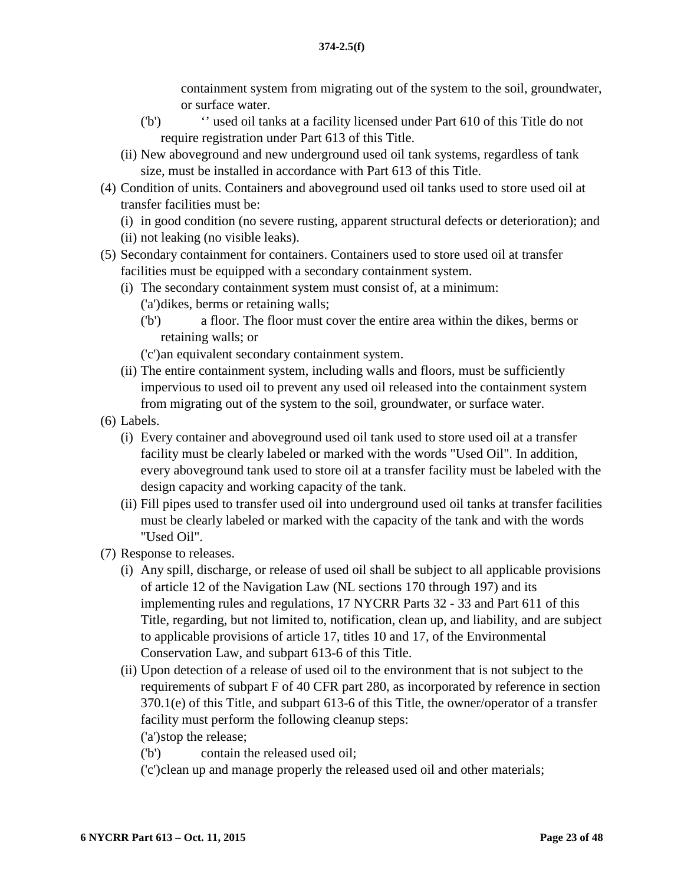containment system from migrating out of the system to the soil, groundwater, or surface water.

('b') ‘’ used oil tanks at a facility licensed under Part 610 of this Title do not require registration under Part 613 of this Title.

(ii) New aboveground and new underground used oil tank systems, regardless of tank size, must be installed in accordance with Part 613 of this Title.

(4) Condition of units. Containers and aboveground used oil tanks used to store used oil at transfer facilities must be:

(i) in good condition (no severe rusting, apparent structural defects or deterioration); and

(ii) not leaking (no visible leaks).

(5) Secondary containment for containers. Containers used to store used oil at transfer facilities must be equipped with a secondary containment system.

(i) The secondary containment system must consist of, at a minimum:

('a')dikes, berms or retaining walls;

('b') a floor. The floor must cover the entire area within the dikes, berms or retaining walls; or

('c')an equivalent secondary containment system.

(ii) The entire containment system, including walls and floors, must be sufficiently impervious to used oil to prevent any used oil released into the containment system from migrating out of the system to the soil, groundwater, or surface water.

(6) Labels.

(i) Every container and aboveground used oil tank used to store used oil at a transfer facility must be clearly labeled or marked with the words "Used Oil". In addition, every aboveground tank used to store oil at a transfer facility must be labeled with the design capacity and working capacity of the tank.

(ii) Fill pipes used to transfer used oil into underground used oil tanks at transfer facilities must be clearly labeled or marked with the capacity of the tank and with the words "Used Oil".

(7) Response to releases.

(i) Any spill, discharge, or release of used oil shall be subject to all applicable provisions of article 12 of the Navigation Law (NL sections 170 through 197) and its implementing rules and regulations, 17 NYCRR Parts 32 - 33 and Part 611 of this Title, regarding, but not limited to, notification, clean up, and liability, and are subject to applicable provisions of article 17, titles 10 and 17, of the Environmental Conservation Law, and subpart 613-6 of this Title.

(ii) Upon detection of a release of used oil to the environment that is not subject to the requirements of subpart F of 40 CFR part 280, as incorporated by reference in section 370.1(e) of this Title, and subpart 613-6 of this Title, the owner/operator of a transfer facility must perform the following cleanup steps:

('a')stop the release;

('b') contain the released used oil;

('c')clean up and manage properly the released used oil and other materials;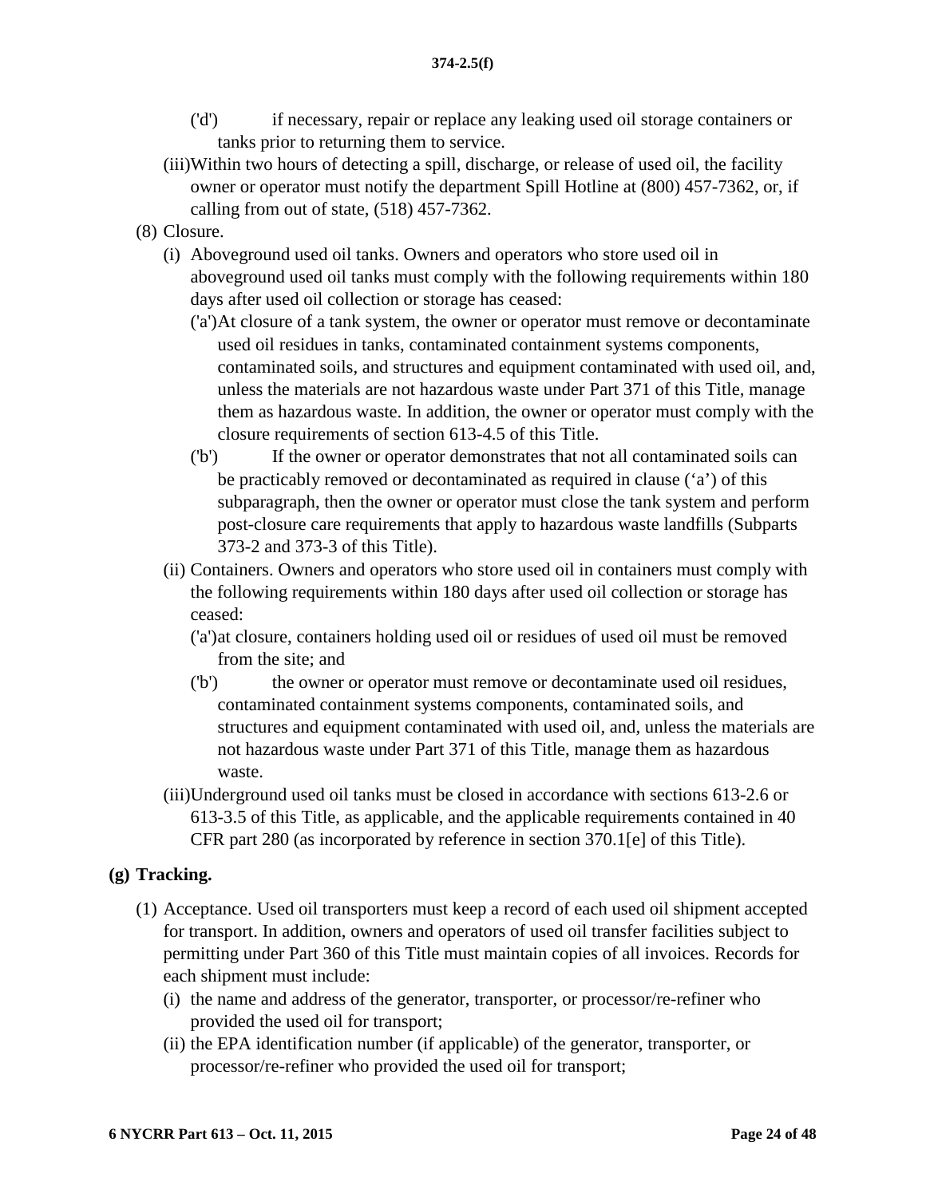('d') if necessary, repair or replace any leaking used oil storage containers or tanks prior to returning them to service.

(iii) Within two hours of detecting a spill, discharge, or release of used oil, the facility owner or operator must notify the department Spill Hotline at (800) 457-7362, or, if calling from out of state, (518) 457-7362.

(8) Closure.

(i) Aboveground used oil tanks. Owners and operators who store used oil in aboveground used oil tanks must comply with the following requirements within 180 days after used oil collection or storage has ceased:

('a') At closure of a tank system, the owner or operator must remove or decontaminate used oil residues in tanks, contaminated containment systems components, contaminated soils, and structures and equipment contaminated with used oil, and, unless the materials are not hazardous waste under Part 371 of this Title, manage them as hazardous waste. In addition, the owner or operator must comply with the closure requirements of section 613-4.5 of this Title.

('b') If the owner or operator demonstrates that not all contaminated soils can be practicably removed or decontaminated as required in clause ('a') of this subparagraph, then the owner or operator must close the tank system and perform post-closure care requirements that apply to hazardous waste landfills (Subparts 373-2 and 373-3 of this Title).

(ii) Containers. Owners and operators who store used oil in containers must comply with the following requirements within 180 days after used oil collection or storage has ceased:

('a') at closure, containers holding used oil or residues of used oil must be removed from the site; and

('b') the owner or operator must remove or decontaminate used oil residues, contaminated containment systems components, contaminated soils, and structures and equipment contaminated with used oil, and, unless the materials are not hazardous waste under Part 371 of this Title, manage them as hazardous waste.

(iii) Underground used oil tanks must be closed in accordance with sections 613-2.6 or 613-3.5 of this Title, as applicable, and the applicable requirements contained in 40 CFR part 280 (as incorporated by reference in section 370.1[e] of this Title).

**(g) Tracking.**

(1) Acceptance. Used oil transporters must keep a record of each used oil shipment accepted for transport. In addition, owners and operators of used oil transfer facilities subject to permitting under Part 360 of this Title must maintain copies of all invoices. Records for each shipment must include:

(i) the name and address of the generator, transporter, or processor/re-refiner who provided the used oil for transport;

(ii) the EPA identification number (if applicable) of the generator, transporter, or processor/re-refiner who provided the used oil for transport;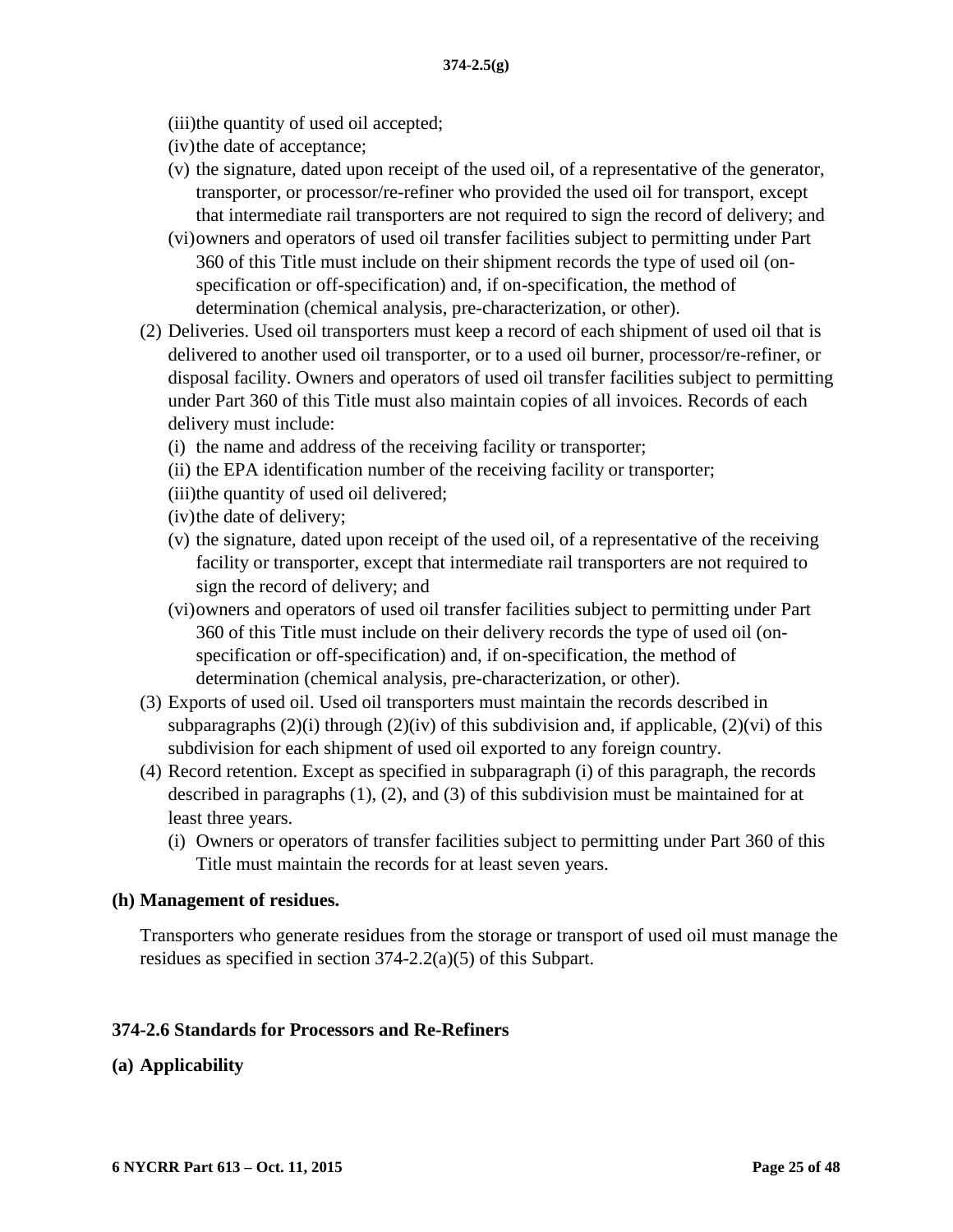(iii) the quantity of used oil accepted;

(iv) the date of acceptance;

(v) the signature, dated upon receipt of the used oil, of a representative of the generator, transporter, or processor/re-refiner who provided the used oil for transport, except that intermediate rail transporters are not required to sign the record of delivery; and

(vi) owners and operators of used oil transfer facilities subject to permitting under Part 360 of this Title must include on their shipment records the type of used oil (on-specification or off-specification) and, if on-specification, the method of determination (chemical analysis, pre-characterization, or other).

(2) Deliveries. Used oil transporters must keep a record of each shipment of used oil that is delivered to another used oil transporter, or to a used oil burner, processor/re-refiner, or disposal facility. Owners and operators of used oil transfer facilities subject to permitting under Part 360 of this Title must also maintain copies of all invoices. Records of each delivery must include:

(i) the name and address of the receiving facility or transporter;

(ii) the EPA identification number of the receiving facility or transporter;

(iii) the quantity of used oil delivered;

(iv) the date of delivery;

(v) the signature, dated upon receipt of the used oil, of a representative of the receiving facility or transporter, except that intermediate rail transporters are not required to sign the record of delivery; and

(vi) owners and operators of used oil transfer facilities subject to permitting under Part 360 of this Title must include on their delivery records the type of used oil (on-specification or off-specification) and, if on-specification, the method of determination (chemical analysis, pre-characterization, or other).

(3) Exports of used oil. Used oil transporters must maintain the records described in subparagraphs (2)(i) through (2)(iv) of this subdivision and, if applicable, (2)(vi) of this subdivision for each shipment of used oil exported to any foreign country.

(4) Record retention. Except as specified in subparagraph (i) of this paragraph, the records described in paragraphs (1), (2), and (3) of this subdivision must be maintained for at least three years.

(i) Owners or operators of transfer facilities subject to permitting under Part 360 of this Title must maintain the records for at least seven years.

**(h) Management of residues.**

Transporters who generate residues from the storage or transport of used oil must manage the residues as specified in section 374-2.2(a)(5) of this Subpart.

### 374-2.6 Standards for Processors and Re-Refiners

**(a) Applicability**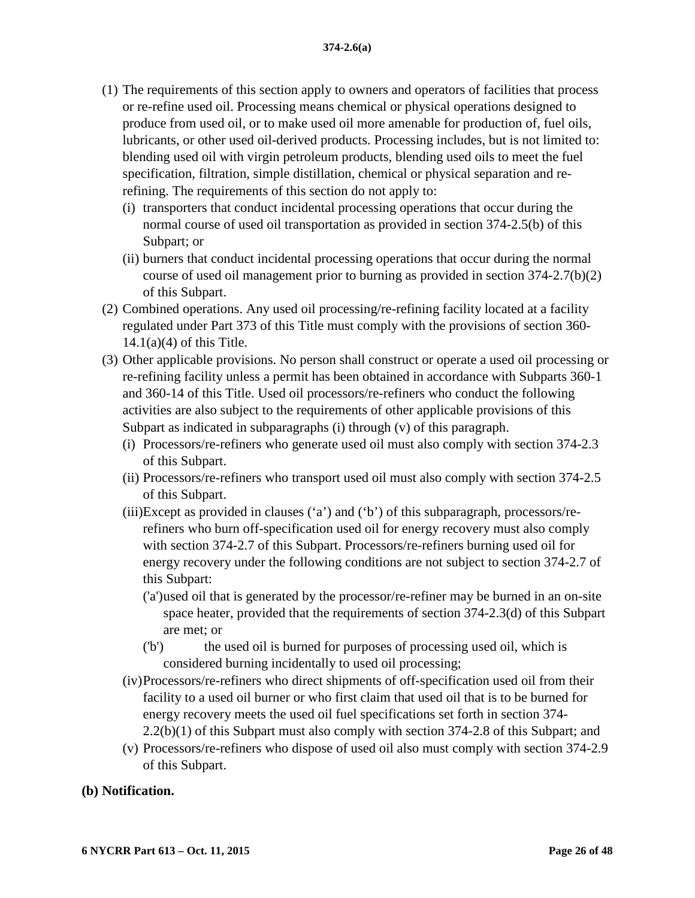**374-2.6(a)**

(1) The requirements of this section apply to owners and operators of facilities that process or re-refine used oil. Processing means chemical or physical operations designed to produce from used oil, or to make used oil more amenable for production of, fuel oils, lubricants, or other used oil-derived products. Processing includes, but is not limited to: blending used oil with virgin petroleum products, blending used oils to meet the fuel specification, filtration, simple distillation, chemical or physical separation and re-refining. The requirements of this section do not apply to:

   (i) transporters that conduct incidental processing operations that occur during the normal course of used oil transportation as provided in section 374-2.5(b) of this Subpart; or

   (ii) burners that conduct incidental processing operations that occur during the normal course of used oil management prior to burning as provided in section 374-2.7(b)(2) of this Subpart.

(2) Combined operations. Any used oil processing/re-refining facility located at a facility regulated under Part 373 of this Title must comply with the provisions of section 360-14.1(a)(4) of this Title.

(3) Other applicable provisions. No person shall construct or operate a used oil processing or re-refining facility unless a permit has been obtained in accordance with Subparts 360-1 and 360-14 of this Title. Used oil processors/re-refiners who conduct the following activities are also subject to the requirements of other applicable provisions of this Subpart as indicated in subparagraphs (i) through (v) of this paragraph.

   (i) Processors/re-refiners who generate used oil must also comply with section 374-2.3 of this Subpart.

   (ii) Processors/re-refiners who transport used oil must also comply with section 374-2.5 of this Subpart.

   (iii) Except as provided in clauses ('a') and ('b') of this subparagraph, processors/re-refiners who burn off-specification used oil for energy recovery must also comply with section 374-2.7 of this Subpart. Processors/re-refiners burning used oil for energy recovery under the following conditions are not subject to section 374-2.7 of this Subpart:

      ('a') used oil that is generated by the processor/re-refiner may be burned in an on-site space heater, provided that the requirements of section 374-2.3(d) of this Subpart are met; or

      ('b') the used oil is burned for purposes of processing used oil, which is considered burning incidentally to used oil processing;

   (iv) Processors/re-refiners who direct shipments of off-specification used oil from their facility to a used oil burner or who first claim that used oil that is to be burned for energy recovery meets the used oil fuel specifications set forth in section 374-2.2(b)(1) of this Subpart must also comply with section 374-2.8 of this Subpart; and

   (v) Processors/re-refiners who dispose of used oil also must comply with section 374-2.9 of this Subpart.

**(b) Notification.**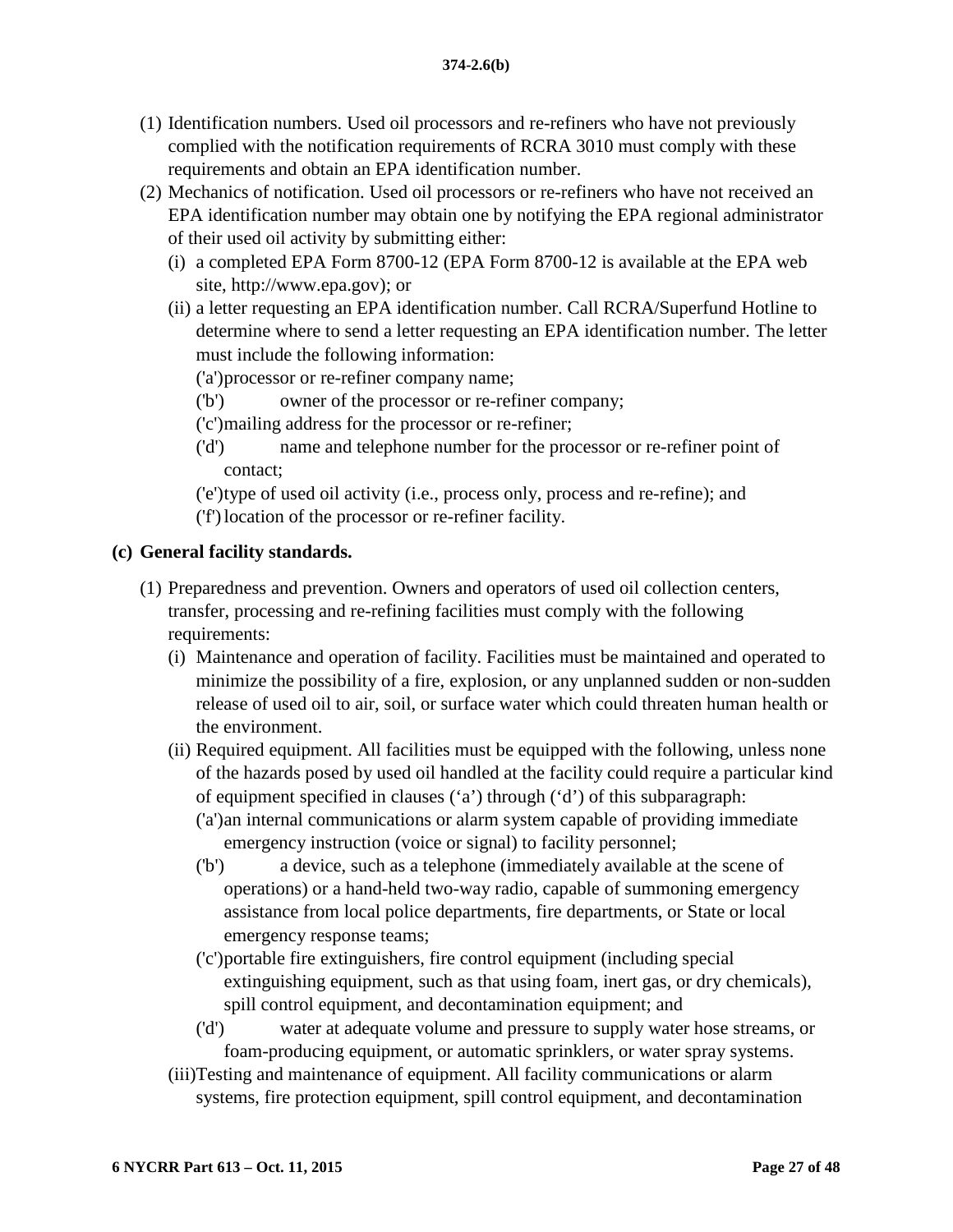(1) Identification numbers. Used oil processors and re-refiners who have not previously complied with the notification requirements of RCRA 3010 must comply with these requirements and obtain an EPA identification number.

(2) Mechanics of notification. Used oil processors or re-refiners who have not received an EPA identification number may obtain one by notifying the EPA regional administrator of their used oil activity by submitting either:

   (i) a completed EPA Form 8700-12 (EPA Form 8700-12 is available at the EPA web site, http://www.epa.gov); or

   (ii) a letter requesting an EPA identification number. Call RCRA/Superfund Hotline to determine where to send a letter requesting an EPA identification number. The letter must include the following information:

      ('a') processor or re-refiner company name;

      ('b') owner of the processor or re-refiner company;

      ('c') mailing address for the processor or re-refiner;

      ('d') name and telephone number for the processor or re-refiner point of contact;

      ('e') type of used oil activity (i.e., process only, process and re-refine); and

      ('f') location of the processor or re-refiner facility.

**(c) General facility standards.**

(1) Preparedness and prevention. Owners and operators of used oil collection centers, transfer, processing and re-refining facilities must comply with the following requirements:

   (i) Maintenance and operation of facility. Facilities must be maintained and operated to minimize the possibility of a fire, explosion, or any unplanned sudden or non-sudden release of used oil to air, soil, or surface water which could threaten human health or the environment.

   (ii) Required equipment. All facilities must be equipped with the following, unless none of the hazards posed by used oil handled at the facility could require a particular kind of equipment specified in clauses ('a') through ('d') of this subparagraph:

      ('a') an internal communications or alarm system capable of providing immediate emergency instruction (voice or signal) to facility personnel;

      ('b') a device, such as a telephone (immediately available at the scene of operations) or a hand-held two-way radio, capable of summoning emergency assistance from local police departments, fire departments, or State or local emergency response teams;

      ('c') portable fire extinguishers, fire control equipment (including special extinguishing equipment, such as that using foam, inert gas, or dry chemicals), spill control equipment, and decontamination equipment; and

      ('d') water at adequate volume and pressure to supply water hose streams, or foam-producing equipment, or automatic sprinklers, or water spray systems.

   (iii) Testing and maintenance of equipment. All facility communications or alarm systems, fire protection equipment, spill control equipment, and decontamination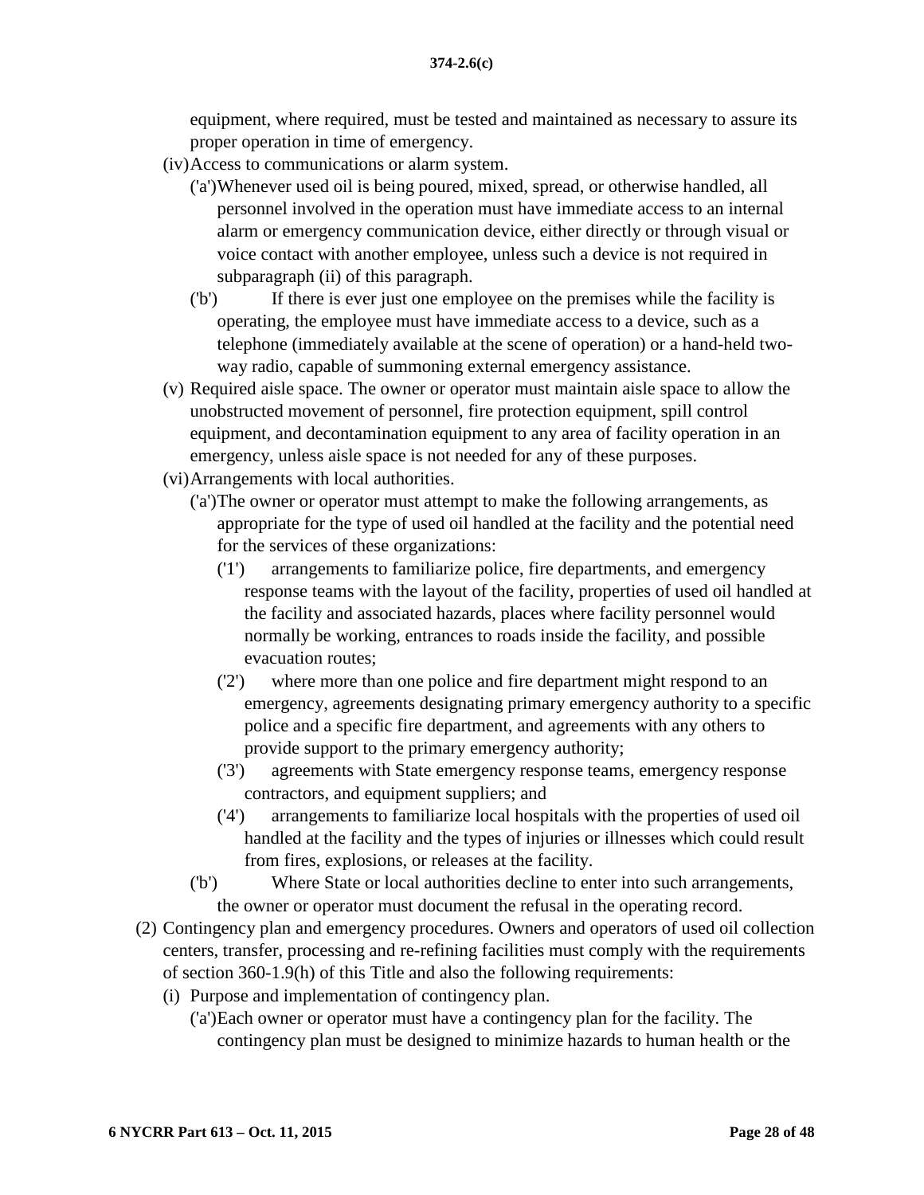equipment, where required, must be tested and maintained as necessary to assure its proper operation in time of emergency.

(iv) Access to communications or alarm system.

('a') Whenever used oil is being poured, mixed, spread, or otherwise handled, all personnel involved in the operation must have immediate access to an internal alarm or emergency communication device, either directly or through visual or voice contact with another employee, unless such a device is not required in subparagraph (ii) of this paragraph.

('b') If there is ever just one employee on the premises while the facility is operating, the employee must have immediate access to a device, such as a telephone (immediately available at the scene of operation) or a hand-held two-way radio, capable of summoning external emergency assistance.

(v) Required aisle space. The owner or operator must maintain aisle space to allow the unobstructed movement of personnel, fire protection equipment, spill control equipment, and decontamination equipment to any area of facility operation in an emergency, unless aisle space is not needed for any of these purposes.

(vi) Arrangements with local authorities.

('a') The owner or operator must attempt to make the following arrangements, as appropriate for the type of used oil handled at the facility and the potential need for the services of these organizations:

('1') arrangements to familiarize police, fire departments, and emergency response teams with the layout of the facility, properties of used oil handled at the facility and associated hazards, places where facility personnel would normally be working, entrances to roads inside the facility, and possible evacuation routes;

('2') where more than one police and fire department might respond to an emergency, agreements designating primary emergency authority to a specific police and a specific fire department, and agreements with any others to provide support to the primary emergency authority;

('3') agreements with State emergency response teams, emergency response contractors, and equipment suppliers; and

('4') arrangements to familiarize local hospitals with the properties of used oil handled at the facility and the types of injuries or illnesses which could result from fires, explosions, or releases at the facility.

('b') Where State or local authorities decline to enter into such arrangements, the owner or operator must document the refusal in the operating record.

(2) Contingency plan and emergency procedures. Owners and operators of used oil collection centers, transfer, processing and re-refining facilities must comply with the requirements of section 360-1.9(h) of this Title and also the following requirements:

(i) Purpose and implementation of contingency plan.

('a') Each owner or operator must have a contingency plan for the facility. The contingency plan must be designed to minimize hazards to human health or the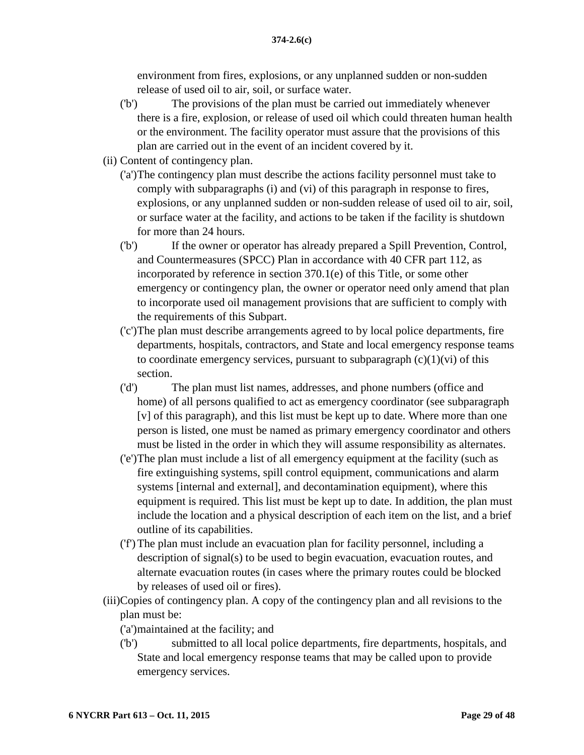environment from fires, explosions, or any unplanned sudden or non-sudden release of used oil to air, soil, or surface water.

('b') The provisions of the plan must be carried out immediately whenever there is a fire, explosion, or release of used oil which could threaten human health or the environment. The facility operator must assure that the provisions of this plan are carried out in the event of an incident covered by it.

(ii) Content of contingency plan.

('a') The contingency plan must describe the actions facility personnel must take to comply with subparagraphs (i) and (vi) of this paragraph in response to fires, explosions, or any unplanned sudden or non-sudden release of used oil to air, soil, or surface water at the facility, and actions to be taken if the facility is shutdown for more than 24 hours.

('b') If the owner or operator has already prepared a Spill Prevention, Control, and Countermeasures (SPCC) Plan in accordance with 40 CFR part 112, as incorporated by reference in section 370.1(e) of this Title, or some other emergency or contingency plan, the owner or operator need only amend that plan to incorporate used oil management provisions that are sufficient to comply with the requirements of this Subpart.

('c') The plan must describe arrangements agreed to by local police departments, fire departments, hospitals, contractors, and State and local emergency response teams to coordinate emergency services, pursuant to subparagraph (c)(1)(vi) of this section.

('d') The plan must list names, addresses, and phone numbers (office and home) of all persons qualified to act as emergency coordinator (see subparagraph [v] of this paragraph), and this list must be kept up to date. Where more than one person is listed, one must be named as primary emergency coordinator and others must be listed in the order in which they will assume responsibility as alternates.

('e') The plan must include a list of all emergency equipment at the facility (such as fire extinguishing systems, spill control equipment, communications and alarm systems [internal and external], and decontamination equipment), where this equipment is required. This list must be kept up to date. In addition, the plan must include the location and a physical description of each item on the list, and a brief outline of its capabilities.

('f') The plan must include an evacuation plan for facility personnel, including a description of signal(s) to be used to begin evacuation, evacuation routes, and alternate evacuation routes (in cases where the primary routes could be blocked by releases of used oil or fires).

(iii) Copies of contingency plan. A copy of the contingency plan and all revisions to the plan must be:

('a') maintained at the facility; and

('b') submitted to all local police departments, fire departments, hospitals, and State and local emergency response teams that may be called upon to provide emergency services.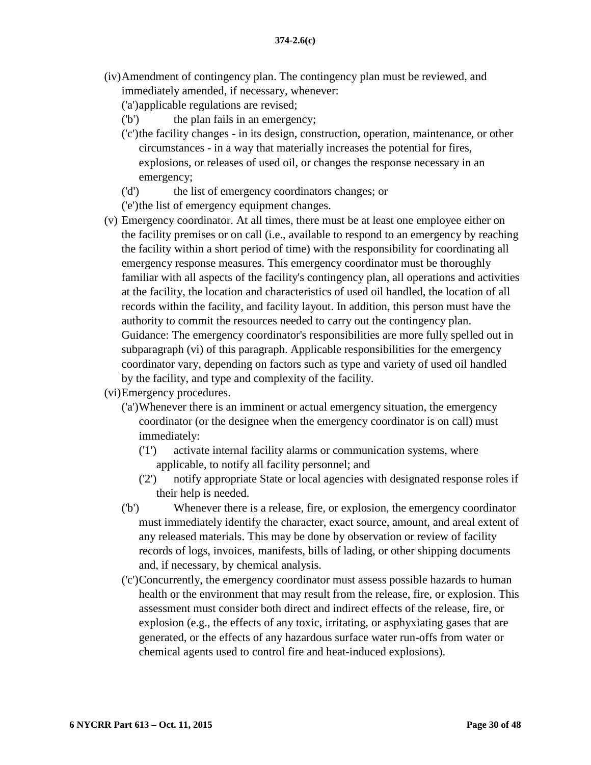(iv) Amendment of contingency plan. The contingency plan must be reviewed, and immediately amended, if necessary, whenever:

  ('a') applicable regulations are revised;

  ('b') the plan fails in an emergency;

  ('c') the facility changes - in its design, construction, operation, maintenance, or other circumstances - in a way that materially increases the potential for fires, explosions, or releases of used oil, or changes the response necessary in an emergency;

  ('d') the list of emergency coordinators changes; or

  ('e') the list of emergency equipment changes.

(v) Emergency coordinator. At all times, there must be at least one employee either on the facility premises or on call (i.e., available to respond to an emergency by reaching the facility within a short period of time) with the responsibility for coordinating all emergency response measures. This emergency coordinator must be thoroughly familiar with all aspects of the facility's contingency plan, all operations and activities at the facility, the location and characteristics of used oil handled, the location of all records within the facility, and facility layout. In addition, this person must have the authority to commit the resources needed to carry out the contingency plan. Guidance: The emergency coordinator's responsibilities are more fully spelled out in subparagraph (vi) of this paragraph. Applicable responsibilities for the emergency coordinator vary, depending on factors such as type and variety of used oil handled by the facility, and type and complexity of the facility.

(vi) Emergency procedures.

  ('a') Whenever there is an imminent or actual emergency situation, the emergency coordinator (or the designee when the emergency coordinator is on call) must immediately:

    ('1') activate internal facility alarms or communication systems, where applicable, to notify all facility personnel; and

    ('2') notify appropriate State or local agencies with designated response roles if their help is needed.

  ('b') Whenever there is a release, fire, or explosion, the emergency coordinator must immediately identify the character, exact source, amount, and areal extent of any released materials. This may be done by observation or review of facility records of logs, invoices, manifests, bills of lading, or other shipping documents and, if necessary, by chemical analysis.

  ('c') Concurrently, the emergency coordinator must assess possible hazards to human health or the environment that may result from the release, fire, or explosion. This assessment must consider both direct and indirect effects of the release, fire, or explosion (e.g., the effects of any toxic, irritating, or asphyxiating gases that are generated, or the effects of any hazardous surface water run-offs from water or chemical agents used to control fire and heat-induced explosions).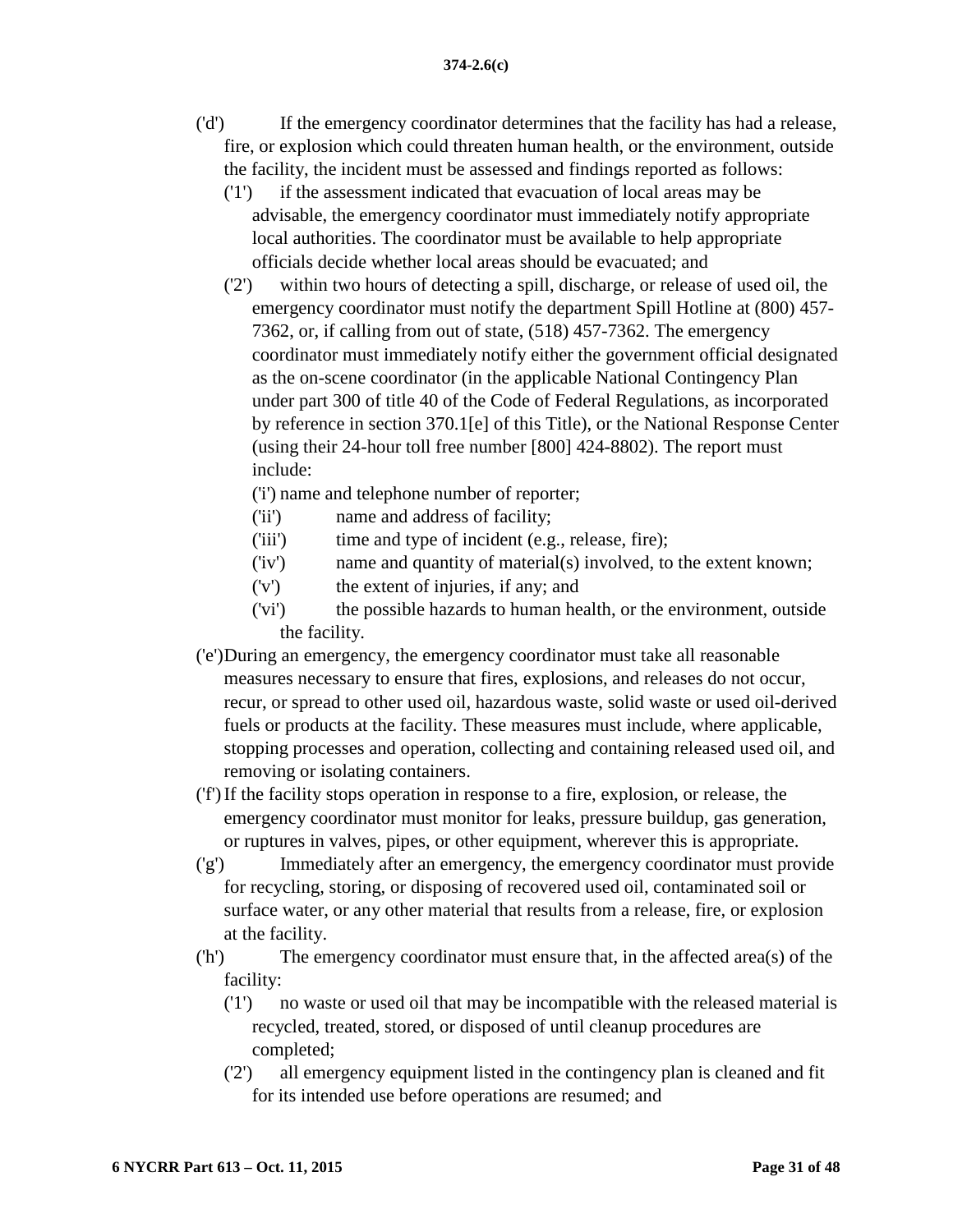('d') If the emergency coordinator determines that the facility has had a release, fire, or explosion which could threaten human health, or the environment, outside the facility, the incident must be assessed and findings reported as follows:

('1') if the assessment indicated that evacuation of local areas may be advisable, the emergency coordinator must immediately notify appropriate local authorities. The coordinator must be available to help appropriate officials decide whether local areas should be evacuated; and

('2') within two hours of detecting a spill, discharge, or release of used oil, the emergency coordinator must notify the department Spill Hotline at (800) 457-7362, or, if calling from out of state, (518) 457-7362. The emergency coordinator must immediately notify either the government official designated as the on-scene coordinator (in the applicable National Contingency Plan under part 300 of title 40 of the Code of Federal Regulations, as incorporated by reference in section 370.1[e] of this Title), or the National Response Center (using their 24-hour toll free number [800] 424-8802). The report must include:

('i') name and telephone number of reporter;

('ii') name and address of facility;

('iii') time and type of incident (e.g., release, fire);

('iv') name and quantity of material(s) involved, to the extent known;

('v') the extent of injuries, if any; and

('vi') the possible hazards to human health, or the environment, outside the facility.

('e') During an emergency, the emergency coordinator must take all reasonable measures necessary to ensure that fires, explosions, and releases do not occur, recur, or spread to other used oil, hazardous waste, solid waste or used oil-derived fuels or products at the facility. These measures must include, where applicable, stopping processes and operation, collecting and containing released used oil, and removing or isolating containers.

('f') If the facility stops operation in response to a fire, explosion, or release, the emergency coordinator must monitor for leaks, pressure buildup, gas generation, or ruptures in valves, pipes, or other equipment, wherever this is appropriate.

('g') Immediately after an emergency, the emergency coordinator must provide for recycling, storing, or disposing of recovered used oil, contaminated soil or surface water, or any other material that results from a release, fire, or explosion at the facility.

('h') The emergency coordinator must ensure that, in the affected area(s) of the facility:

('1') no waste or used oil that may be incompatible with the released material is recycled, treated, stored, or disposed of until cleanup procedures are completed;

('2') all emergency equipment listed in the contingency plan is cleaned and fit for its intended use before operations are resumed; and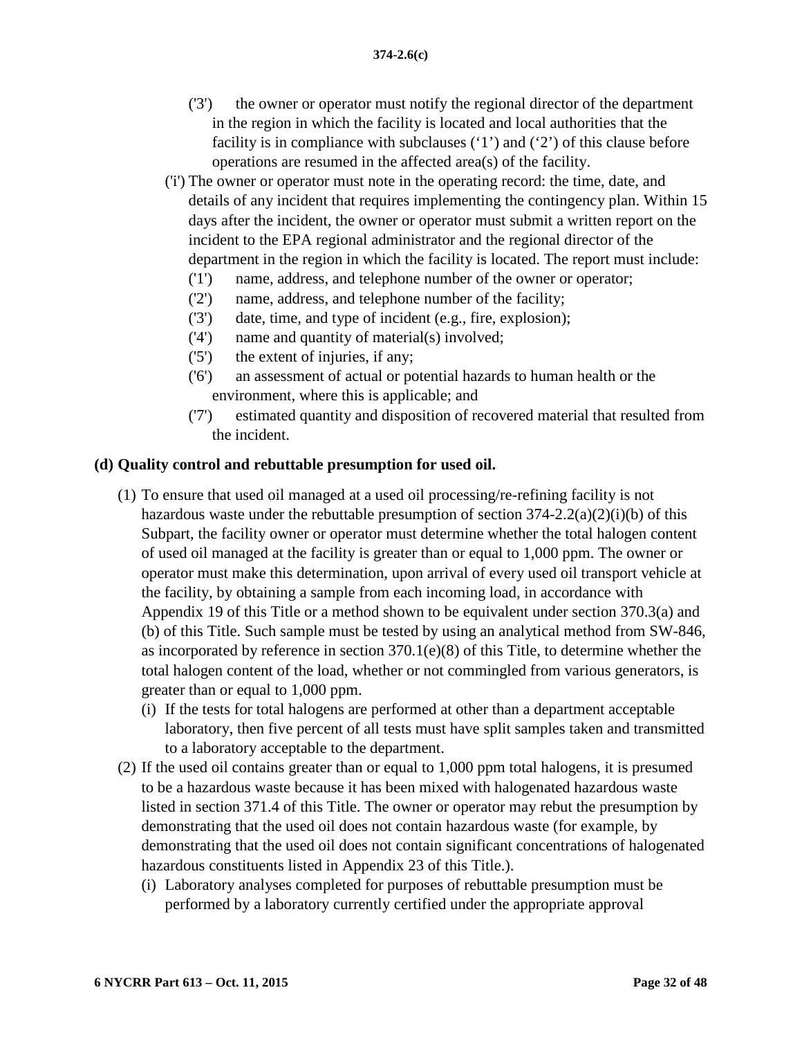('3') the owner or operator must notify the regional director of the department in the region in which the facility is located and local authorities that the facility is in compliance with subclauses ('1') and ('2') of this clause before operations are resumed in the affected area(s) of the facility.

('i') The owner or operator must note in the operating record: the time, date, and details of any incident that requires implementing the contingency plan. Within 15 days after the incident, the owner or operator must submit a written report on the incident to the EPA regional administrator and the regional director of the department in the region in which the facility is located. The report must include:

('1') name, address, and telephone number of the owner or operator;

('2') name, address, and telephone number of the facility;

('3') date, time, and type of incident (e.g., fire, explosion);

('4') name and quantity of material(s) involved;

('5') the extent of injuries, if any;

('6') an assessment of actual or potential hazards to human health or the environment, where this is applicable; and

('7') estimated quantity and disposition of recovered material that resulted from the incident.

**(d) Quality control and rebuttable presumption for used oil.**

(1) To ensure that used oil managed at a used oil processing/re-refining facility is not hazardous waste under the rebuttable presumption of section 374-2.2(a)(2)(i)(b) of this Subpart, the facility owner or operator must determine whether the total halogen content of used oil managed at the facility is greater than or equal to 1,000 ppm. The owner or operator must make this determination, upon arrival of every used oil transport vehicle at the facility, by obtaining a sample from each incoming load, in accordance with Appendix 19 of this Title or a method shown to be equivalent under section 370.3(a) and (b) of this Title. Such sample must be tested by using an analytical method from SW-846, as incorporated by reference in section 370.1(e)(8) of this Title, to determine whether the total halogen content of the load, whether or not commingled from various generators, is greater than or equal to 1,000 ppm.

(i) If the tests for total halogens are performed at other than a department acceptable laboratory, then five percent of all tests must have split samples taken and transmitted to a laboratory acceptable to the department.

(2) If the used oil contains greater than or equal to 1,000 ppm total halogens, it is presumed to be a hazardous waste because it has been mixed with halogenated hazardous waste listed in section 371.4 of this Title. The owner or operator may rebut the presumption by demonstrating that the used oil does not contain hazardous waste (for example, by demonstrating that the used oil does not contain significant concentrations of halogenated hazardous constituents listed in Appendix 23 of this Title.).

(i) Laboratory analyses completed for purposes of rebuttable presumption must be performed by a laboratory currently certified under the appropriate approval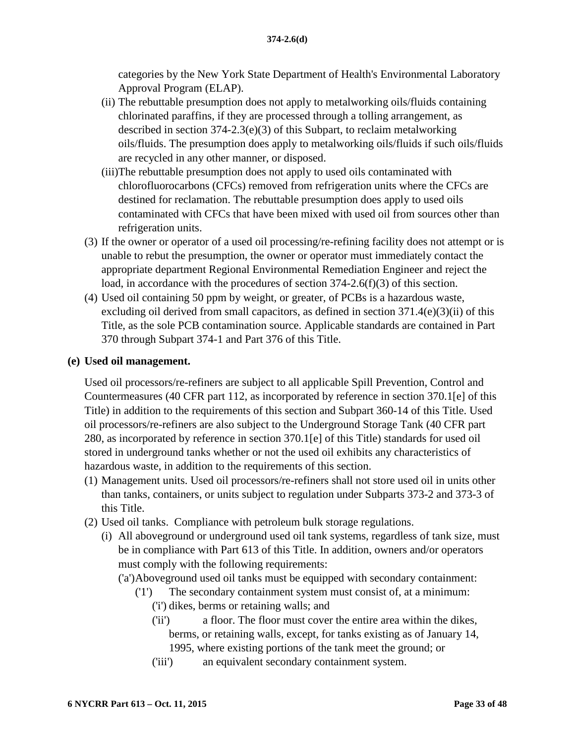categories by the New York State Department of Health's Environmental Laboratory Approval Program (ELAP).

   (ii) The rebuttable presumption does not apply to metalworking oils/fluids containing chlorinated paraffins, if they are processed through a tolling arrangement, as described in section 374-2.3(e)(3) of this Subpart, to reclaim metalworking oils/fluids. The presumption does apply to metalworking oils/fluids if such oils/fluids are recycled in any other manner, or disposed.

   (iii) The rebuttable presumption does not apply to used oils contaminated with chlorofluorocarbons (CFCs) removed from refrigeration units where the CFCs are destined for reclamation. The rebuttable presumption does apply to used oils contaminated with CFCs that have been mixed with used oil from sources other than refrigeration units.

(3) If the owner or operator of a used oil processing/re-refining facility does not attempt or is unable to rebut the presumption, the owner or operator must immediately contact the appropriate department Regional Environmental Remediation Engineer and reject the load, in accordance with the procedures of section 374-2.6(f)(3) of this section.

(4) Used oil containing 50 ppm by weight, or greater, of PCBs is a hazardous waste, excluding oil derived from small capacitors, as defined in section 371.4(e)(3)(ii) of this Title, as the sole PCB contamination source. Applicable standards are contained in Part 370 through Subpart 374-1 and Part 376 of this Title.

**(e) Used oil management.**

Used oil processors/re-refiners are subject to all applicable Spill Prevention, Control and Countermeasures (40 CFR part 112, as incorporated by reference in section 370.1[e] of this Title) in addition to the requirements of this section and Subpart 360-14 of this Title. Used oil processors/re-refiners are also subject to the Underground Storage Tank (40 CFR part 280, as incorporated by reference in section 370.1[e] of this Title) standards for used oil stored in underground tanks whether or not the used oil exhibits any characteristics of hazardous waste, in addition to the requirements of this section.

(1) Management units. Used oil processors/re-refiners shall not store used oil in units other than tanks, containers, or units subject to regulation under Subparts 373-2 and 373-3 of this Title.

(2) Used oil tanks. Compliance with petroleum bulk storage regulations.

   (i) All aboveground or underground used oil tank systems, regardless of tank size, must be in compliance with Part 613 of this Title. In addition, owners and/or operators must comply with the following requirements:

      ('a') Aboveground used oil tanks must be equipped with secondary containment:

         ('1') The secondary containment system must consist of, at a minimum:

            ('i') dikes, berms or retaining walls; and

            ('ii') a floor. The floor must cover the entire area within the dikes, berms, or retaining walls, except, for tanks existing as of January 14, 1995, where existing portions of the tank meet the ground; or

            ('iii') an equivalent secondary containment system.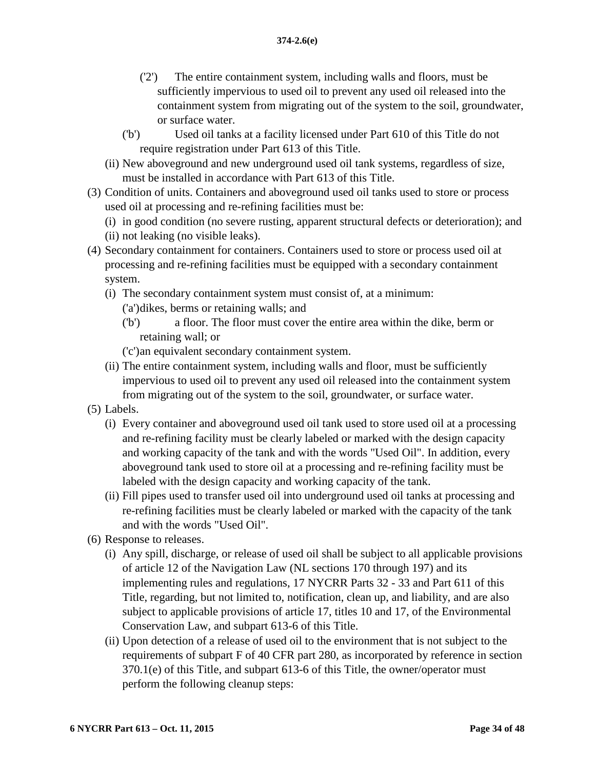('2') The entire containment system, including walls and floors, must be sufficiently impervious to used oil to prevent any used oil released into the containment system from migrating out of the system to the soil, groundwater, or surface water.

('b') Used oil tanks at a facility licensed under Part 610 of this Title do not require registration under Part 613 of this Title.

(ii) New aboveground and new underground used oil tank systems, regardless of size, must be installed in accordance with Part 613 of this Title.

(3) Condition of units. Containers and aboveground used oil tanks used to store or process used oil at processing and re-refining facilities must be:

(i) in good condition (no severe rusting, apparent structural defects or deterioration); and

(ii) not leaking (no visible leaks).

(4) Secondary containment for containers. Containers used to store or process used oil at processing and re-refining facilities must be equipped with a secondary containment system.

(i) The secondary containment system must consist of, at a minimum:

('a') dikes, berms or retaining walls; and

('b') a floor. The floor must cover the entire area within the dike, berm or retaining wall; or

('c') an equivalent secondary containment system.

(ii) The entire containment system, including walls and floor, must be sufficiently impervious to used oil to prevent any used oil released into the containment system from migrating out of the system to the soil, groundwater, or surface water.

(5) Labels.

(i) Every container and aboveground used oil tank used to store used oil at a processing and re-refining facility must be clearly labeled or marked with the design capacity and working capacity of the tank and with the words "Used Oil". In addition, every aboveground tank used to store oil at a processing and re-refining facility must be labeled with the design capacity and working capacity of the tank.

(ii) Fill pipes used to transfer used oil into underground used oil tanks at processing and re-refining facilities must be clearly labeled or marked with the capacity of the tank and with the words "Used Oil".

(6) Response to releases.

(i) Any spill, discharge, or release of used oil shall be subject to all applicable provisions of article 12 of the Navigation Law (NL sections 170 through 197) and its implementing rules and regulations, 17 NYCRR Parts 32 - 33 and Part 611 of this Title, regarding, but not limited to, notification, clean up, and liability, and are also subject to applicable provisions of article 17, titles 10 and 17, of the Environmental Conservation Law, and subpart 613-6 of this Title.

(ii) Upon detection of a release of used oil to the environment that is not subject to the requirements of subpart F of 40 CFR part 280, as incorporated by reference in section 370.1(e) of this Title, and subpart 613-6 of this Title, the owner/operator must perform the following cleanup steps: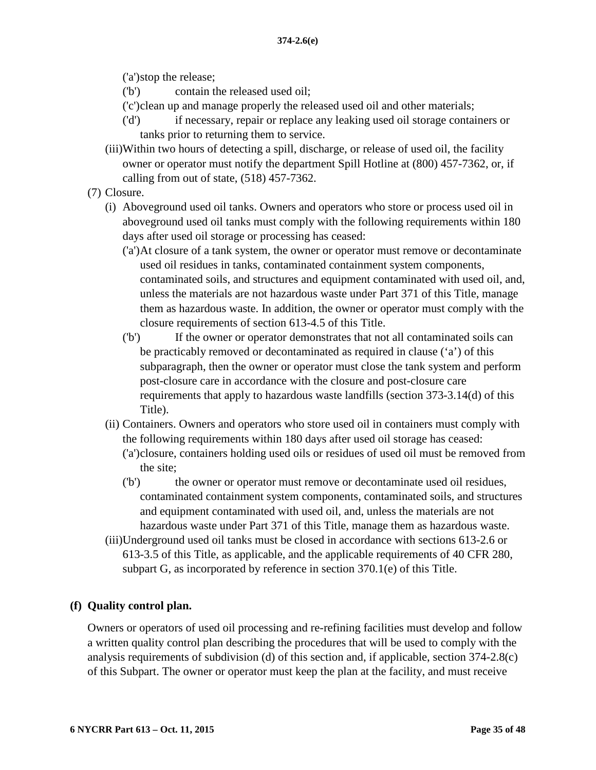('a')stop the release;

('b') contain the released used oil;

('c')clean up and manage properly the released used oil and other materials;

('d') if necessary, repair or replace any leaking used oil storage containers or tanks prior to returning them to service.

(iii)Within two hours of detecting a spill, discharge, or release of used oil, the facility owner or operator must notify the department Spill Hotline at (800) 457-7362, or, if calling from out of state, (518) 457-7362.

(7) Closure.

(i) Aboveground used oil tanks. Owners and operators who store or process used oil in aboveground used oil tanks must comply with the following requirements within 180 days after used oil storage or processing has ceased:

('a')At closure of a tank system, the owner or operator must remove or decontaminate used oil residues in tanks, contaminated containment system components, contaminated soils, and structures and equipment contaminated with used oil, and, unless the materials are not hazardous waste under Part 371 of this Title, manage them as hazardous waste. In addition, the owner or operator must comply with the closure requirements of section 613-4.5 of this Title.

('b') If the owner or operator demonstrates that not all contaminated soils can be practicably removed or decontaminated as required in clause (‘a’) of this subparagraph, then the owner or operator must close the tank system and perform post-closure care in accordance with the closure and post-closure care requirements that apply to hazardous waste landfills (section 373-3.14(d) of this Title).

(ii) Containers. Owners and operators who store used oil in containers must comply with the following requirements within 180 days after used oil storage has ceased:

('a')closure, containers holding used oils or residues of used oil must be removed from the site;

('b') the owner or operator must remove or decontaminate used oil residues, contaminated containment system components, contaminated soils, and structures and equipment contaminated with used oil, and, unless the materials are not hazardous waste under Part 371 of this Title, manage them as hazardous waste.

(iii)Underground used oil tanks must be closed in accordance with sections 613-2.6 or 613-3.5 of this Title, as applicable, and the applicable requirements of 40 CFR 280, subpart G, as incorporated by reference in section 370.1(e) of this Title.

**(f) Quality control plan.**

Owners or operators of used oil processing and re-refining facilities must develop and follow a written quality control plan describing the procedures that will be used to comply with the analysis requirements of subdivision (d) of this section and, if applicable, section 374-2.8(c) of this Subpart. The owner or operator must keep the plan at the facility, and must receive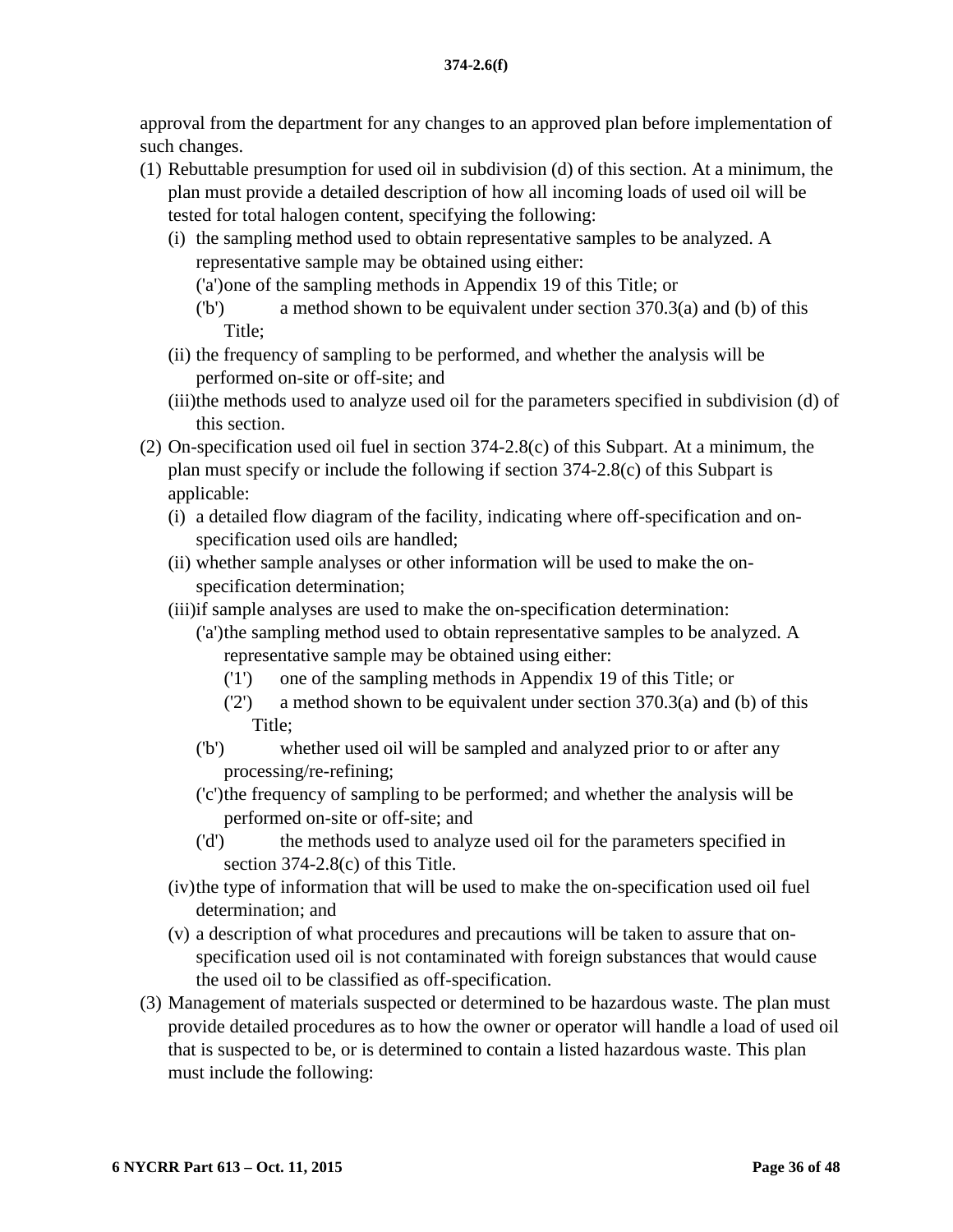approval from the department for any changes to an approved plan before implementation of such changes.

(1) Rebuttable presumption for used oil in subdivision (d) of this section. At a minimum, the plan must provide a detailed description of how all incoming loads of used oil will be tested for total halogen content, specifying the following:

  (i) the sampling method used to obtain representative samples to be analyzed. A representative sample may be obtained using either:

    ('a') one of the sampling methods in Appendix 19 of this Title; or

    ('b') a method shown to be equivalent under section 370.3(a) and (b) of this Title;

  (ii) the frequency of sampling to be performed, and whether the analysis will be performed on-site or off-site; and

  (iii) the methods used to analyze used oil for the parameters specified in subdivision (d) of this section.

(2) On-specification used oil fuel in section 374-2.8(c) of this Subpart. At a minimum, the plan must specify or include the following if section 374-2.8(c) of this Subpart is applicable:

  (i) a detailed flow diagram of the facility, indicating where off-specification and on-specification used oils are handled;

  (ii) whether sample analyses or other information will be used to make the on-specification determination;

  (iii) if sample analyses are used to make the on-specification determination:

    ('a') the sampling method used to obtain representative samples to be analyzed. A representative sample may be obtained using either:

      ('1') one of the sampling methods in Appendix 19 of this Title; or

      ('2') a method shown to be equivalent under section 370.3(a) and (b) of this Title;

    ('b') whether used oil will be sampled and analyzed prior to or after any processing/re-refining;

    ('c') the frequency of sampling to be performed; and whether the analysis will be performed on-site or off-site; and

    ('d') the methods used to analyze used oil for the parameters specified in section 374-2.8(c) of this Title.

  (iv) the type of information that will be used to make the on-specification used oil fuel determination; and

  (v) a description of what procedures and precautions will be taken to assure that on-specification used oil is not contaminated with foreign substances that would cause the used oil to be classified as off-specification.

(3) Management of materials suspected or determined to be hazardous waste. The plan must provide detailed procedures as to how the owner or operator will handle a load of used oil that is suspected to be, or is determined to contain a listed hazardous waste. This plan must include the following: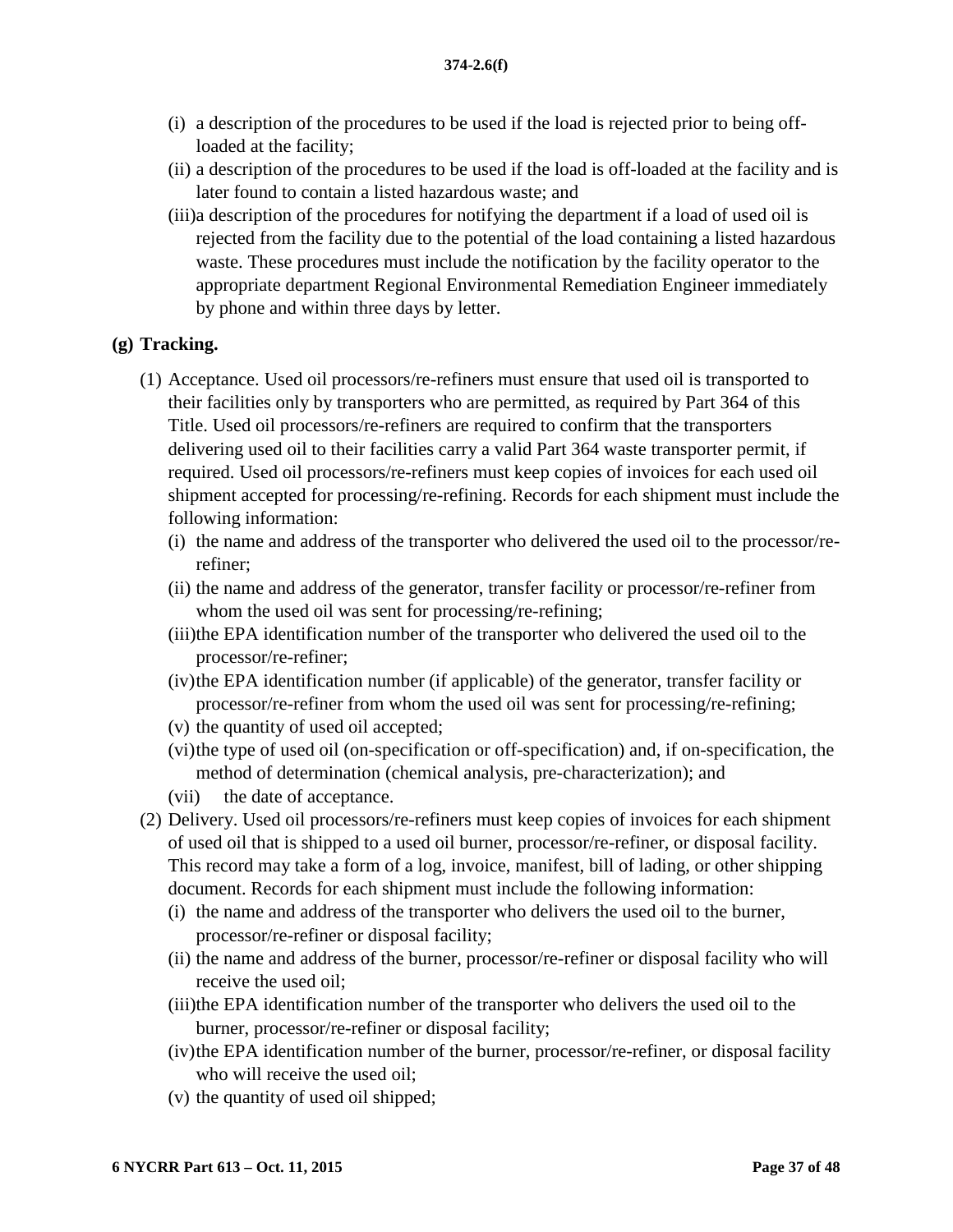(i) a description of the procedures to be used if the load is rejected prior to being off-loaded at the facility;

(ii) a description of the procedures to be used if the load is off-loaded at the facility and is later found to contain a listed hazardous waste; and

(iii) a description of the procedures for notifying the department if a load of used oil is rejected from the facility due to the potential of the load containing a listed hazardous waste. These procedures must include the notification by the facility operator to the appropriate department Regional Environmental Remediation Engineer immediately by phone and within three days by letter.

**(g) Tracking.**

(1) Acceptance. Used oil processors/re-refiners must ensure that used oil is transported to their facilities only by transporters who are permitted, as required by Part 364 of this Title. Used oil processors/re-refiners are required to confirm that the transporters delivering used oil to their facilities carry a valid Part 364 waste transporter permit, if required. Used oil processors/re-refiners must keep copies of invoices for each used oil shipment accepted for processing/re-refining. Records for each shipment must include the following information:

(i) the name and address of the transporter who delivered the used oil to the processor/re-refiner;

(ii) the name and address of the generator, transfer facility or processor/re-refiner from whom the used oil was sent for processing/re-refining;

(iii) the EPA identification number of the transporter who delivered the used oil to the processor/re-refiner;

(iv) the EPA identification number (if applicable) of the generator, transfer facility or processor/re-refiner from whom the used oil was sent for processing/re-refining;

(v) the quantity of used oil accepted;

(vi) the type of used oil (on-specification or off-specification) and, if on-specification, the method of determination (chemical analysis, pre-characterization); and

(vii) the date of acceptance.

(2) Delivery. Used oil processors/re-refiners must keep copies of invoices for each shipment of used oil that is shipped to a used oil burner, processor/re-refiner, or disposal facility. This record may take a form of a log, invoice, manifest, bill of lading, or other shipping document. Records for each shipment must include the following information:

(i) the name and address of the transporter who delivers the used oil to the burner, processor/re-refiner or disposal facility;

(ii) the name and address of the burner, processor/re-refiner or disposal facility who will receive the used oil;

(iii) the EPA identification number of the transporter who delivers the used oil to the burner, processor/re-refiner or disposal facility;

(iv) the EPA identification number of the burner, processor/re-refiner, or disposal facility who will receive the used oil;

(v) the quantity of used oil shipped;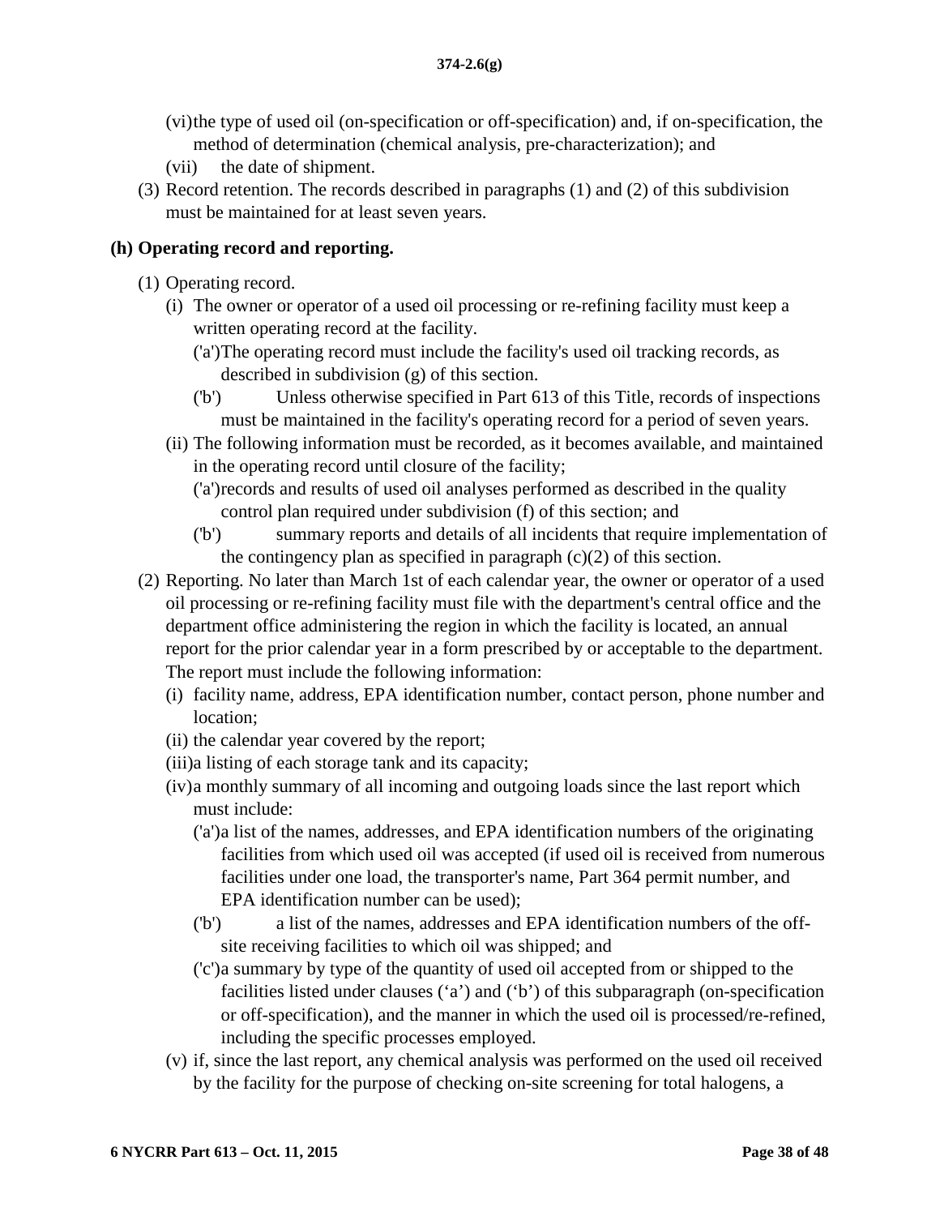(vi) the type of used oil (on-specification or off-specification) and, if on-specification, the method of determination (chemical analysis, pre-characterization); and

(vii) the date of shipment.

(3) Record retention. The records described in paragraphs (1) and (2) of this subdivision must be maintained for at least seven years.

**(h) Operating record and reporting.**

(1) Operating record.

(i) The owner or operator of a used oil processing or re-refining facility must keep a written operating record at the facility.

('a') The operating record must include the facility's used oil tracking records, as described in subdivision (g) of this section.

('b') Unless otherwise specified in Part 613 of this Title, records of inspections must be maintained in the facility's operating record for a period of seven years.

(ii) The following information must be recorded, as it becomes available, and maintained in the operating record until closure of the facility;

('a') records and results of used oil analyses performed as described in the quality control plan required under subdivision (f) of this section; and

('b') summary reports and details of all incidents that require implementation of the contingency plan as specified in paragraph (c)(2) of this section.

(2) Reporting. No later than March 1st of each calendar year, the owner or operator of a used oil processing or re-refining facility must file with the department's central office and the department office administering the region in which the facility is located, an annual report for the prior calendar year in a form prescribed by or acceptable to the department. The report must include the following information:

(i) facility name, address, EPA identification number, contact person, phone number and location;

(ii) the calendar year covered by the report;

(iii) a listing of each storage tank and its capacity;

(iv) a monthly summary of all incoming and outgoing loads since the last report which must include:

('a') a list of the names, addresses, and EPA identification numbers of the originating facilities from which used oil was accepted (if used oil is received from numerous facilities under one load, the transporter's name, Part 364 permit number, and EPA identification number can be used);

('b') a list of the names, addresses and EPA identification numbers of the off-site receiving facilities to which oil was shipped; and

('c') a summary by type of the quantity of used oil accepted from or shipped to the facilities listed under clauses ('a') and ('b') of this subparagraph (on-specification or off-specification), and the manner in which the used oil is processed/re-refined, including the specific processes employed.

(v) if, since the last report, any chemical analysis was performed on the used oil received by the facility for the purpose of checking on-site screening for total halogens, a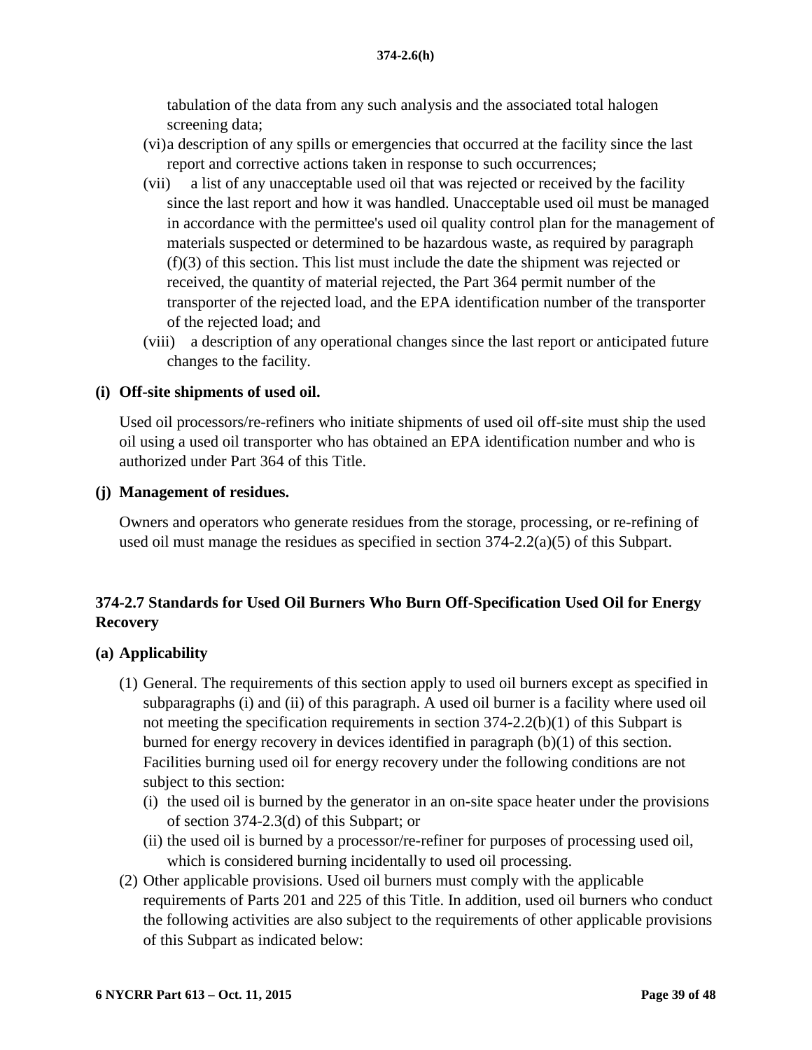tabulation of the data from any such analysis and the associated total halogen screening data;

(vi) a description of any spills or emergencies that occurred at the facility since the last report and corrective actions taken in response to such occurrences;

(vii) a list of any unacceptable used oil that was rejected or received by the facility since the last report and how it was handled. Unacceptable used oil must be managed in accordance with the permittee's used oil quality control plan for the management of materials suspected or determined to be hazardous waste, as required by paragraph (f)(3) of this section. This list must include the date the shipment was rejected or received, the quantity of material rejected, the Part 364 permit number of the transporter of the rejected load, and the EPA identification number of the transporter of the rejected load; and

(viii) a description of any operational changes since the last report or anticipated future changes to the facility.

**(i) Off-site shipments of used oil.**

Used oil processors/re-refiners who initiate shipments of used oil off-site must ship the used oil using a used oil transporter who has obtained an EPA identification number and who is authorized under Part 364 of this Title.

**(j) Management of residues.**

Owners and operators who generate residues from the storage, processing, or re-refining of used oil must manage the residues as specified in section 374-2.2(a)(5) of this Subpart.

### 374-2.7 Standards for Used Oil Burners Who Burn Off-Specification Used Oil for Energy Recovery

**(a) Applicability**

(1) General. The requirements of this section apply to used oil burners except as specified in subparagraphs (i) and (ii) of this paragraph. A used oil burner is a facility where used oil not meeting the specification requirements in section 374-2.2(b)(1) of this Subpart is burned for energy recovery in devices identified in paragraph (b)(1) of this section. Facilities burning used oil for energy recovery under the following conditions are not subject to this section:

(i) the used oil is burned by the generator in an on-site space heater under the provisions of section 374-2.3(d) of this Subpart; or

(ii) the used oil is burned by a processor/re-refiner for purposes of processing used oil, which is considered burning incidentally to used oil processing.

(2) Other applicable provisions. Used oil burners must comply with the applicable requirements of Parts 201 and 225 of this Title. In addition, used oil burners who conduct the following activities are also subject to the requirements of other applicable provisions of this Subpart as indicated below: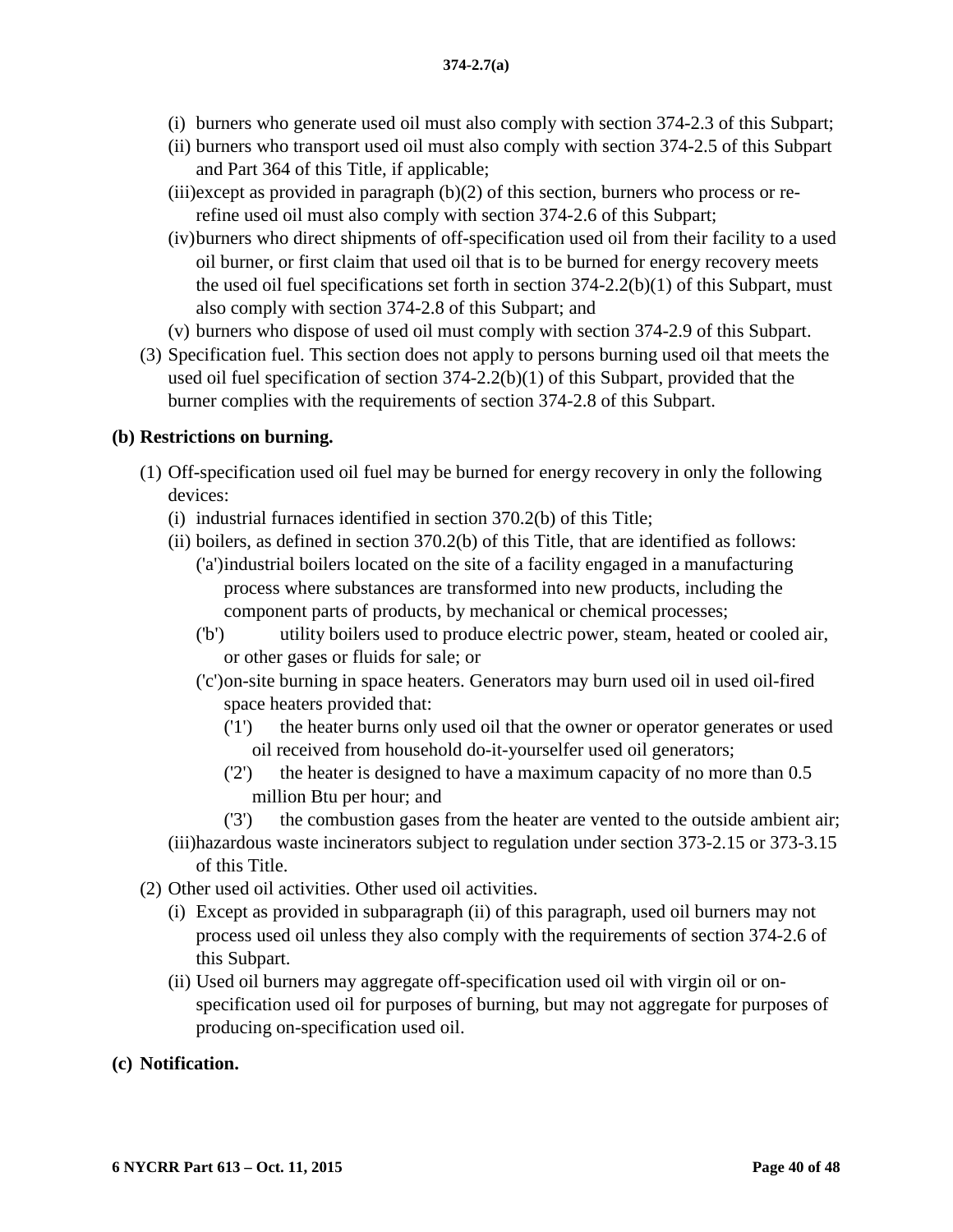(i) burners who generate used oil must also comply with section 374-2.3 of this Subpart;

(ii) burners who transport used oil must also comply with section 374-2.5 of this Subpart and Part 364 of this Title, if applicable;

(iii) except as provided in paragraph (b)(2) of this section, burners who process or re-refine used oil must also comply with section 374-2.6 of this Subpart;

(iv) burners who direct shipments of off-specification used oil from their facility to a used oil burner, or first claim that used oil that is to be burned for energy recovery meets the used oil fuel specifications set forth in section 374-2.2(b)(1) of this Subpart, must also comply with section 374-2.8 of this Subpart; and

(v) burners who dispose of used oil must comply with section 374-2.9 of this Subpart.

(3) Specification fuel. This section does not apply to persons burning used oil that meets the used oil fuel specification of section 374-2.2(b)(1) of this Subpart, provided that the burner complies with the requirements of section 374-2.8 of this Subpart.

**(b) Restrictions on burning.**

(1) Off-specification used oil fuel may be burned for energy recovery in only the following devices:

(i) industrial furnaces identified in section 370.2(b) of this Title;

(ii) boilers, as defined in section 370.2(b) of this Title, that are identified as follows:

('a') industrial boilers located on the site of a facility engaged in a manufacturing process where substances are transformed into new products, including the component parts of products, by mechanical or chemical processes;

('b') utility boilers used to produce electric power, steam, heated or cooled air, or other gases or fluids for sale; or

('c') on-site burning in space heaters. Generators may burn used oil in used oil-fired space heaters provided that:

('1') the heater burns only used oil that the owner or operator generates or used oil received from household do-it-yourselfer used oil generators;

('2') the heater is designed to have a maximum capacity of no more than 0.5 million Btu per hour; and

('3') the combustion gases from the heater are vented to the outside ambient air;

(iii) hazardous waste incinerators subject to regulation under section 373-2.15 or 373-3.15 of this Title.

(2) Other used oil activities. Other used oil activities.

(i) Except as provided in subparagraph (ii) of this paragraph, used oil burners may not process used oil unless they also comply with the requirements of section 374-2.6 of this Subpart.

(ii) Used oil burners may aggregate off-specification used oil with virgin oil or on-specification used oil for purposes of burning, but may not aggregate for purposes of producing on-specification used oil.

**(c) Notification.**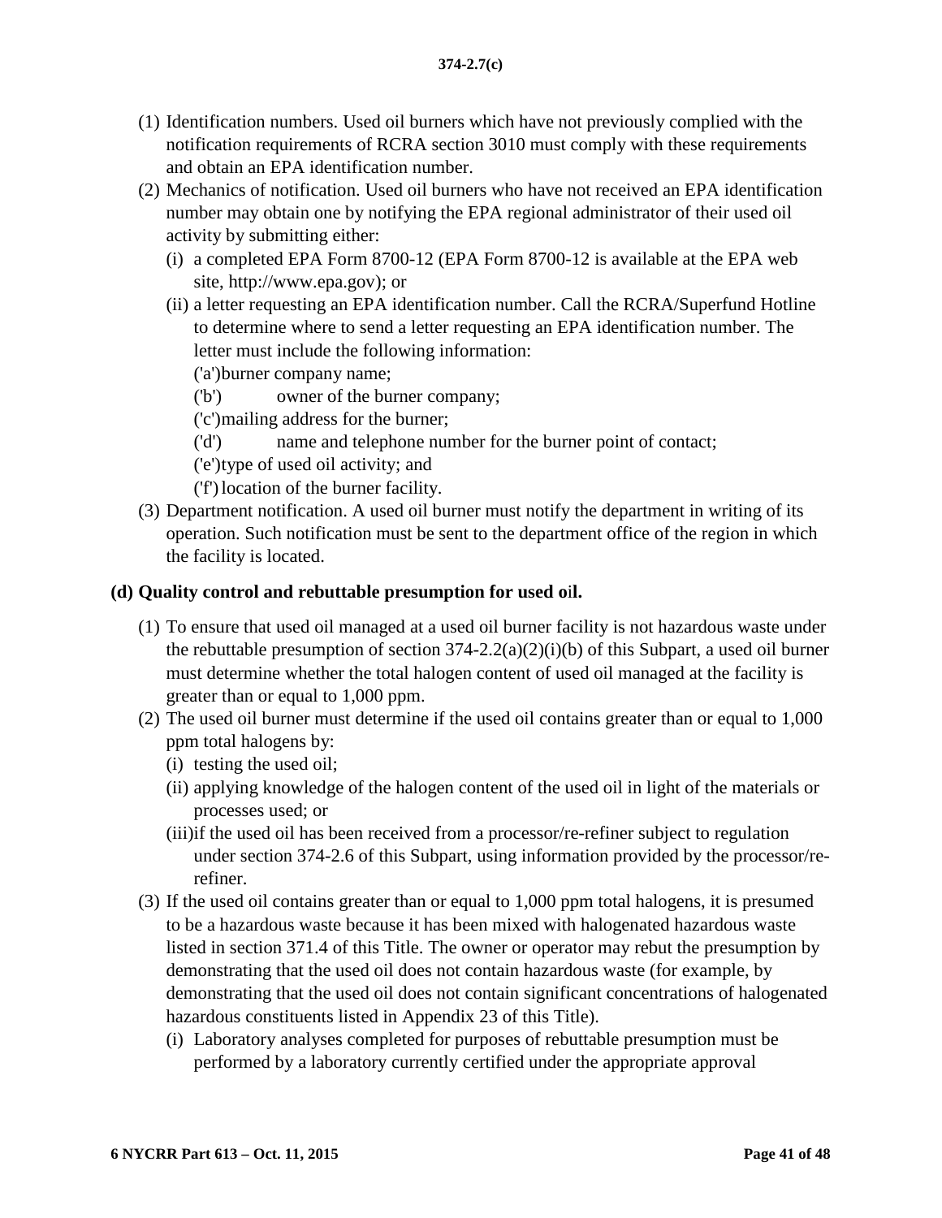(1) Identification numbers. Used oil burners which have not previously complied with the notification requirements of RCRA section 3010 must comply with these requirements and obtain an EPA identification number.

(2) Mechanics of notification. Used oil burners who have not received an EPA identification number may obtain one by notifying the EPA regional administrator of their used oil activity by submitting either:

   (i) a completed EPA Form 8700-12 (EPA Form 8700-12 is available at the EPA web site, http://www.epa.gov); or

   (ii) a letter requesting an EPA identification number. Call the RCRA/Superfund Hotline to determine where to send a letter requesting an EPA identification number. The letter must include the following information:

      ('a') burner company name;

      ('b') owner of the burner company;

      ('c') mailing address for the burner;

      ('d') name and telephone number for the burner point of contact;

      ('e') type of used oil activity; and

      ('f') location of the burner facility.

(3) Department notification. A used oil burner must notify the department in writing of its operation. Such notification must be sent to the department office of the region in which the facility is located.

**(d) Quality control and rebuttable presumption for used oil.**

(1) To ensure that used oil managed at a used oil burner facility is not hazardous waste under the rebuttable presumption of section 374-2.2(a)(2)(i)(b) of this Subpart, a used oil burner must determine whether the total halogen content of used oil managed at the facility is greater than or equal to 1,000 ppm.

(2) The used oil burner must determine if the used oil contains greater than or equal to 1,000 ppm total halogens by:

   (i) testing the used oil;

   (ii) applying knowledge of the halogen content of the used oil in light of the materials or processes used; or

   (iii) if the used oil has been received from a processor/re-refiner subject to regulation under section 374-2.6 of this Subpart, using information provided by the processor/re-refiner.

(3) If the used oil contains greater than or equal to 1,000 ppm total halogens, it is presumed to be a hazardous waste because it has been mixed with halogenated hazardous waste listed in section 371.4 of this Title. The owner or operator may rebut the presumption by demonstrating that the used oil does not contain hazardous waste (for example, by demonstrating that the used oil does not contain significant concentrations of halogenated hazardous constituents listed in Appendix 23 of this Title).

   (i) Laboratory analyses completed for purposes of rebuttable presumption must be performed by a laboratory currently certified under the appropriate approval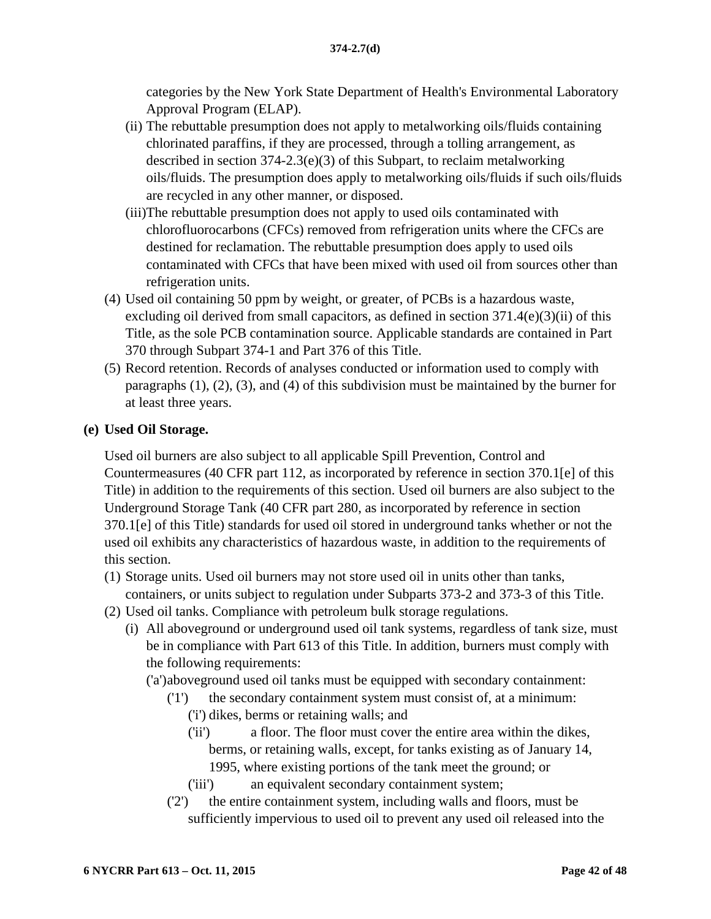categories by the New York State Department of Health's Environmental Laboratory Approval Program (ELAP).

(ii) The rebuttable presumption does not apply to metalworking oils/fluids containing chlorinated paraffins, if they are processed, through a tolling arrangement, as described in section 374-2.3(e)(3) of this Subpart, to reclaim metalworking oils/fluids. The presumption does apply to metalworking oils/fluids if such oils/fluids are recycled in any other manner, or disposed.

(iii) The rebuttable presumption does not apply to used oils contaminated with chlorofluorocarbons (CFCs) removed from refrigeration units where the CFCs are destined for reclamation. The rebuttable presumption does apply to used oils contaminated with CFCs that have been mixed with used oil from sources other than refrigeration units.

(4) Used oil containing 50 ppm by weight, or greater, of PCBs is a hazardous waste, excluding oil derived from small capacitors, as defined in section 371.4(e)(3)(ii) of this Title, as the sole PCB contamination source. Applicable standards are contained in Part 370 through Subpart 374-1 and Part 376 of this Title.

(5) Record retention. Records of analyses conducted or information used to comply with paragraphs (1), (2), (3), and (4) of this subdivision must be maintained by the burner for at least three years.

**(e) Used Oil Storage.**

Used oil burners are also subject to all applicable Spill Prevention, Control and Countermeasures (40 CFR part 112, as incorporated by reference in section 370.1[e] of this Title) in addition to the requirements of this section. Used oil burners are also subject to the Underground Storage Tank (40 CFR part 280, as incorporated by reference in section 370.1[e] of this Title) standards for used oil stored in underground tanks whether or not the used oil exhibits any characteristics of hazardous waste, in addition to the requirements of this section.

(1) Storage units. Used oil burners may not store used oil in units other than tanks, containers, or units subject to regulation under Subparts 373-2 and 373-3 of this Title.

(2) Used oil tanks. Compliance with petroleum bulk storage regulations.

(i) All aboveground or underground used oil tank systems, regardless of tank size, must be in compliance with Part 613 of this Title. In addition, burners must comply with the following requirements:

('a') aboveground used oil tanks must be equipped with secondary containment:

('1') the secondary containment system must consist of, at a minimum:

('i') dikes, berms or retaining walls; and

('ii') a floor. The floor must cover the entire area within the dikes, berms, or retaining walls, except, for tanks existing as of January 14, 1995, where existing portions of the tank meet the ground; or

('iii') an equivalent secondary containment system;

('2') the entire containment system, including walls and floors, must be sufficiently impervious to used oil to prevent any used oil released into the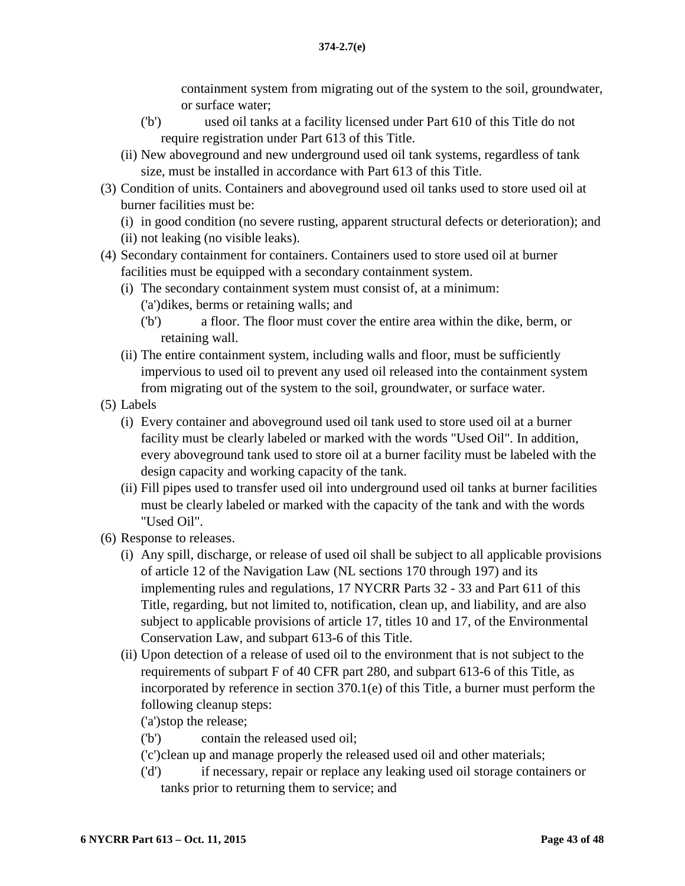containment system from migrating out of the system to the soil, groundwater, or surface water;

('b') used oil tanks at a facility licensed under Part 610 of this Title do not require registration under Part 613 of this Title.

(ii) New aboveground and new underground used oil tank systems, regardless of tank size, must be installed in accordance with Part 613 of this Title.

(3) Condition of units. Containers and aboveground used oil tanks used to store used oil at burner facilities must be:

(i) in good condition (no severe rusting, apparent structural defects or deterioration); and

(ii) not leaking (no visible leaks).

(4) Secondary containment for containers. Containers used to store used oil at burner facilities must be equipped with a secondary containment system.

(i) The secondary containment system must consist of, at a minimum:

('a')dikes, berms or retaining walls; and

('b') a floor. The floor must cover the entire area within the dike, berm, or retaining wall.

(ii) The entire containment system, including walls and floor, must be sufficiently impervious to used oil to prevent any used oil released into the containment system from migrating out of the system to the soil, groundwater, or surface water.

(5) Labels

(i) Every container and aboveground used oil tank used to store used oil at a burner facility must be clearly labeled or marked with the words "Used Oil". In addition, every aboveground tank used to store oil at a burner facility must be labeled with the design capacity and working capacity of the tank.

(ii) Fill pipes used to transfer used oil into underground used oil tanks at burner facilities must be clearly labeled or marked with the capacity of the tank and with the words "Used Oil".

(6) Response to releases.

(i) Any spill, discharge, or release of used oil shall be subject to all applicable provisions of article 12 of the Navigation Law (NL sections 170 through 197) and its implementing rules and regulations, 17 NYCRR Parts 32 - 33 and Part 611 of this Title, regarding, but not limited to, notification, clean up, and liability, and are also subject to applicable provisions of article 17, titles 10 and 17, of the Environmental Conservation Law, and subpart 613-6 of this Title.

(ii) Upon detection of a release of used oil to the environment that is not subject to the requirements of subpart F of 40 CFR part 280, and subpart 613-6 of this Title, as incorporated by reference in section 370.1(e) of this Title, a burner must perform the following cleanup steps:

('a')stop the release;

('b') contain the released used oil;

('c')clean up and manage properly the released used oil and other materials;

('d') if necessary, repair or replace any leaking used oil storage containers or tanks prior to returning them to service; and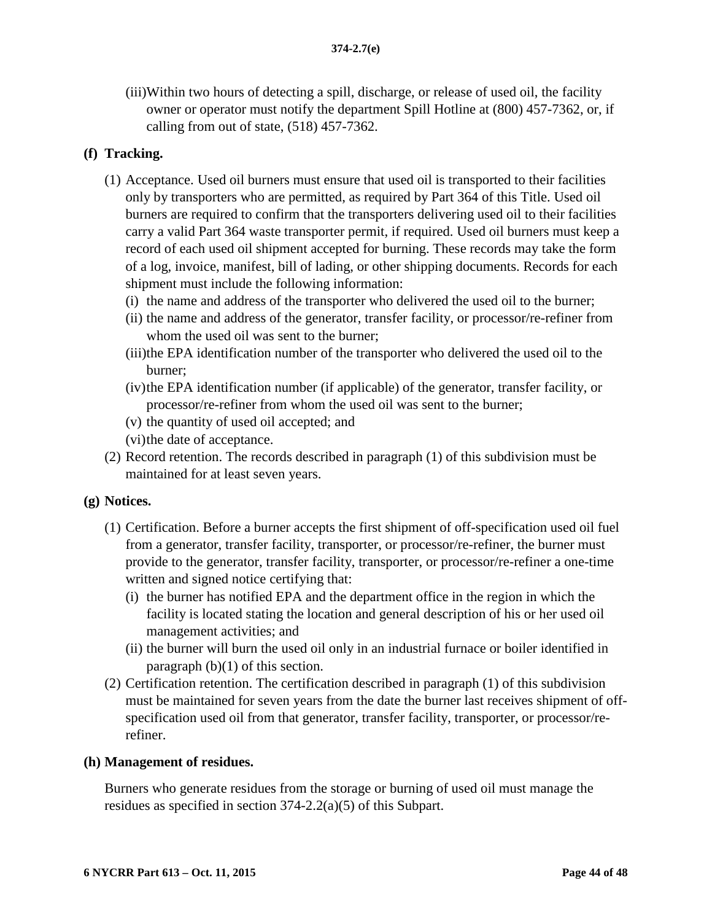(iii) Within two hours of detecting a spill, discharge, or release of used oil, the facility owner or operator must notify the department Spill Hotline at (800) 457-7362, or, if calling from out of state, (518) 457-7362.

**(f) Tracking.**

(1) Acceptance. Used oil burners must ensure that used oil is transported to their facilities only by transporters who are permitted, as required by Part 364 of this Title. Used oil burners are required to confirm that the transporters delivering used oil to their facilities carry a valid Part 364 waste transporter permit, if required. Used oil burners must keep a record of each used oil shipment accepted for burning. These records may take the form of a log, invoice, manifest, bill of lading, or other shipping documents. Records for each shipment must include the following information:

(i) the name and address of the transporter who delivered the used oil to the burner;

(ii) the name and address of the generator, transfer facility, or processor/re-refiner from whom the used oil was sent to the burner;

(iii) the EPA identification number of the transporter who delivered the used oil to the burner;

(iv) the EPA identification number (if applicable) of the generator, transfer facility, or processor/re-refiner from whom the used oil was sent to the burner;

(v) the quantity of used oil accepted; and

(vi) the date of acceptance.

(2) Record retention. The records described in paragraph (1) of this subdivision must be maintained for at least seven years.

**(g) Notices.**

(1) Certification. Before a burner accepts the first shipment of off-specification used oil fuel from a generator, transfer facility, transporter, or processor/re-refiner, the burner must provide to the generator, transfer facility, transporter, or processor/re-refiner a one-time written and signed notice certifying that:

(i) the burner has notified EPA and the department office in the region in which the facility is located stating the location and general description of his or her used oil management activities; and

(ii) the burner will burn the used oil only in an industrial furnace or boiler identified in paragraph (b)(1) of this section.

(2) Certification retention. The certification described in paragraph (1) of this subdivision must be maintained for seven years from the date the burner last receives shipment of off-specification used oil from that generator, transfer facility, transporter, or processor/re-refiner.

**(h) Management of residues.**

Burners who generate residues from the storage or burning of used oil must manage the residues as specified in section 374-2.2(a)(5) of this Subpart.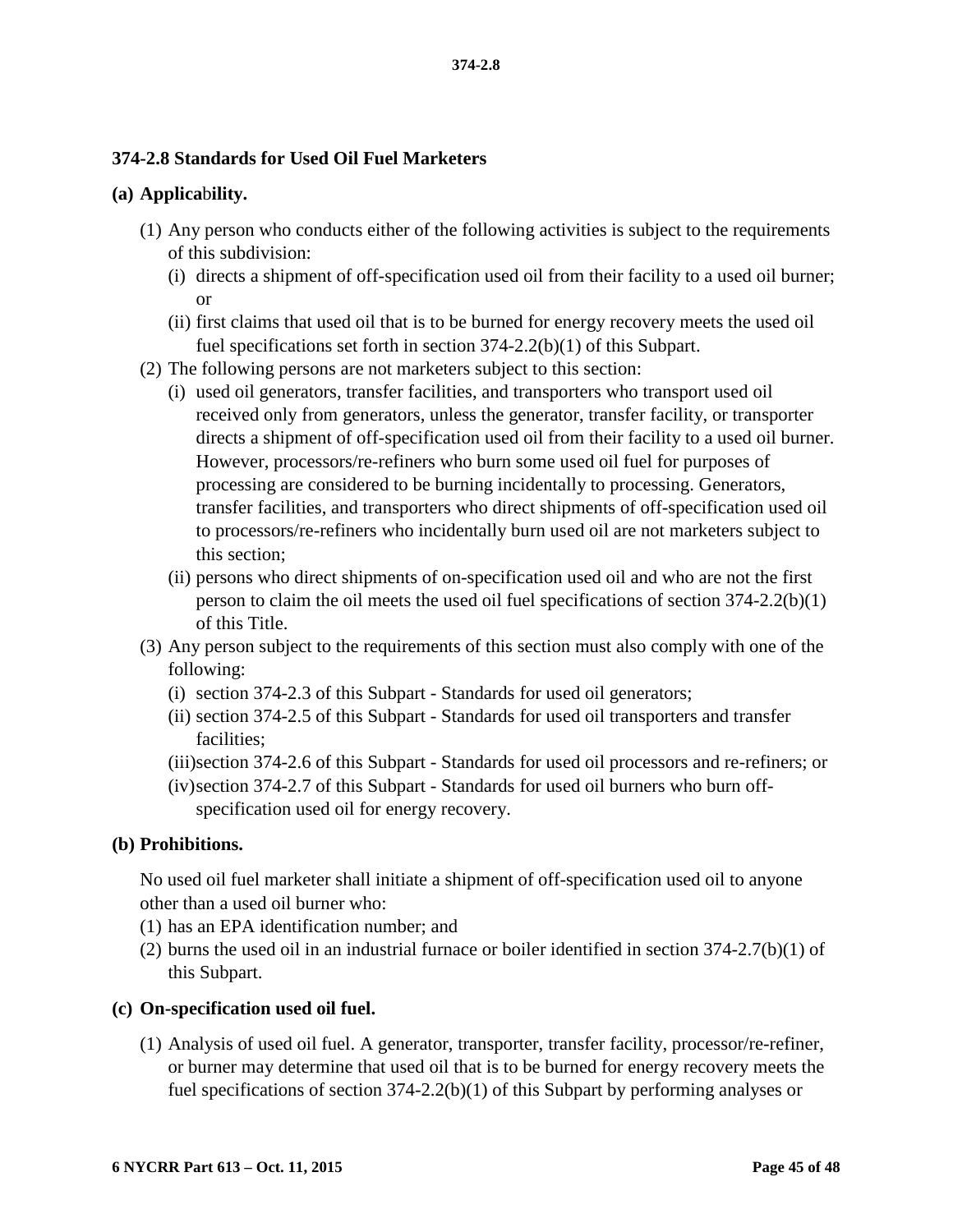### 374-2.8 Standards for Used Oil Fuel Marketers

**(a) Applicability.**

(1) Any person who conducts either of the following activities is subject to the requirements of this subdivision:

(i) directs a shipment of off-specification used oil from their facility to a used oil burner; or

(ii) first claims that used oil that is to be burned for energy recovery meets the used oil fuel specifications set forth in section 374-2.2(b)(1) of this Subpart.

(2) The following persons are not marketers subject to this section:

(i) used oil generators, transfer facilities, and transporters who transport used oil received only from generators, unless the generator, transfer facility, or transporter directs a shipment of off-specification used oil from their facility to a used oil burner. However, processors/re-refiners who burn some used oil fuel for purposes of processing are considered to be burning incidentally to processing. Generators, transfer facilities, and transporters who direct shipments of off-specification used oil to processors/re-refiners who incidentally burn used oil are not marketers subject to this section;

(ii) persons who direct shipments of on-specification used oil and who are not the first person to claim the oil meets the used oil fuel specifications of section 374-2.2(b)(1) of this Title.

(3) Any person subject to the requirements of this section must also comply with one of the following:

(i) section 374-2.3 of this Subpart - Standards for used oil generators;

(ii) section 374-2.5 of this Subpart - Standards for used oil transporters and transfer facilities;

(iii) section 374-2.6 of this Subpart - Standards for used oil processors and re-refiners; or

(iv) section 374-2.7 of this Subpart - Standards for used oil burners who burn off-specification used oil for energy recovery.

**(b) Prohibitions.**

No used oil fuel marketer shall initiate a shipment of off-specification used oil to anyone other than a used oil burner who:

(1) has an EPA identification number; and

(2) burns the used oil in an industrial furnace or boiler identified in section 374-2.7(b)(1) of this Subpart.

**(c) On-specification used oil fuel.**

(1) Analysis of used oil fuel. A generator, transporter, transfer facility, processor/re-refiner, or burner may determine that used oil that is to be burned for energy recovery meets the fuel specifications of section 374-2.2(b)(1) of this Subpart by performing analyses or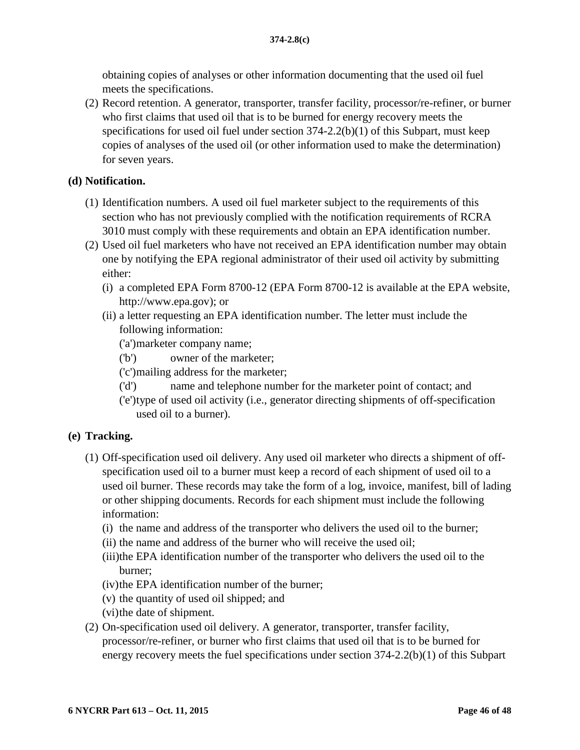obtaining copies of analyses or other information documenting that the used oil fuel meets the specifications.

(2) Record retention. A generator, transporter, transfer facility, processor/re-refiner, or burner who first claims that used oil that is to be burned for energy recovery meets the specifications for used oil fuel under section 374-2.2(b)(1) of this Subpart, must keep copies of analyses of the used oil (or other information used to make the determination) for seven years.

**(d) Notification.**

(1) Identification numbers. A used oil fuel marketer subject to the requirements of this section who has not previously complied with the notification requirements of RCRA 3010 must comply with these requirements and obtain an EPA identification number.

(2) Used oil fuel marketers who have not received an EPA identification number may obtain one by notifying the EPA regional administrator of their used oil activity by submitting either:

(i) a completed EPA Form 8700-12 (EPA Form 8700-12 is available at the EPA website, http://www.epa.gov); or

(ii) a letter requesting an EPA identification number. The letter must include the following information:

('a') marketer company name;

('b') owner of the marketer;

('c') mailing address for the marketer;

('d') name and telephone number for the marketer point of contact; and

('e') type of used oil activity (i.e., generator directing shipments of off-specification used oil to a burner).

**(e) Tracking.**

(1) Off-specification used oil delivery. Any used oil marketer who directs a shipment of off-specification used oil to a burner must keep a record of each shipment of used oil to a used oil burner. These records may take the form of a log, invoice, manifest, bill of lading or other shipping documents. Records for each shipment must include the following information:

(i) the name and address of the transporter who delivers the used oil to the burner;

(ii) the name and address of the burner who will receive the used oil;

(iii) the EPA identification number of the transporter who delivers the used oil to the burner;

(iv) the EPA identification number of the burner;

(v) the quantity of used oil shipped; and

(vi) the date of shipment.

(2) On-specification used oil delivery. A generator, transporter, transfer facility, processor/re-refiner, or burner who first claims that used oil that is to be burned for energy recovery meets the fuel specifications under section 374-2.2(b)(1) of this Subpart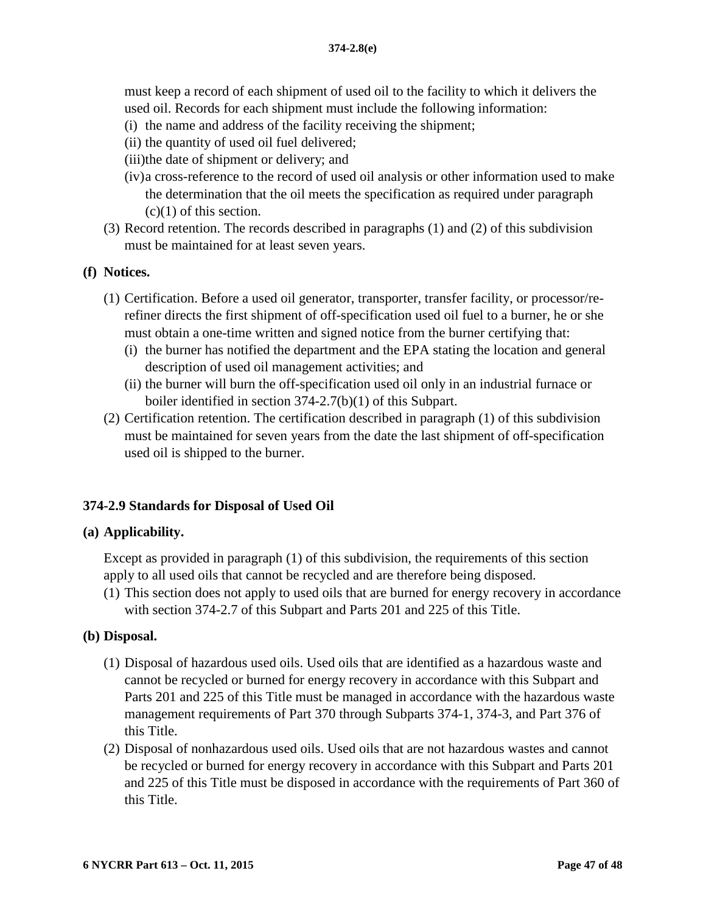must keep a record of each shipment of used oil to the facility to which it delivers the used oil. Records for each shipment must include the following information:

- (i) the name and address of the facility receiving the shipment;
- (ii) the quantity of used oil fuel delivered;
- (iii) the date of shipment or delivery; and
- (iv) a cross-reference to the record of used oil analysis or other information used to make the determination that the oil meets the specification as required under paragraph (c)(1) of this section.

(3) Record retention. The records described in paragraphs (1) and (2) of this subdivision must be maintained for at least seven years.

**(f) Notices.**

(1) Certification. Before a used oil generator, transporter, transfer facility, or processor/re-refiner directs the first shipment of off-specification used oil fuel to a burner, he or she must obtain a one-time written and signed notice from the burner certifying that:

- (i) the burner has notified the department and the EPA stating the location and general description of used oil management activities; and
- (ii) the burner will burn the off-specification used oil only in an industrial furnace or boiler identified in section 374-2.7(b)(1) of this Subpart.

(2) Certification retention. The certification described in paragraph (1) of this subdivision must be maintained for seven years from the date the last shipment of off-specification used oil is shipped to the burner.

## 374-2.9 Standards for Disposal of Used Oil

**(a) Applicability.**

Except as provided in paragraph (1) of this subdivision, the requirements of this section apply to all used oils that cannot be recycled and are therefore being disposed.

(1) This section does not apply to used oils that are burned for energy recovery in accordance with section 374-2.7 of this Subpart and Parts 201 and 225 of this Title.

**(b) Disposal.**

(1) Disposal of hazardous used oils. Used oils that are identified as a hazardous waste and cannot be recycled or burned for energy recovery in accordance with this Subpart and Parts 201 and 225 of this Title must be managed in accordance with the hazardous waste management requirements of Part 370 through Subparts 374-1, 374-3, and Part 376 of this Title.

(2) Disposal of nonhazardous used oils. Used oils that are not hazardous wastes and cannot be recycled or burned for energy recovery in accordance with this Subpart and Parts 201 and 225 of this Title must be disposed in accordance with the requirements of Part 360 of this Title.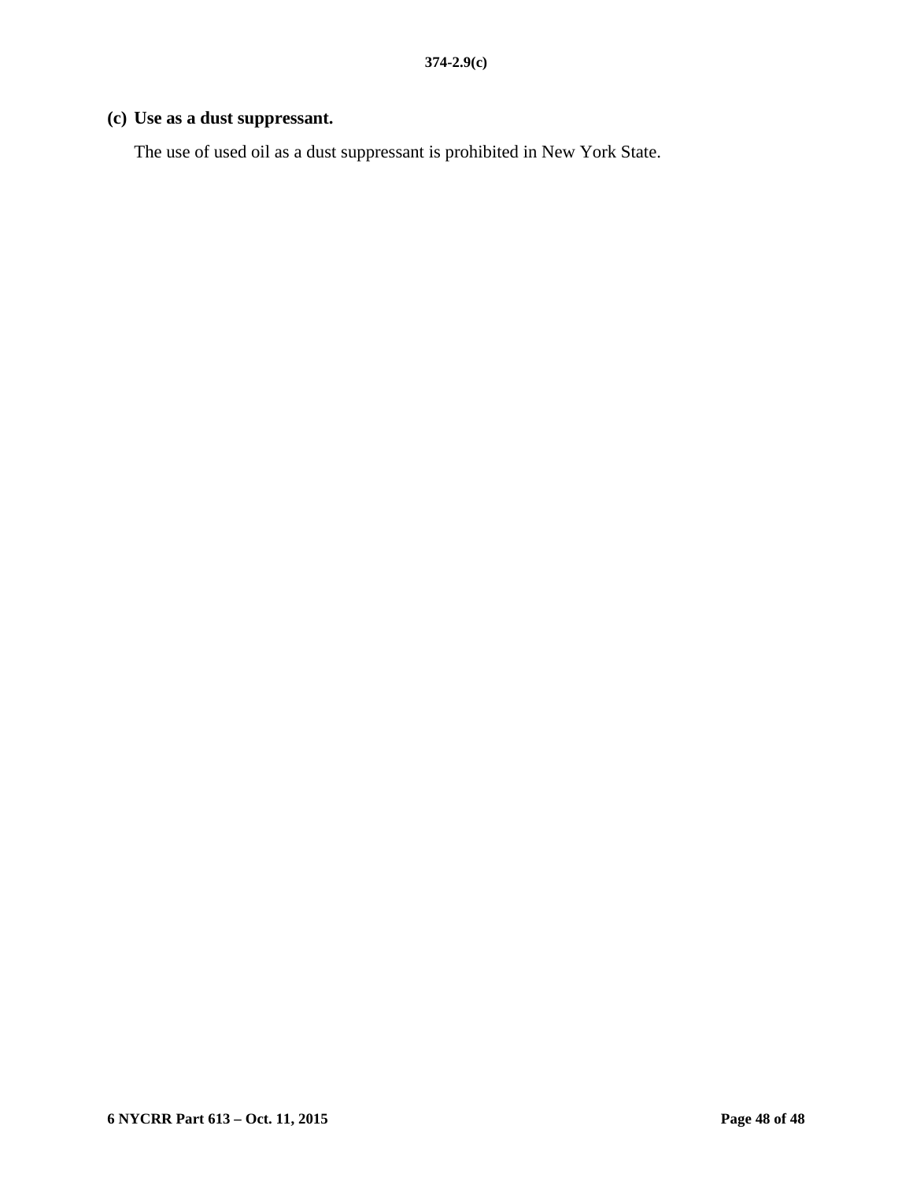**(c) Use as a dust suppressant.**

The use of used oil as a dust suppressant is prohibited in New York State.